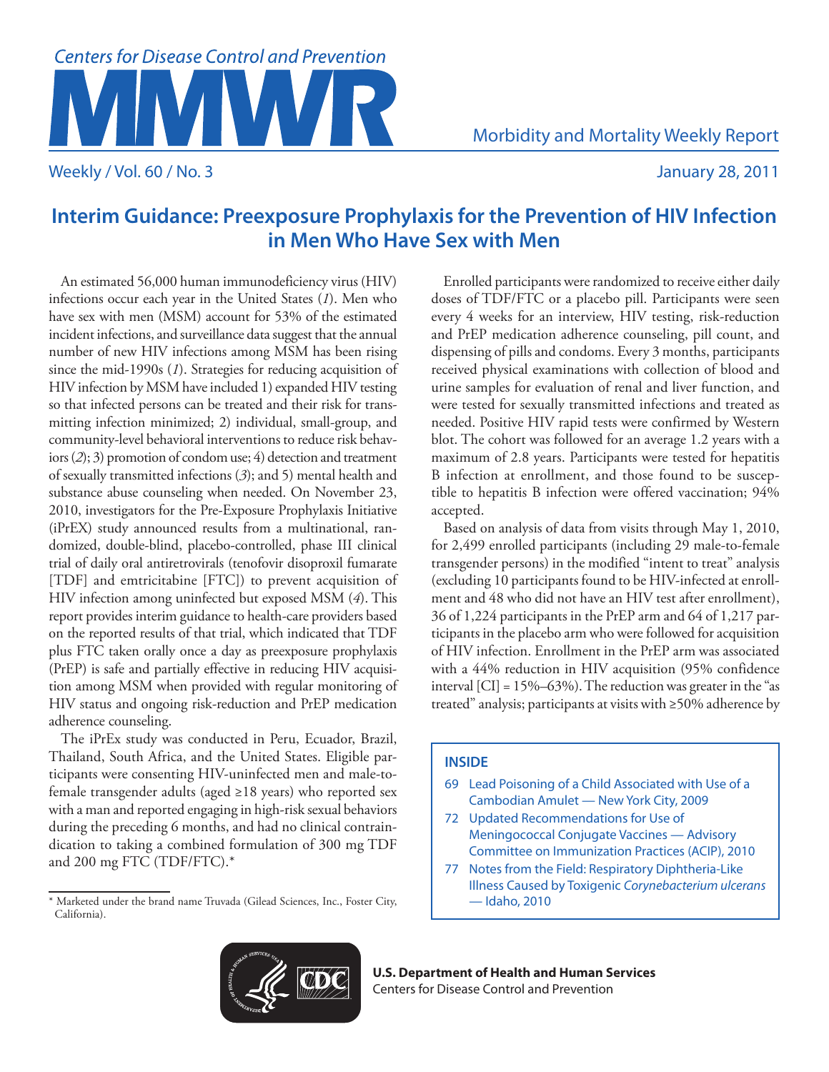# Interim Guidance: Preexposure Prophylaxis for the Prevention of HIV Infection in Men Who Have Sex with Men

An estimated 56,000 human immunodeficiency virus (HIV) infections occur each year in the United States (*1*). Men who have sex with men (MSM) account for 53% of the estimated incident infections, and surveillance data suggest that the annual number of new HIV infections among MSM has been rising since the mid-1990s (*1*). Strategies for reducing acquisition of HIV infection by MSM have included 1) expanded HIV testing so that infected persons can be treated and their risk for transmitting infection minimized; 2) individual, small-group, and community-level behavioral interventions to reduce risk behaviors (*2*); 3) promotion of condom use; 4) detection and treatment of sexually transmitted infections (*3*); and 5) mental health and substance abuse counseling when needed. On November 23, 2010, investigators for the Pre-Exposure Prophylaxis Initiative (iPrEX) study announced results from a multinational, randomized, double-blind, placebo-controlled, phase III clinical trial of daily oral antiretrovirals (tenofovir disoproxil fumarate [TDF] and emtricitabine [FTC]) to prevent acquisition of HIV infection among uninfected but exposed MSM (*4*). This report provides interim guidance to health-care providers based on the reported results of that trial, which indicated that TDF plus FTC taken orally once a day as preexposure prophylaxis (PrEP) is safe and partially effective in reducing HIV acquisition among MSM when provided with regular monitoring of HIV status and ongoing risk-reduction and PrEP medication adherence counseling.

The iPrEx study was conducted in Peru, Ecuador, Brazil, Thailand, South Africa, and the United States. Eligible participants were consenting HIV-uninfected men and male-to-female transgender adults (aged ≥18 years) who reported sex with a man and reported engaging in high-risk sexual behaviors during the preceding 6 months, and had no clinical contraindication to taking a combined formulation of 300 mg TDF and 200 mg FTC (TDF/FTC).*

Enrolled participants were randomized to receive either daily doses of TDF/FTC or a placebo pill. Participants were seen every 4 weeks for an interview, HIV testing, risk-reduction and PrEP medication adherence counseling, pill count, and dispensing of pills and condoms. Every 3 months, participants received physical examinations with collection of blood and urine samples for evaluation of renal and liver function, and were tested for sexually transmitted infections and treated as needed. Positive HIV rapid tests were confirmed by Western blot. The cohort was followed for an average 1.2 years with a maximum of 2.8 years. Participants were tested for hepatitis B infection at enrollment, and those found to be susceptible to hepatitis B infection were offered vaccination; 94% accepted.

Based on analysis of data from visits through May 1, 2010, for 2,499 enrolled participants (including 29 male-to-female transgender persons) in the modified "intent to treat" analysis (excluding 10 participants found to be HIV-infected at enrollment and 48 who did not have an HIV test after enrollment), 36 of 1,224 participants in the PrEP arm and 64 of 1,217 participants in the placebo arm who were followed for acquisition of HIV infection. Enrollment in the PrEP arm was associated with a 44% reduction in HIV acquisition (95% confidence interval [CI] = 15%–63%). The reduction was greater in the "as treated" analysis; participants at visits with ≥50% adherence by

\* Marketed under the brand name Truvada (Gilead Sciences, Inc., Foster City, California).

**INSIDE**

- 69 Lead Poisoning of a Child Associated with Use of a Cambodian Amulet — New York City, 2009
- 72 Updated Recommendations for Use of Meningococcal Conjugate Vaccines — Advisory Committee on Immunization Practices (ACIP), 2010
- 77 Notes from the Field: Respiratory Diphtheria-Like Illness Caused by Toxigenic *Corynebacterium ulcerans* — Idaho, 2010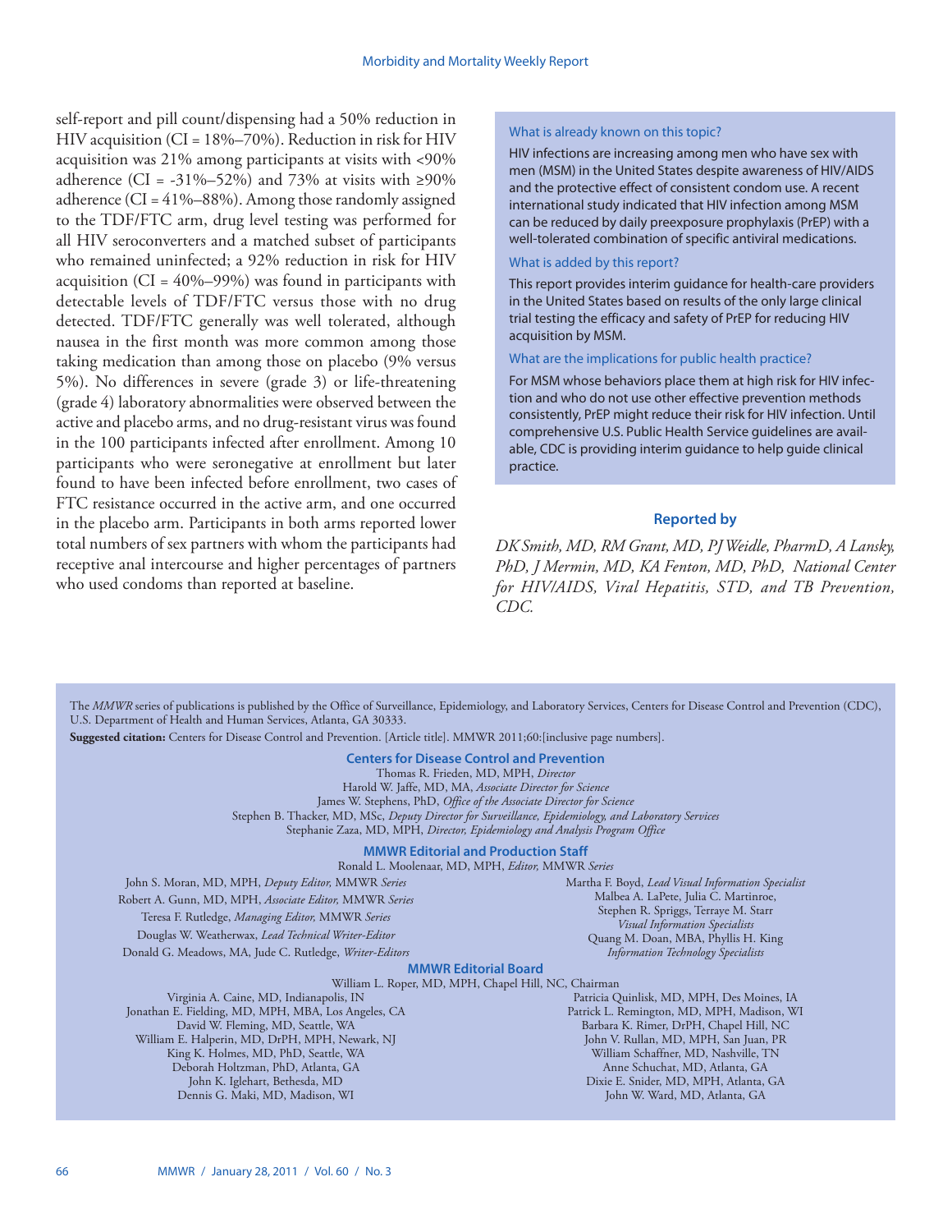self-report and pill count/dispensing had a 50% reduction in HIV acquisition (CI = 18%–70%). Reduction in risk for HIV acquisition was 21% among participants at visits with <90% adherence (CI = -31%–52%) and 73% at visits with ≥90% adherence (CI = 41%–88%). Among those randomly assigned to the TDF/FTC arm, drug level testing was performed for all HIV seroconverters and a matched subset of participants who remained uninfected; a 92% reduction in risk for HIV acquisition (CI = 40%–99%) was found in participants with detectable levels of TDF/FTC versus those with no drug detected. TDF/FTC generally was well tolerated, although nausea in the first month was more common among those taking medication than among those on placebo (9% versus 5%). No differences in severe (grade 3) or life-threatening (grade 4) laboratory abnormalities were observed between the active and placebo arms, and no drug-resistant virus was found in the 100 participants infected after enrollment. Among 10 participants who were seronegative at enrollment but later found to have been infected before enrollment, two cases of FTC resistance occurred in the active arm, and one occurred in the placebo arm. Participants in both arms reported lower total numbers of sex partners with whom the participants had receptive anal intercourse and higher percentages of partners who used condoms than reported at baseline.

**What is already known on this topic?**

HIV infections are increasing among men who have sex with men (MSM) in the United States despite awareness of HIV/AIDS and the protective effect of consistent condom use. A recent international study indicated that HIV infection among MSM can be reduced by daily preexposure prophylaxis (PrEP) with a well-tolerated combination of specific antiviral medications.

**What is added by this report?**

This report provides interim guidance for health-care providers in the United States based on results of the only large clinical trial testing the efficacy and safety of PrEP for reducing HIV acquisition by MSM.

**What are the implications for public health practice?**

For MSM whose behaviors place them at high risk for HIV infection and who do not use other effective prevention methods consistently, PrEP might reduce their risk for HIV infection. Until comprehensive U.S. Public Health Service guidelines are available, CDC is providing interim guidance to help guide clinical practice.

**Reported by**

*DK Smith, MD, RM Grant, MD, PJ Weidle, PharmD, A Lansky, PhD, J Mermin, MD, KA Fenton, MD, PhD, National Center for HIV/AIDS, Viral Hepatitis, STD, and TB Prevention, CDC.*

---

The *MMWR* series of publications is published by the Office of Surveillance, Epidemiology, and Laboratory Services, Centers for Disease Control and Prevention (CDC), U.S. Department of Health and Human Services, Atlanta, GA 30333.

**Suggested citation:** Centers for Disease Control and Prevention. [Article title]. MMWR 2011;60:[inclusive page numbers].

**Centers for Disease Control and Prevention**

Thomas R. Frieden, MD, MPH, *Director*
Harold W. Jaffe, MD, MA, *Associate Director for Science*
James W. Stephens, PhD, *Office of the Associate Director for Science*
Stephen B. Thacker, MD, MSc, *Deputy Director for Surveillance, Epidemiology, and Laboratory Services*
Stephanie Zaza, MD, MPH, *Director, Epidemiology and Analysis Program Office*

**MMWR Editorial and Production Staff**

Ronald L. Moolenaar, MD, MPH, *Editor,* MMWR *Series*
John S. Moran, MD, MPH, *Deputy Editor,* MMWR *Series*
Robert A. Gunn, MD, MPH, *Associate Editor,* MMWR *Series*
Teresa F. Rutledge, *Managing Editor,* MMWR *Series*
Douglas W. Weatherwax, *Lead Technical Writer-Editor*
Donald G. Meadows, MA, Jude C. Rutledge, *Writer-Editors*
Martha F. Boyd, *Lead Visual Information Specialist*
Malbea A. LaPete, Julia C. Martinroe, Stephen R. Spriggs, Terraye M. Starr
*Visual Information Specialists*
Quang M. Doan, MBA, Phyllis H. King
*Information Technology Specialists*

**MMWR Editorial Board**

William L. Roper, MD, MPH, Chapel Hill, NC, Chairman
Virginia A. Caine, MD, Indianapolis, IN
Jonathan E. Fielding, MD, MPH, MBA, Los Angeles, CA
David W. Fleming, MD, Seattle, WA
William E. Halperin, MD, DrPH, MPH, Newark, NJ
King K. Holmes, MD, PhD, Seattle, WA
Deborah Holtzman, PhD, Atlanta, GA
John K. Iglehart, Bethesda, MD
Dennis G. Maki, MD, Madison, WI
Patricia Quinlisk, MD, MPH, Des Moines, IA
Patrick L. Remington, MD, MPH, Madison, WI
Barbara K. Rimer, DrPH, Chapel Hill, NC
John V. Rullan, MD, MPH, San Juan, PR
William Schaffner, MD, Nashville, TN
Anne Schuchat, MD, Atlanta, GA
Dixie E. Snider, MD, MPH, Atlanta, GA
John W. Ward, MD, Atlanta, GA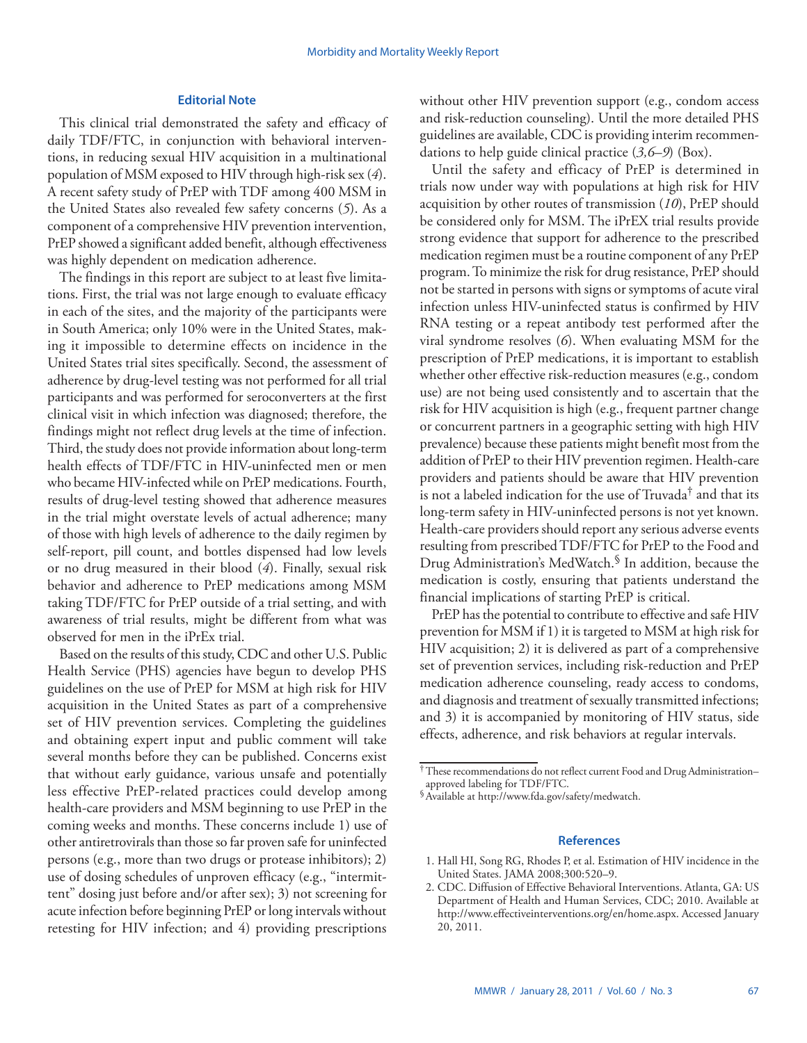### Editorial Note

This clinical trial demonstrated the safety and efficacy of daily TDF/FTC, in conjunction with behavioral interventions, in reducing sexual HIV acquisition in a multinational population of MSM exposed to HIV through high-risk sex (*4*). A recent safety study of PrEP with TDF among 400 MSM in the United States also revealed few safety concerns (*5*). As a component of a comprehensive HIV prevention intervention, PrEP showed a significant added benefit, although effectiveness was highly dependent on medication adherence.

The findings in this report are subject to at least five limitations. First, the trial was not large enough to evaluate efficacy in each of the sites, and the majority of the participants were in South America; only 10% were in the United States, making it impossible to determine effects on incidence in the United States trial sites specifically. Second, the assessment of adherence by drug-level testing was not performed for all trial participants and was performed for seroconverters at the first clinical visit in which infection was diagnosed; therefore, the findings might not reflect drug levels at the time of infection. Third, the study does not provide information about long-term health effects of TDF/FTC in HIV-uninfected men or men who became HIV-infected while on PrEP medications. Fourth, results of drug-level testing showed that adherence measures in the trial might overstate levels of actual adherence; many of those with high levels of adherence to the daily regimen by self-report, pill count, and bottles dispensed had low levels or no drug measured in their blood (*4*). Finally, sexual risk behavior and adherence to PrEP medications among MSM taking TDF/FTC for PrEP outside of a trial setting, and with awareness of trial results, might be different from what was observed for men in the iPrEx trial.

Based on the results of this study, CDC and other U.S. Public Health Service (PHS) agencies have begun to develop PHS guidelines on the use of PrEP for MSM at high risk for HIV acquisition in the United States as part of a comprehensive set of HIV prevention services. Completing the guidelines and obtaining expert input and public comment will take several months before they can be published. Concerns exist that without early guidance, various unsafe and potentially less effective PrEP-related practices could develop among health-care providers and MSM beginning to use PrEP in the coming weeks and months. These concerns include 1) use of other antiretrovirals than those so far proven safe for uninfected persons (e.g., more than two drugs or protease inhibitors); 2) use of dosing schedules of unproven efficacy (e.g., "intermittent" dosing just before and/or after sex); 3) not screening for acute infection before beginning PrEP or long intervals without retesting for HIV infection; and 4) providing prescriptions without other HIV prevention support (e.g., condom access and risk-reduction counseling). Until the more detailed PHS guidelines are available, CDC is providing interim recommendations to help guide clinical practice (*3,6–9*) (Box).

Until the safety and efficacy of PrEP is determined in trials now under way with populations at high risk for HIV acquisition by other routes of transmission (*10*), PrEP should be considered only for MSM. The iPrEX trial results provide strong evidence that support for adherence to the prescribed medication regimen must be a routine component of any PrEP program. To minimize the risk for drug resistance, PrEP should not be started in persons with signs or symptoms of acute viral infection unless HIV-uninfected status is confirmed by HIV RNA testing or a repeat antibody test performed after the viral syndrome resolves (*6*). When evaluating MSM for the prescription of PrEP medications, it is important to establish whether other effective risk-reduction measures (e.g., condom use) are not being used consistently and to ascertain that the risk for HIV acquisition is high (e.g., frequent partner change or concurrent partners in a geographic setting with high HIV prevalence) because these patients might benefit most from the addition of PrEP to their HIV prevention regimen. Health-care providers and patients should be aware that HIV prevention is not a labeled indication for the use of Truvada[†] and that its long-term safety in HIV-uninfected persons is not yet known. Health-care providers should report any serious adverse events resulting from prescribed TDF/FTC for PrEP to the Food and Drug Administration's MedWatch.[§] In addition, because the medication is costly, ensuring that patients understand the financial implications of starting PrEP is critical.

PrEP has the potential to contribute to effective and safe HIV prevention for MSM if 1) it is targeted to MSM at high risk for HIV acquisition; 2) it is delivered as part of a comprehensive set of prevention services, including risk-reduction and PrEP medication adherence counseling, ready access to condoms, and diagnosis and treatment of sexually transmitted infections; and 3) it is accompanied by monitoring of HIV status, side effects, adherence, and risk behaviors at regular intervals.

---

[†] These recommendations do not reflect current Food and Drug Administration–approved labeling for TDF/FTC.

[§] Available at http://www.fda.gov/safety/medwatch.

### References

1. Hall HI, Song RG, Rhodes P, et al. Estimation of HIV incidence in the United States. JAMA 2008;300:520–9.
2. CDC. Diffusion of Effective Behavioral Interventions. Atlanta, GA: US Department of Health and Human Services, CDC; 2010. Available at http://www.effectiveinterventions.org/en/home.aspx. Accessed January 20, 2011.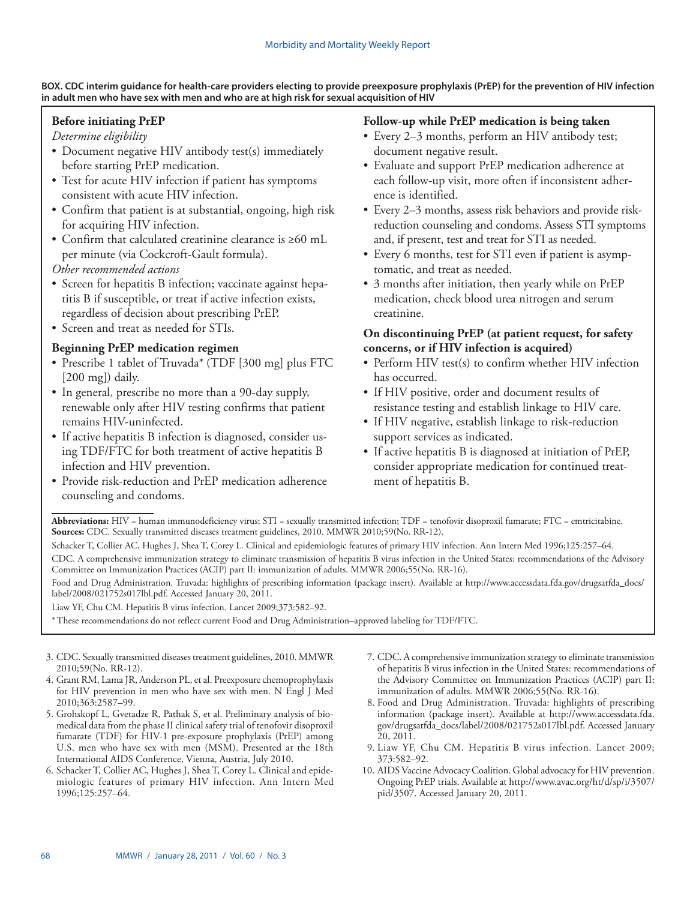**BOX. CDC interim guidance for health-care providers electing to provide preexposure prophylaxis (PrEP) for the prevention of HIV infection in adult men who have sex with men and who are at high risk for sexual acquisition of HIV**

### Before initiating PrEP

*Determine eligibility*

- Document negative HIV antibody test(s) immediately before starting PrEP medication.
- Test for acute HIV infection if patient has symptoms consistent with acute HIV infection.
- Confirm that patient is at substantial, ongoing, high risk for acquiring HIV infection.
- Confirm that calculated creatinine clearance is ≥60 mL per minute (via Cockcroft-Gault formula).

*Other recommended actions*

- Screen for hepatitis B infection; vaccinate against hepatitis B if susceptible, or treat if active infection exists, regardless of decision about prescribing PrEP.
- Screen and treat as needed for STIs.

### Beginning PrEP medication regimen

- Prescribe 1 tablet of Truvada* (TDF [300 mg] plus FTC [200 mg]) daily.
- In general, prescribe no more than a 90-day supply, renewable only after HIV testing confirms that patient remains HIV-uninfected.
- If active hepatitis B infection is diagnosed, consider using TDF/FTC for both treatment of active hepatitis B infection and HIV prevention.
- Provide risk-reduction and PrEP medication adherence counseling and condoms.

### Follow-up while PrEP medication is being taken

- Every 2–3 months, perform an HIV antibody test; document negative result.
- Evaluate and support PrEP medication adherence at each follow-up visit, more often if inconsistent adherence is identified.
- Every 2–3 months, assess risk behaviors and provide risk-reduction counseling and condoms. Assess STI symptoms and, if present, test and treat for STI as needed.
- Every 6 months, test for STI even if patient is asymptomatic, and treat as needed.
- 3 months after initiation, then yearly while on PrEP medication, check blood urea nitrogen and serum creatinine.

### On discontinuing PrEP (at patient request, for safety concerns, or if HIV infection is acquired)

- Perform HIV test(s) to confirm whether HIV infection has occurred.
- If HIV positive, order and document results of resistance testing and establish linkage to HIV care.
- If HIV negative, establish linkage to risk-reduction support services as indicated.
- If active hepatitis B is diagnosed at initiation of PrEP, consider appropriate medication for continued treatment of hepatitis B.

**Abbreviations:** HIV = human immunodeficiency virus; STI = sexually transmitted infection; TDF = tenofovir disoproxil fumarate; FTC = emtricitabine.

**Sources:** CDC. Sexually transmitted diseases treatment guidelines, 2010. MMWR 2010;59(No. RR-12).

Schacker T, Collier AC, Hughes J, Shea T, Corey L. Clinical and epidemiologic features of primary HIV infection. Ann Intern Med 1996;125:257–64.

CDC. A comprehensive immunization strategy to eliminate transmission of hepatitis B virus infection in the United States: recommendations of the Advisory Committee on Immunization Practices (ACIP) part II: immunization of adults. MMWR 2006;55(No. RR-16).

Food and Drug Administration. Truvada: highlights of prescribing information (package insert). Available at http://www.accessdata.fda.gov/drugsatfda_docs/label/2008/021752s017lbl.pdf. Accessed January 20, 2011.

Liaw YF, Chu CM. Hepatitis B virus infection. Lancet 2009;373:582–92.

* These recommendations do not reflect current Food and Drug Administration–approved labeling for TDF/FTC.

3. CDC. Sexually transmitted diseases treatment guidelines, 2010. MMWR 2010;59(No. RR-12).
4. Grant RM, Lama JR, Anderson PL, et al. Preexposure chemoprophylaxis for HIV prevention in men who have sex with men. N Engl J Med 2010;363:2587–99.
5. Grohskopf L, Gvetadze R, Pathak S, et al. Preliminary analysis of biomedical data from the phase II clinical safety trial of tenofovir disoproxil fumarate (TDF) for HIV-1 pre-exposure prophylaxis (PrEP) among U.S. men who have sex with men (MSM). Presented at the 18th International AIDS Conference, Vienna, Austria, July 2010.
6. Schacker T, Collier AC, Hughes J, Shea T, Corey L. Clinical and epidemiologic features of primary HIV infection. Ann Intern Med 1996;125:257–64.
7. CDC. A comprehensive immunization strategy to eliminate transmission of hepatitis B virus infection in the United States: recommendations of the Advisory Committee on Immunization Practices (ACIP) part II: immunization of adults. MMWR 2006;55(No. RR-16).
8. Food and Drug Administration. Truvada: highlights of prescribing information (package insert). Available at http://www.accessdata.fda.gov/drugsatfda_docs/label/2008/021752s017lbl.pdf. Accessed January 20, 2011.
9. Liaw YF, Chu CM. Hepatitis B virus infection. Lancet 2009; 373:582–92.
10. AIDS Vaccine Advocacy Coalition. Global advocacy for HIV prevention. Ongoing PrEP trials. Available at http://www.avac.org/ht/d/sp/i/3507/pid/3507. Accessed January 20, 2011.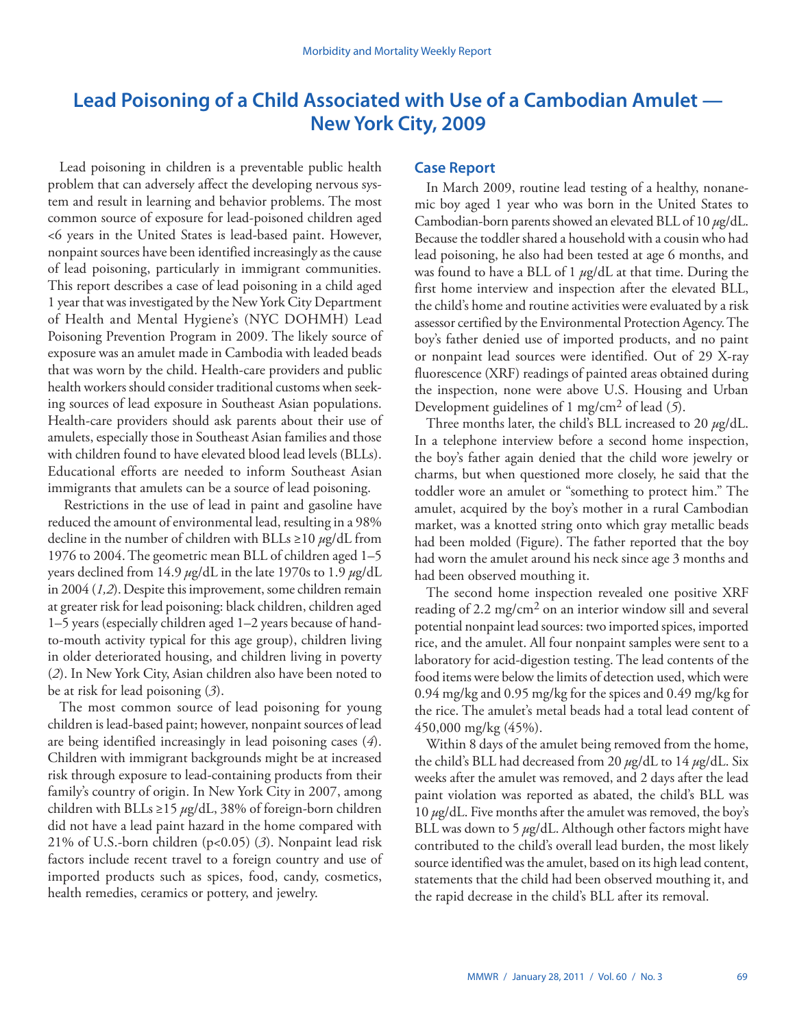# Lead Poisoning of a Child Associated with Use of a Cambodian Amulet — New York City, 2009

Lead poisoning in children is a preventable public health problem that can adversely affect the developing nervous system and result in learning and behavior problems. The most common source of exposure for lead-poisoned children aged <6 years in the United States is lead-based paint. However, nonpaint sources have been identified increasingly as the cause of lead poisoning, particularly in immigrant communities. This report describes a case of lead poisoning in a child aged 1 year that was investigated by the New York City Department of Health and Mental Hygiene's (NYC DOHMH) Lead Poisoning Prevention Program in 2009. The likely source of exposure was an amulet made in Cambodia with leaded beads that was worn by the child. Health-care providers and public health workers should consider traditional customs when seeking sources of lead exposure in Southeast Asian populations. Health-care providers should ask parents about their use of amulets, especially those in Southeast Asian families and those with children found to have elevated blood lead levels (BLLs). Educational efforts are needed to inform Southeast Asian immigrants that amulets can be a source of lead poisoning.

Restrictions in the use of lead in paint and gasoline have reduced the amount of environmental lead, resulting in a 98% decline in the number of children with BLLs ≥10 $\mu$g/dL from 1976 to 2004. The geometric mean BLL of children aged 1–5 years declined from 14.9 $\mu$g/dL in the late 1970s to 1.9 $\mu$g/dL in 2004 (*1,2*). Despite this improvement, some children remain at greater risk for lead poisoning: black children, children aged 1–5 years (especially children aged 1–2 years because of hand-to-mouth activity typical for this age group), children living in older deteriorated housing, and children living in poverty (*2*). In New York City, Asian children also have been noted to be at risk for lead poisoning (*3*).

The most common source of lead poisoning for young children is lead-based paint; however, nonpaint sources of lead are being identified increasingly in lead poisoning cases (*4*). Children with immigrant backgrounds might be at increased risk through exposure to lead-containing products from their family's country of origin. In New York City in 2007, among children with BLLs ≥15 $\mu$g/dL, 38% of foreign-born children did not have a lead paint hazard in the home compared with 21% of U.S.-born children ($p<0.05$) (*3*). Nonpaint lead risk factors include recent travel to a foreign country and use of imported products such as spices, food, candy, cosmetics, health remedies, ceramics or pottery, and jewelry.

## Case Report

In March 2009, routine lead testing of a healthy, nonanemic boy aged 1 year who was born in the United States to Cambodian-born parents showed an elevated BLL of 10 $\mu$g/dL. Because the toddler shared a household with a cousin who had lead poisoning, he also had been tested at age 6 months, and was found to have a BLL of 1 $\mu$g/dL at that time. During the first home interview and inspection after the elevated BLL, the child's home and routine activities were evaluated by a risk assessor certified by the Environmental Protection Agency. The boy's father denied use of imported products, and no paint or nonpaint lead sources were identified. Out of 29 X-ray fluorescence (XRF) readings of painted areas obtained during the inspection, none were above U.S. Housing and Urban Development guidelines of 1 mg/cm$^2$ of lead (*5*).

Three months later, the child's BLL increased to 20 $\mu$g/dL. In a telephone interview before a second home inspection, the boy's father again denied that the child wore jewelry or charms, but when questioned more closely, he said that the toddler wore an amulet or "something to protect him." The amulet, acquired by the boy's mother in a rural Cambodian market, was a knotted string onto which gray metallic beads had been molded (Figure). The father reported that the boy had worn the amulet around his neck since age 3 months and had been observed mouthing it.

The second home inspection revealed one positive XRF reading of 2.2 mg/cm$^2$ on an interior window sill and several potential nonpaint lead sources: two imported spices, imported rice, and the amulet. All four nonpaint samples were sent to a laboratory for acid-digestion testing. The lead contents of the food items were below the limits of detection used, which were 0.94 mg/kg and 0.95 mg/kg for the spices and 0.49 mg/kg for the rice. The amulet's metal beads had a total lead content of 450,000 mg/kg (45%).

Within 8 days of the amulet being removed from the home, the child's BLL had decreased from 20 $\mu$g/dL to 14 $\mu$g/dL. Six weeks after the amulet was removed, and 2 days after the lead paint violation was reported as abated, the child's BLL was 10 $\mu$g/dL. Five months after the amulet was removed, the boy's BLL was down to 5 $\mu$g/dL. Although other factors might have contributed to the child's overall lead burden, the most likely source identified was the amulet, based on its high lead content, statements that the child had been observed mouthing it, and the rapid decrease in the child's BLL after its removal.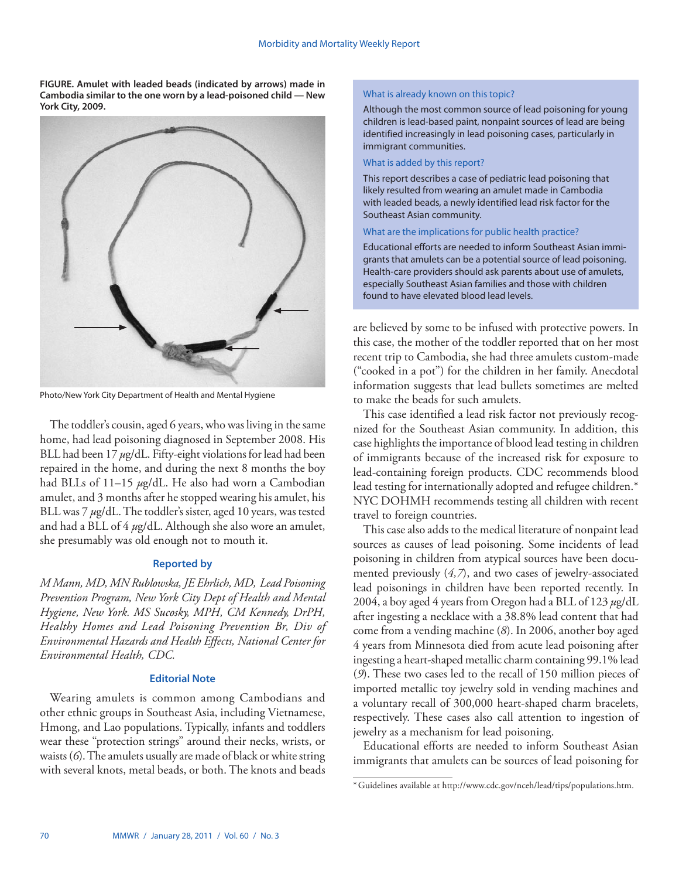**FIGURE. Amulet with leaded beads (indicated by arrows) made in Cambodia similar to the one worn by a lead-poisoned child — New York City, 2009.**

Photo/New York City Department of Health and Mental Hygiene

The toddler's cousin, aged 6 years, who was living in the same home, had lead poisoning diagnosed in September 2008. His BLL had been 17 µg/dL. Fifty-eight violations for lead had been repaired in the home, and during the next 8 months the boy had BLLs of 11–15 µg/dL. He also had worn a Cambodian amulet, and 3 months after he stopped wearing his amulet, his BLL was 7 µg/dL. The toddler's sister, aged 10 years, was tested and had a BLL of 4 µg/dL. Although she also wore an amulet, she presumably was old enough not to mouth it.

### Reported by

*M Mann, MD, MN Rublowska, JE Ehrlich, MD, Lead Poisoning Prevention Program, New York City Dept of Health and Mental Hygiene, New York. MS Sucosky, MPH, CM Kennedy, DrPH, Healthy Homes and Lead Poisoning Prevention Br, Div of Environmental Hazards and Health Effects, National Center for Environmental Health, CDC.*

### Editorial Note

Wearing amulets is common among Cambodians and other ethnic groups in Southeast Asia, including Vietnamese, Hmong, and Lao populations. Typically, infants and toddlers wear these "protection strings" around their necks, wrists, or waists (*6*). The amulets usually are made of black or white string with several knots, metal beads, or both. The knots and beads are believed by some to be infused with protective powers. In this case, the mother of the toddler reported that on her most recent trip to Cambodia, she had three amulets custom-made ("cooked in a pot") for the children in her family. Anecdotal information suggests that lead bullets sometimes are melted to make the beads for such amulets.

> **What is already known on this topic?**
>
> Although the most common source of lead poisoning for young children is lead-based paint, nonpaint sources of lead are being identified increasingly in lead poisoning cases, particularly in immigrant communities.
>
> **What is added by this report?**
>
> This report describes a case of pediatric lead poisoning that likely resulted from wearing an amulet made in Cambodia with leaded beads, a newly identified lead risk factor for the Southeast Asian community.
>
> **What are the implications for public health practice?**
>
> Educational efforts are needed to inform Southeast Asian immigrants that amulets can be a potential source of lead poisoning. Health-care providers should ask parents about use of amulets, especially Southeast Asian families and those with children found to have elevated blood lead levels.

This case identified a lead risk factor not previously recognized for the Southeast Asian community. In addition, this case highlights the importance of blood lead testing in children of immigrants because of the increased risk for exposure to lead-containing foreign products. CDC recommends blood lead testing for internationally adopted and refugee children.* NYC DOHMH recommends testing all children with recent travel to foreign countries.

This case also adds to the medical literature of nonpaint lead sources as causes of lead poisoning. Some incidents of lead poisoning in children from atypical sources have been documented previously (*4,7*), and two cases of jewelry-associated lead poisonings in children have been reported recently. In 2004, a boy aged 4 years from Oregon had a BLL of 123 µg/dL after ingesting a necklace with a 38.8% lead content that had come from a vending machine (*8*). In 2006, another boy aged 4 years from Minnesota died from acute lead poisoning after ingesting a heart-shaped metallic charm containing 99.1% lead (*9*). These two cases led to the recall of 150 million pieces of imported metallic toy jewelry sold in vending machines and a voluntary recall of 300,000 heart-shaped charm bracelets, respectively. These cases also call attention to ingestion of jewelry as a mechanism for lead poisoning.

Educational efforts are needed to inform Southeast Asian immigrants that amulets can be sources of lead poisoning for

---

* Guidelines available at http://www.cdc.gov/nceh/lead/tips/populations.htm.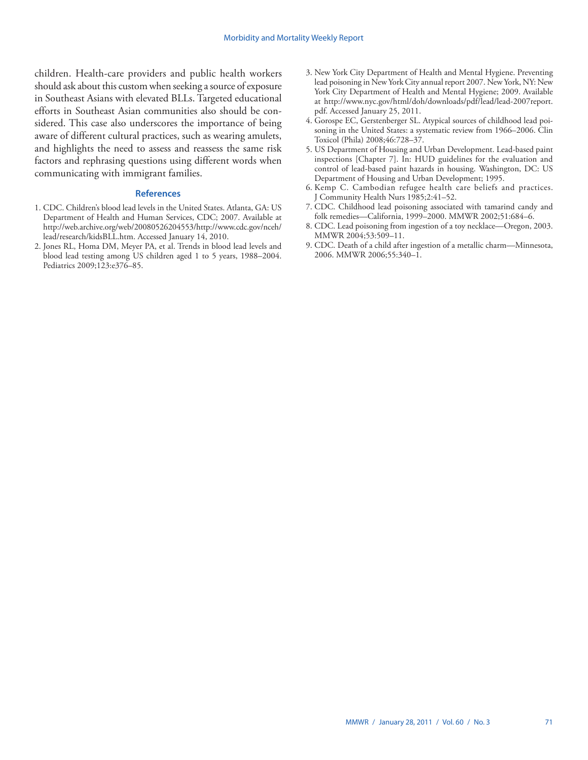children. Health-care providers and public health workers should ask about this custom when seeking a source of exposure in Southeast Asians with elevated BLLs. Targeted educational efforts in Southeast Asian communities also should be considered. This case also underscores the importance of being aware of different cultural practices, such as wearing amulets, and highlights the need to assess and reassess the same risk factors and rephrasing questions using different words when communicating with immigrant families.

### References

1. CDC. Children's blood lead levels in the United States. Atlanta, GA: US Department of Health and Human Services, CDC; 2007. Available at http://web.archive.org/web/20080526204553/http://www.cdc.gov/nceh/lead/research/kidsBLL.htm. Accessed January 14, 2010.
2. Jones RL, Homa DM, Meyer PA, et al. Trends in blood lead levels and blood lead testing among US children aged 1 to 5 years, 1988–2004. Pediatrics 2009;123:e376–85.
3. New York City Department of Health and Mental Hygiene. Preventing lead poisoning in New York City annual report 2007. New York, NY: New York City Department of Health and Mental Hygiene; 2009. Available at http://www.nyc.gov/html/doh/downloads/pdf/lead/lead-2007report.pdf. Accessed January 25, 2011.
4. Gorospe EC, Gerstenberger SL. Atypical sources of childhood lead poisoning in the United States: a systematic review from 1966–2006. Clin Toxicol (Phila) 2008;46:728–37.
5. US Department of Housing and Urban Development. Lead-based paint inspections [Chapter 7]. In: HUD guidelines for the evaluation and control of lead-based paint hazards in housing. Washington, DC: US Department of Housing and Urban Development; 1995.
6. Kemp C. Cambodian refugee health care beliefs and practices. J Community Health Nurs 1985;2:41–52.
7. CDC. Childhood lead poisoning associated with tamarind candy and folk remedies—California, 1999–2000. MMWR 2002;51:684–6.
8. CDC. Lead poisoning from ingestion of a toy necklace—Oregon, 2003. MMWR 2004;53:509–11.
9. CDC. Death of a child after ingestion of a metallic charm—Minnesota, 2006. MMWR 2006;55:340–1.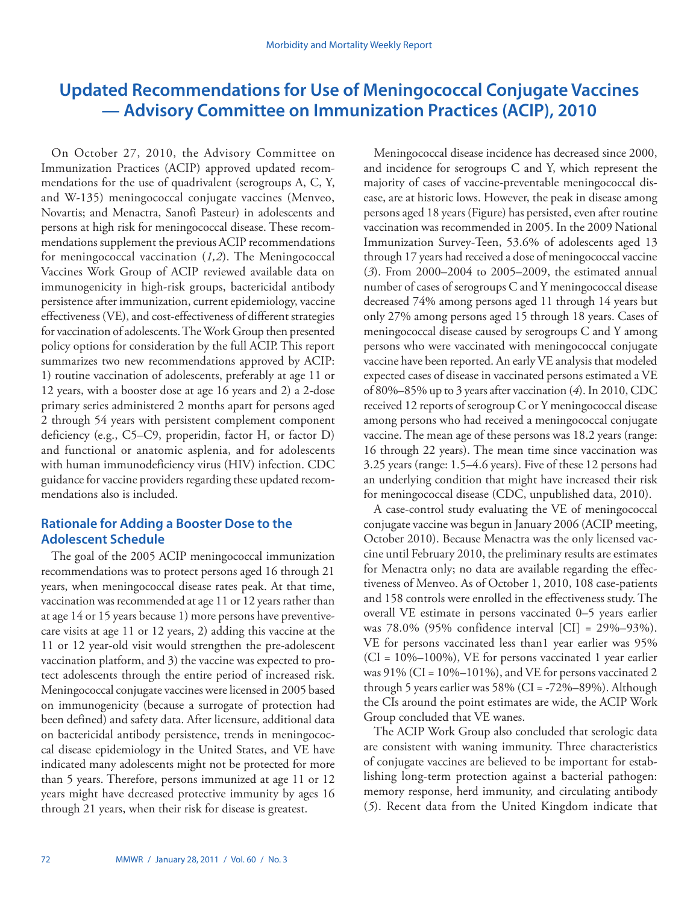# Updated Recommendations for Use of Meningococcal Conjugate Vaccines — Advisory Committee on Immunization Practices (ACIP), 2010

On October 27, 2010, the Advisory Committee on Immunization Practices (ACIP) approved updated recommendations for the use of quadrivalent (serogroups A, C, Y, and W-135) meningococcal conjugate vaccines (Menveo, Novartis; and Menactra, Sanofi Pasteur) in adolescents and persons at high risk for meningococcal disease. These recommendations supplement the previous ACIP recommendations for meningococcal vaccination (*1,2*). The Meningococcal Vaccines Work Group of ACIP reviewed available data on immunogenicity in high-risk groups, bactericidal antibody persistence after immunization, current epidemiology, vaccine effectiveness (VE), and cost-effectiveness of different strategies for vaccination of adolescents. The Work Group then presented policy options for consideration by the full ACIP. This report summarizes two new recommendations approved by ACIP: 1) routine vaccination of adolescents, preferably at age 11 or 12 years, with a booster dose at age 16 years and 2) a 2-dose primary series administered 2 months apart for persons aged 2 through 54 years with persistent complement component deficiency (e.g., C5–C9, properidin, factor H, or factor D) and functional or anatomic asplenia, and for adolescents with human immunodeficiency virus (HIV) infection. CDC guidance for vaccine providers regarding these updated recommendations also is included.

## Rationale for Adding a Booster Dose to the Adolescent Schedule

The goal of the 2005 ACIP meningococcal immunization recommendations was to protect persons aged 16 through 21 years, when meningococcal disease rates peak. At that time, vaccination was recommended at age 11 or 12 years rather than at age 14 or 15 years because 1) more persons have preventive-care visits at age 11 or 12 years, 2) adding this vaccine at the 11 or 12 year-old visit would strengthen the pre-adolescent vaccination platform, and 3) the vaccine was expected to protect adolescents through the entire period of increased risk. Meningococcal conjugate vaccines were licensed in 2005 based on immunogenicity (because a surrogate of protection had been defined) and safety data. After licensure, additional data on bactericidal antibody persistence, trends in meningococcal disease epidemiology in the United States, and VE have indicated many adolescents might not be protected for more than 5 years. Therefore, persons immunized at age 11 or 12 years might have decreased protective immunity by ages 16 through 21 years, when their risk for disease is greatest.

Meningococcal disease incidence has decreased since 2000, and incidence for serogroups C and Y, which represent the majority of cases of vaccine-preventable meningococcal disease, are at historic lows. However, the peak in disease among persons aged 18 years (Figure) has persisted, even after routine vaccination was recommended in 2005. In the 2009 National Immunization Survey-Teen, 53.6% of adolescents aged 13 through 17 years had received a dose of meningococcal vaccine (*3*). From 2000–2004 to 2005–2009, the estimated annual number of cases of serogroups C and Y meningococcal disease decreased 74% among persons aged 11 through 14 years but only 27% among persons aged 15 through 18 years. Cases of meningococcal disease caused by serogroups C and Y among persons who were vaccinated with meningococcal conjugate vaccine have been reported. An early VE analysis that modeled expected cases of disease in vaccinated persons estimated a VE of 80%–85% up to 3 years after vaccination (*4*). In 2010, CDC received 12 reports of serogroup C or Y meningococcal disease among persons who had received a meningococcal conjugate vaccine. The mean age of these persons was 18.2 years (range: 16 through 22 years). The mean time since vaccination was 3.25 years (range: 1.5–4.6 years). Five of these 12 persons had an underlying condition that might have increased their risk for meningococcal disease (CDC, unpublished data, 2010).

A case-control study evaluating the VE of meningococcal conjugate vaccine was begun in January 2006 (ACIP meeting, October 2010). Because Menactra was the only licensed vaccine until February 2010, the preliminary results are estimates for Menactra only; no data are available regarding the effectiveness of Menveo. As of October 1, 2010, 108 case-patients and 158 controls were enrolled in the effectiveness study. The overall VE estimate in persons vaccinated 0–5 years earlier was 78.0% (95% confidence interval [CI] = 29%–93%). VE for persons vaccinated less than1 year earlier was 95% (CI = 10%–100%), VE for persons vaccinated 1 year earlier was 91% (CI = 10%–101%), and VE for persons vaccinated 2 through 5 years earlier was 58% (CI = -72%–89%). Although the CIs around the point estimates are wide, the ACIP Work Group concluded that VE wanes.

The ACIP Work Group also concluded that serologic data are consistent with waning immunity. Three characteristics of conjugate vaccines are believed to be important for establishing long-term protection against a bacterial pathogen: memory response, herd immunity, and circulating antibody (*5*). Recent data from the United Kingdom indicate that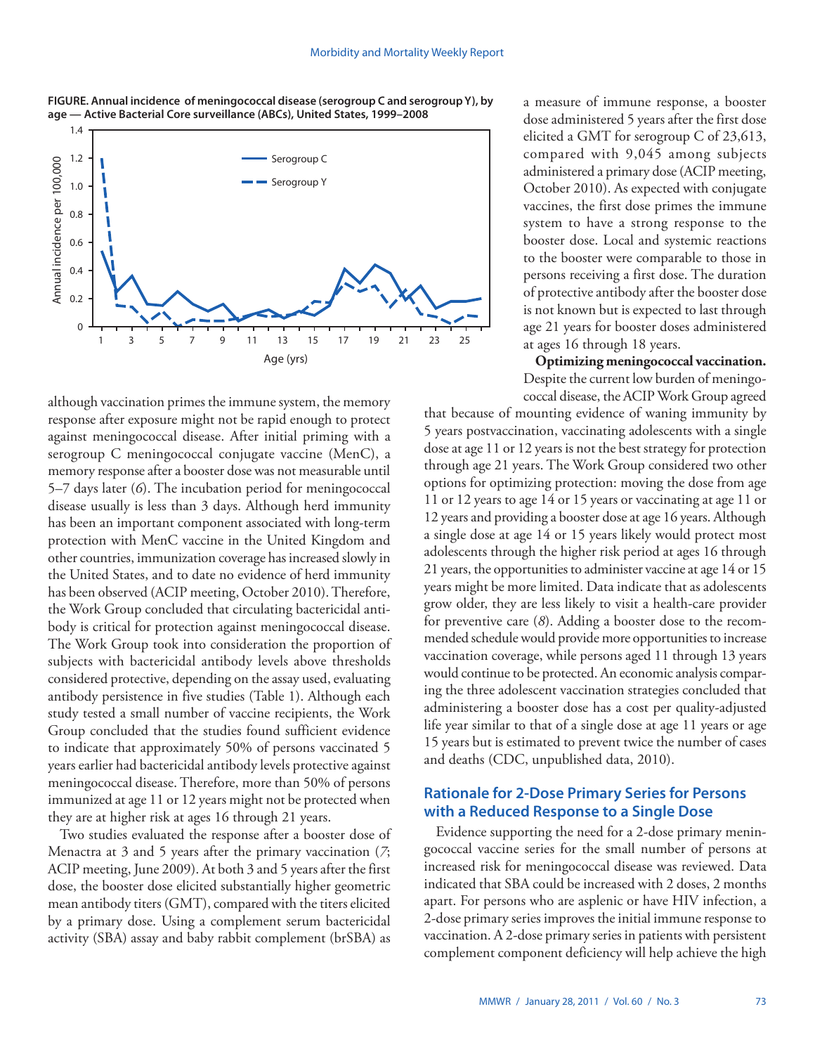**FIGURE. Annual incidence of meningococcal disease (serogroup C and serogroup Y), by age — Active Bacterial Core surveillance (ABCs), United States, 1999–2008**

although vaccination primes the immune system, the memory response after exposure might not be rapid enough to protect against meningococcal disease. After initial priming with a serogroup C meningococcal conjugate vaccine (MenC), a memory response after a booster dose was not measurable until 5–7 days later (*6*). The incubation period for meningococcal disease usually is less than 3 days. Although herd immunity has been an important component associated with long-term protection with MenC vaccine in the United Kingdom and other countries, immunization coverage has increased slowly in the United States, and to date no evidence of herd immunity has been observed (ACIP meeting, October 2010). Therefore, the Work Group concluded that circulating bactericidal antibody is critical for protection against meningococcal disease. The Work Group took into consideration the proportion of subjects with bactericidal antibody levels above thresholds considered protective, depending on the assay used, evaluating antibody persistence in five studies (Table 1). Although each study tested a small number of vaccine recipients, the Work Group concluded that the studies found sufficient evidence to indicate that approximately 50% of persons vaccinated 5 years earlier had bactericidal antibody levels protective against meningococcal disease. Therefore, more than 50% of persons immunized at age 11 or 12 years might not be protected when they are at higher risk at ages 16 through 21 years.

Two studies evaluated the response after a booster dose of Menactra at 3 and 5 years after the primary vaccination (*7*; ACIP meeting, June 2009). At both 3 and 5 years after the first dose, the booster dose elicited substantially higher geometric mean antibody titers (GMT), compared with the titers elicited by a primary dose. Using a complement serum bactericidal activity (SBA) assay and baby rabbit complement (brSBA) as a measure of immune response, a booster dose administered 5 years after the first dose elicited a GMT for serogroup C of 23,613, compared with 9,045 among subjects administered a primary dose (ACIP meeting, October 2010). As expected with conjugate vaccines, the first dose primes the immune system to have a strong response to the booster dose. Local and systemic reactions to the booster were comparable to those in persons receiving a first dose. The duration of protective antibody after the booster dose is not known but is expected to last through age 21 years for booster doses administered at ages 16 through 18 years.

**Optimizing meningococcal vaccination.** Despite the current low burden of meningococcal disease, the ACIP Work Group agreed that because of mounting evidence of waning immunity by 5 years postvaccination, vaccinating adolescents with a single dose at age 11 or 12 years is not the best strategy for protection through age 21 years. The Work Group considered two other options for optimizing protection: moving the dose from age 11 or 12 years to age 14 or 15 years or vaccinating at age 11 or 12 years and providing a booster dose at age 16 years. Although a single dose at age 14 or 15 years likely would protect most adolescents through the higher risk period at ages 16 through 21 years, the opportunities to administer vaccine at age 14 or 15 years might be more limited. Data indicate that as adolescents grow older, they are less likely to visit a health-care provider for preventive care (*8*). Adding a booster dose to the recommended schedule would provide more opportunities to increase vaccination coverage, while persons aged 11 through 13 years would continue to be protected. An economic analysis comparing the three adolescent vaccination strategies concluded that administering a booster dose has a cost per quality-adjusted life year similar to that of a single dose at age 11 years or age 15 years but is estimated to prevent twice the number of cases and deaths (CDC, unpublished data, 2010).

## Rationale for 2-Dose Primary Series for Persons with a Reduced Response to a Single Dose

Evidence supporting the need for a 2-dose primary meningococcal vaccine series for the small number of persons at increased risk for meningococcal disease was reviewed. Data indicated that SBA could be increased with 2 doses, 2 months apart. For persons who are asplenic or have HIV infection, a 2-dose primary series improves the initial immune response to vaccination. A 2-dose primary series in patients with persistent complement component deficiency will help achieve the high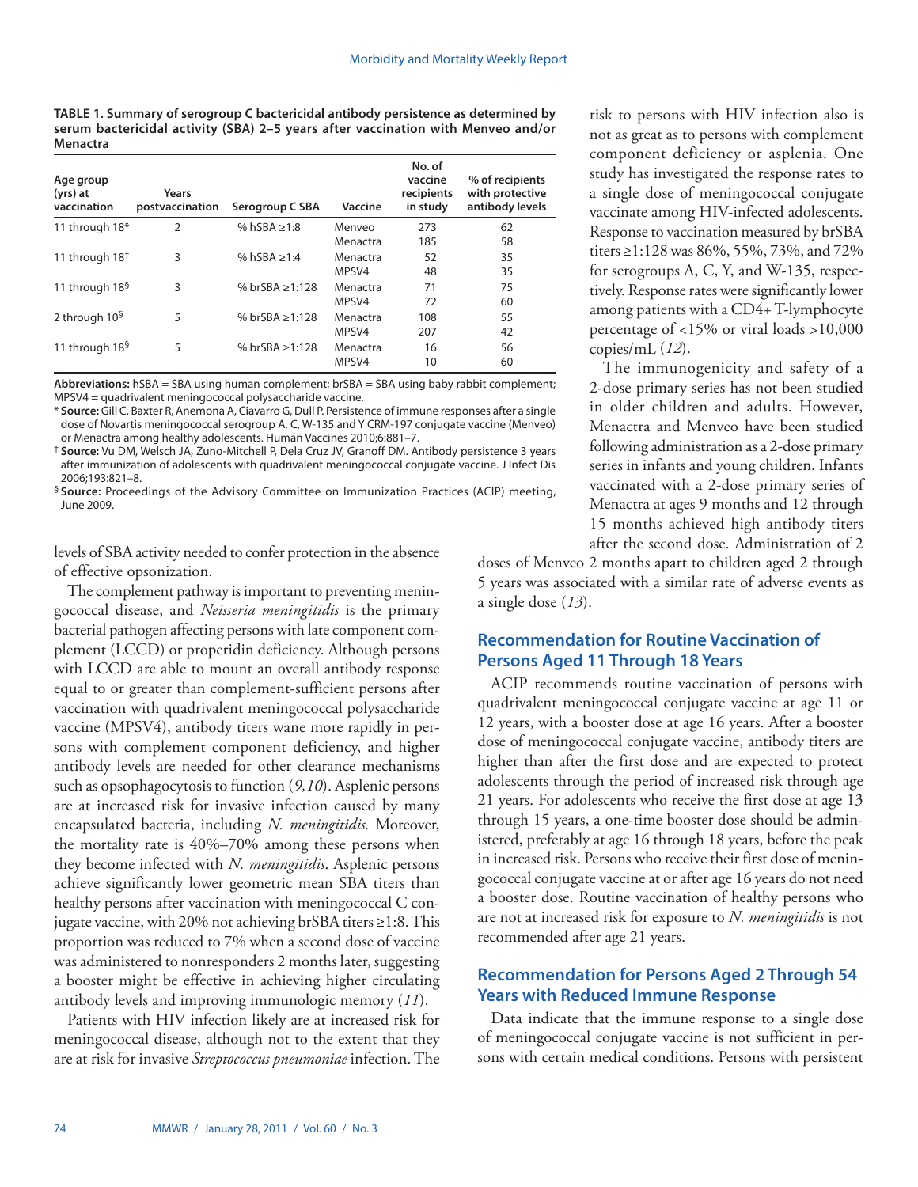**TABLE 1. Summary of serogroup C bactericidal antibody persistence as determined by serum bactericidal activity (SBA) 2–5 years after vaccination with Menveo and/or Menactra**

| Age group (yrs) at vaccination | Years postvaccination | Serogroup C SBA | Vaccine | No. of vaccine recipients in study | % of recipients with protective antibody levels |
|---|---|---|---|---|---|
| 11 through 18* | 2 | % hSBA ≥1:8 | Menveo | 273 | 62 |
| | | | Menactra | 185 | 58 |
| 11 through 18† | 3 | % hSBA ≥1:4 | Menactra | 52 | 35 |
| | | | MPSV4 | 48 | 35 |
| 11 through 18§ | 3 | % brSBA ≥1:128 | Menactra | 71 | 75 |
| | | | MPSV4 | 72 | 60 |
| 2 through 10§ | 5 | % brSBA ≥1:128 | Menactra | 108 | 55 |
| | | | MPSV4 | 207 | 42 |
| 11 through 18§ | 5 | % brSBA ≥1:128 | Menactra | 16 | 56 |
| | | | MPSV4 | 10 | 60 |

**Abbreviations:** hSBA = SBA using human complement; brSBA = SBA using baby rabbit complement; MPSV4 = quadrivalent meningococcal polysaccharide vaccine.

\* **Source:** Gill C, Baxter R, Anemona A, Ciavarro G, Dull P. Persistence of immune responses after a single dose of Novartis meningococcal serogroup A, C, W-135 and Y CRM-197 conjugate vaccine (Menveo) or Menactra among healthy adolescents. Human Vaccines 2010;6:881–7.

† **Source:** Vu DM, Welsch JA, Zuno-Mitchell P, Dela Cruz JV, Granoff DM. Antibody persistence 3 years after immunization of adolescents with quadrivalent meningococcal conjugate vaccine. J Infect Dis 2006;193:821–8.

§ **Source:** Proceedings of the Advisory Committee on Immunization Practices (ACIP) meeting, June 2009.

levels of SBA activity needed to confer protection in the absence of effective opsonization.

The complement pathway is important to preventing meningococcal disease, and *Neisseria meningitidis* is the primary bacterial pathogen affecting persons with late component complement (LCCD) or properidin deficiency. Although persons with LCCD are able to mount an overall antibody response equal to or greater than complement-sufficient persons after vaccination with quadrivalent meningococcal polysaccharide vaccine (MPSV4), antibody titers wane more rapidly in persons with complement component deficiency, and higher antibody levels are needed for other clearance mechanisms such as opsophagocytosis to function (*9,10*). Asplenic persons are at increased risk for invasive infection caused by many encapsulated bacteria, including *N. meningitidis.* Moreover, the mortality rate is 40%–70% among these persons when they become infected with *N. meningitidis*. Asplenic persons achieve significantly lower geometric mean SBA titers than healthy persons after vaccination with meningococcal C conjugate vaccine, with 20% not achieving brSBA titers ≥1:8. This proportion was reduced to 7% when a second dose of vaccine was administered to nonresponders 2 months later, suggesting a booster might be effective in achieving higher circulating antibody levels and improving immunologic memory (*11*).

Patients with HIV infection likely are at increased risk for meningococcal disease, although not to the extent that they are at risk for invasive *Streptococcus pneumoniae* infection. The risk to persons with HIV infection also is not as great as to persons with complement component deficiency or asplenia. One study has investigated the response rates to a single dose of meningococcal conjugate vaccinate among HIV-infected adolescents. Response to vaccination measured by brSBA titers ≥1:128 was 86%, 55%, 73%, and 72% for serogroups A, C, Y, and W-135, respectively. Response rates were significantly lower among patients with a CD4+ T-lymphocyte percentage of <15% or viral loads >10,000 copies/mL (*12*).

The immunogenicity and safety of a 2-dose primary series has not been studied in older children and adults. However, Menactra and Menveo have been studied following administration as a 2-dose primary series in infants and young children. Infants vaccinated with a 2-dose primary series of Menactra at ages 9 months and 12 through 15 months achieved high antibody titers after the second dose. Administration of 2 doses of Menveo 2 months apart to children aged 2 through 5 years was associated with a similar rate of adverse events as a single dose (*13*).

## Recommendation for Routine Vaccination of Persons Aged 11 Through 18 Years

ACIP recommends routine vaccination of persons with quadrivalent meningococcal conjugate vaccine at age 11 or 12 years, with a booster dose at age 16 years. After a booster dose of meningococcal conjugate vaccine, antibody titers are higher than after the first dose and are expected to protect adolescents through the period of increased risk through age 21 years. For adolescents who receive the first dose at age 13 through 15 years, a one-time booster dose should be administered, preferably at age 16 through 18 years, before the peak in increased risk. Persons who receive their first dose of meningococcal conjugate vaccine at or after age 16 years do not need a booster dose. Routine vaccination of healthy persons who are not at increased risk for exposure to *N. meningitidis* is not recommended after age 21 years.

## Recommendation for Persons Aged 2 Through 54 Years with Reduced Immune Response

Data indicate that the immune response to a single dose of meningococcal conjugate vaccine is not sufficient in persons with certain medical conditions. Persons with persistent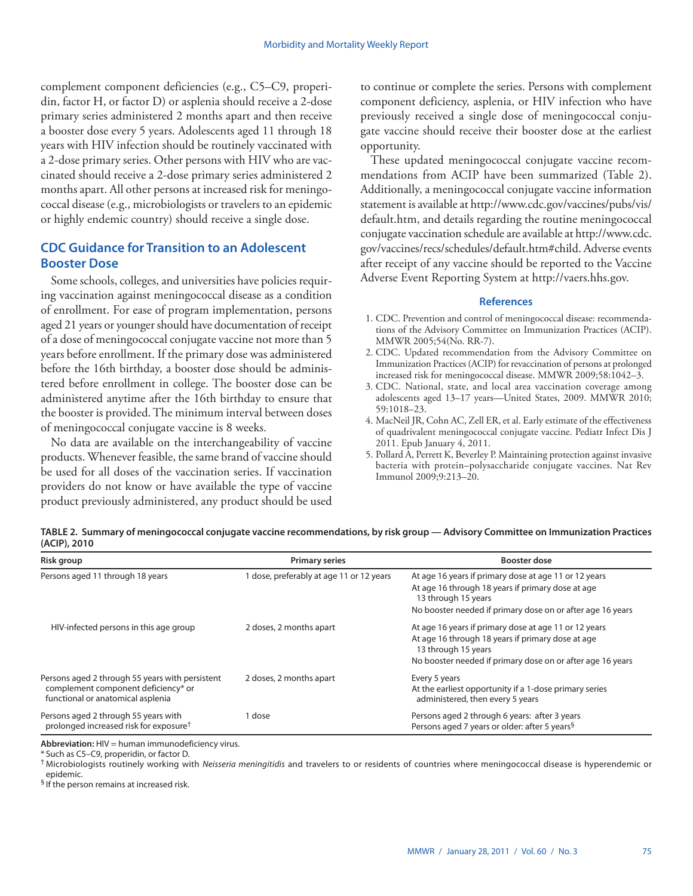complement component deficiencies (e.g., C5–C9, properidin, factor H, or factor D) or asplenia should receive a 2-dose primary series administered 2 months apart and then receive a booster dose every 5 years. Adolescents aged 11 through 18 years with HIV infection should be routinely vaccinated with a 2-dose primary series. Other persons with HIV who are vaccinated should receive a 2-dose primary series administered 2 months apart. All other persons at increased risk for meningococcal disease (e.g., microbiologists or travelers to an epidemic or highly endemic country) should receive a single dose.

## CDC Guidance for Transition to an Adolescent Booster Dose

Some schools, colleges, and universities have policies requiring vaccination against meningococcal disease as a condition of enrollment. For ease of program implementation, persons aged 21 years or younger should have documentation of receipt of a dose of meningococcal conjugate vaccine not more than 5 years before enrollment. If the primary dose was administered before the 16th birthday, a booster dose should be administered before enrollment in college. The booster dose can be administered anytime after the 16th birthday to ensure that the booster is provided. The minimum interval between doses of meningococcal conjugate vaccine is 8 weeks.

No data are available on the interchangeability of vaccine products. Whenever feasible, the same brand of vaccine should be used for all doses of the vaccination series. If vaccination providers do not know or have available the type of vaccine product previously administered, any product should be used to continue or complete the series. Persons with complement component deficiency, asplenia, or HIV infection who have previously received a single dose of meningococcal conjugate vaccine should receive their booster dose at the earliest opportunity.

These updated meningococcal conjugate vaccine recommendations from ACIP have been summarized (Table 2). Additionally, a meningococcal conjugate vaccine information statement is available at http://www.cdc.gov/vaccines/pubs/vis/default.htm, and details regarding the routine meningococcal conjugate vaccination schedule are available at http://www.cdc.gov/vaccines/recs/schedules/default.htm#child. Adverse events after receipt of any vaccine should be reported to the Vaccine Adverse Event Reporting System at http://vaers.hhs.gov.

### References

1. CDC. Prevention and control of meningococcal disease: recommendations of the Advisory Committee on Immunization Practices (ACIP). MMWR 2005;54(No. RR-7).
2. CDC. Updated recommendation from the Advisory Committee on Immunization Practices (ACIP) for revaccination of persons at prolonged increased risk for meningococcal disease. MMWR 2009;58:1042–3.
3. CDC. National, state, and local area vaccination coverage among adolescents aged 13–17 years—United States, 2009. MMWR 2010; 59:1018–23.
4. MacNeil JR, Cohn AC, Zell ER, et al. Early estimate of the effectiveness of quadrivalent meningococcal conjugate vaccine. Pediatr Infect Dis J 2011. Epub January 4, 2011.
5. Pollard A, Perrett K, Beverley P. Maintaining protection against invasive bacteria with protein–polysaccharide conjugate vaccines. Nat Rev Immunol 2009;9:213–20.

**TABLE 2. Summary of meningococcal conjugate vaccine recommendations, by risk group — Advisory Committee on Immunization Practices (ACIP), 2010**

| Risk group | Primary series | Booster dose |
|---|---|---|
| Persons aged 11 through 18 years | 1 dose, preferably at age 11 or 12 years | At age 16 years if primary dose at age 11 or 12 years<br>At age 16 through 18 years if primary dose at age 13 through 15 years<br>No booster needed if primary dose on or after age 16 years |
| HIV-infected persons in this age group | 2 doses, 2 months apart | At age 16 years if primary dose at age 11 or 12 years<br>At age 16 through 18 years if primary dose at age 13 through 15 years<br>No booster needed if primary dose on or after age 16 years |
| Persons aged 2 through 55 years with persistent complement component deficiency* or functional or anatomical asplenia | 2 doses, 2 months apart | Every 5 years<br>At the earliest opportunity if a 1-dose primary series administered, then every 5 years |
| Persons aged 2 through 55 years with prolonged increased risk for exposure† | 1 dose | Persons aged 2 through 6 years: after 3 years<br>Persons aged 7 years or older: after 5 years§ |

**Abbreviation:** HIV = human immunodeficiency virus.
* Such as C5–C9, properidin, or factor D.
† Microbiologists routinely working with *Neisseria meningitidis* and travelers to or residents of countries where meningococcal disease is hyperendemic or epidemic.
§ If the person remains at increased risk.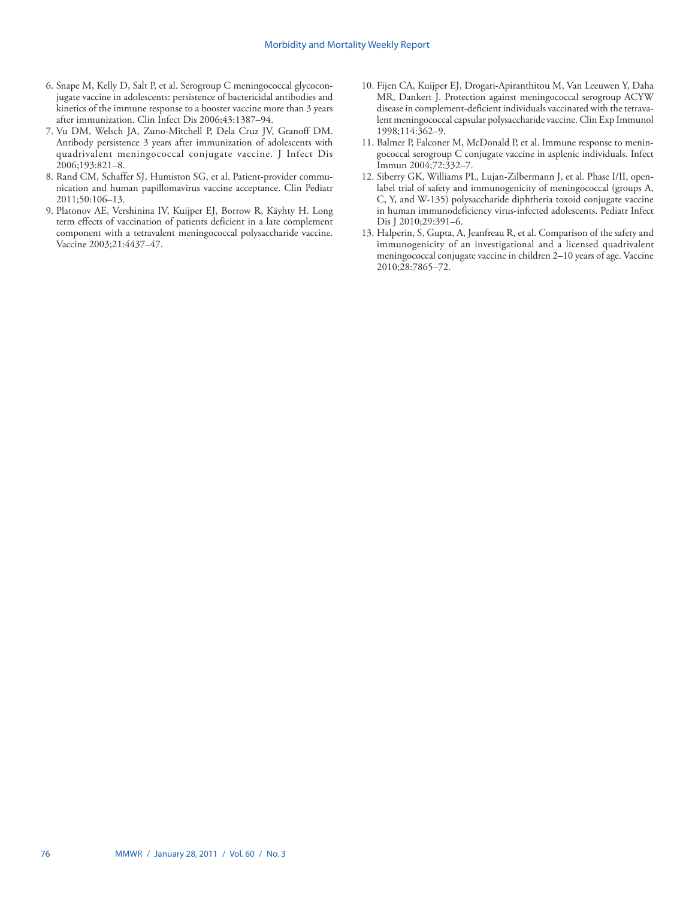6. Snape M, Kelly D, Salt P, et al. Serogroup C meningococcal glycoconjugate vaccine in adolescents: persistence of bactericidal antibodies and kinetics of the immune response to a booster vaccine more than 3 years after immunization. Clin Infect Dis 2006;43:1387–94.
7. Vu DM, Welsch JA, Zuno-Mitchell P, Dela Cruz JV, Granoff DM. Antibody persistence 3 years after immunization of adolescents with quadrivalent meningococcal conjugate vaccine. J Infect Dis 2006;193:821–8.
8. Rand CM, Schaffer SJ, Humiston SG, et al. Patient-provider communication and human papillomavirus vaccine acceptance. Clin Pediatr 2011;50:106–13.
9. Platonov AE, Vershinina IV, Kuijper EJ, Borrow R, Käyhty H. Long term effects of vaccination of patients deficient in a late complement component with a tetravalent meningococcal polysaccharide vaccine. Vaccine 2003;21:4437–47.
10. Fijen CA, Kuijper EJ, Drogari-Apiranthitou M, Van Leeuwen Y, Daha MR, Dankert J. Protection against meningococcal serogroup ACYW disease in complement-deficient individuals vaccinated with the tetravalent meningococcal capsular polysaccharide vaccine. Clin Exp Immunol 1998;114:362–9.
11. Balmer P, Falconer M, McDonald P, et al. Immune response to meningococcal serogroup C conjugate vaccine in asplenic individuals. Infect Immun 2004;72:332–7.
12. Siberry GK, Williams PL, Lujan-Zilbermann J, et al. Phase I/II, open-label trial of safety and immunogenicity of meningococcal (groups A, C, Y, and W-135) polysaccharide diphtheria toxoid conjugate vaccine in human immunodeficiency virus-infected adolescents. Pediatr Infect Dis J 2010;29:391–6.
13. Halperin, S, Gupta, A, Jeanfreau R, et al. Comparison of the safety and immunogenicity of an investigational and a licensed quadrivalent meningococcal conjugate vaccine in children 2–10 years of age. Vaccine 2010;28:7865–72.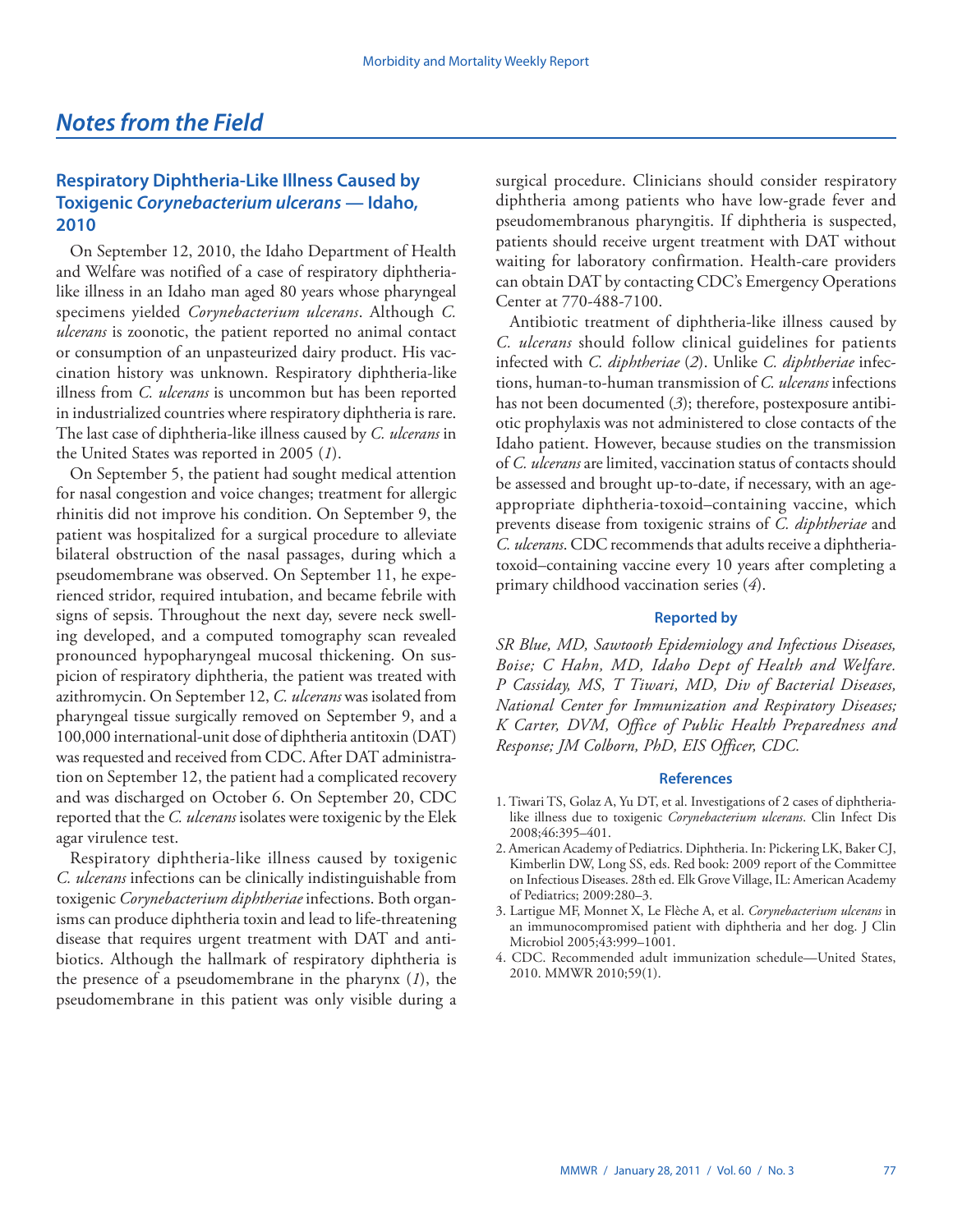# Notes from the Field

## Respiratory Diphtheria-Like Illness Caused by Toxigenic *Corynebacterium ulcerans* — Idaho, 2010

On September 12, 2010, the Idaho Department of Health and Welfare was notified of a case of respiratory diphtheria-like illness in an Idaho man aged 80 years whose pharyngeal specimens yielded *Corynebacterium ulcerans*. Although *C. ulcerans* is zoonotic, the patient reported no animal contact or consumption of an unpasteurized dairy product. His vaccination history was unknown. Respiratory diphtheria-like illness from *C. ulcerans* is uncommon but has been reported in industrialized countries where respiratory diphtheria is rare. The last case of diphtheria-like illness caused by *C. ulcerans* in the United States was reported in 2005 (*1*).

On September 5, the patient had sought medical attention for nasal congestion and voice changes; treatment for allergic rhinitis did not improve his condition. On September 9, the patient was hospitalized for a surgical procedure to alleviate bilateral obstruction of the nasal passages, during which a pseudomembrane was observed. On September 11, he experienced stridor, required intubation, and became febrile with signs of sepsis. Throughout the next day, severe neck swelling developed, and a computed tomography scan revealed pronounced hypopharyngeal mucosal thickening. On suspicion of respiratory diphtheria, the patient was treated with azithromycin. On September 12, *C. ulcerans* was isolated from pharyngeal tissue surgically removed on September 9, and a 100,000 international-unit dose of diphtheria antitoxin (DAT) was requested and received from CDC. After DAT administration on September 12, the patient had a complicated recovery and was discharged on October 6. On September 20, CDC reported that the *C. ulcerans* isolates were toxigenic by the Elek agar virulence test.

Respiratory diphtheria-like illness caused by toxigenic *C. ulcerans* infections can be clinically indistinguishable from toxigenic *Corynebacterium diphtheriae* infections. Both organisms can produce diphtheria toxin and lead to life-threatening disease that requires urgent treatment with DAT and antibiotics. Although the hallmark of respiratory diphtheria is the presence of a pseudomembrane in the pharynx (*1*), the pseudomembrane in this patient was only visible during a surgical procedure. Clinicians should consider respiratory diphtheria among patients who have low-grade fever and pseudomembranous pharyngitis. If diphtheria is suspected, patients should receive urgent treatment with DAT without waiting for laboratory confirmation. Health-care providers can obtain DAT by contacting CDC's Emergency Operations Center at 770-488-7100.

Antibiotic treatment of diphtheria-like illness caused by *C. ulcerans* should follow clinical guidelines for patients infected with *C. diphtheriae* (*2*). Unlike *C. diphtheriae* infections, human-to-human transmission of *C. ulcerans* infections has not been documented (*3*); therefore, postexposure antibiotic prophylaxis was not administered to close contacts of the Idaho patient. However, because studies on the transmission of *C. ulcerans* are limited, vaccination status of contacts should be assessed and brought up-to-date, if necessary, with an age-appropriate diphtheria-toxoid–containing vaccine, which prevents disease from toxigenic strains of *C. diphtheriae* and *C. ulcerans*. CDC recommends that adults receive a diphtheria-toxoid–containing vaccine every 10 years after completing a primary childhood vaccination series (*4*).

### Reported by

*SR Blue, MD, Sawtooth Epidemiology and Infectious Diseases, Boise; C Hahn, MD, Idaho Dept of Health and Welfare. P Cassiday, MS, T Tiwari, MD, Div of Bacterial Diseases, National Center for Immunization and Respiratory Diseases; K Carter, DVM, Office of Public Health Preparedness and Response; JM Colborn, PhD, EIS Officer, CDC.*

### References

1. Tiwari TS, Golaz A, Yu DT, et al. Investigations of 2 cases of diphtheria-like illness due to toxigenic *Corynebacterium ulcerans*. Clin Infect Dis 2008;46:395–401.
2. American Academy of Pediatrics. Diphtheria. In: Pickering LK, Baker CJ, Kimberlin DW, Long SS, eds. Red book: 2009 report of the Committee on Infectious Diseases. 28th ed. Elk Grove Village, IL: American Academy of Pediatrics; 2009:280–3.
3. Lartigue MF, Monnet X, Le Flèche A, et al. *Corynebacterium ulcerans* in an immunocompromised patient with diphtheria and her dog. J Clin Microbiol 2005;43:999–1001.
4. CDC. Recommended adult immunization schedule—United States, 2010. MMWR 2010;59(1).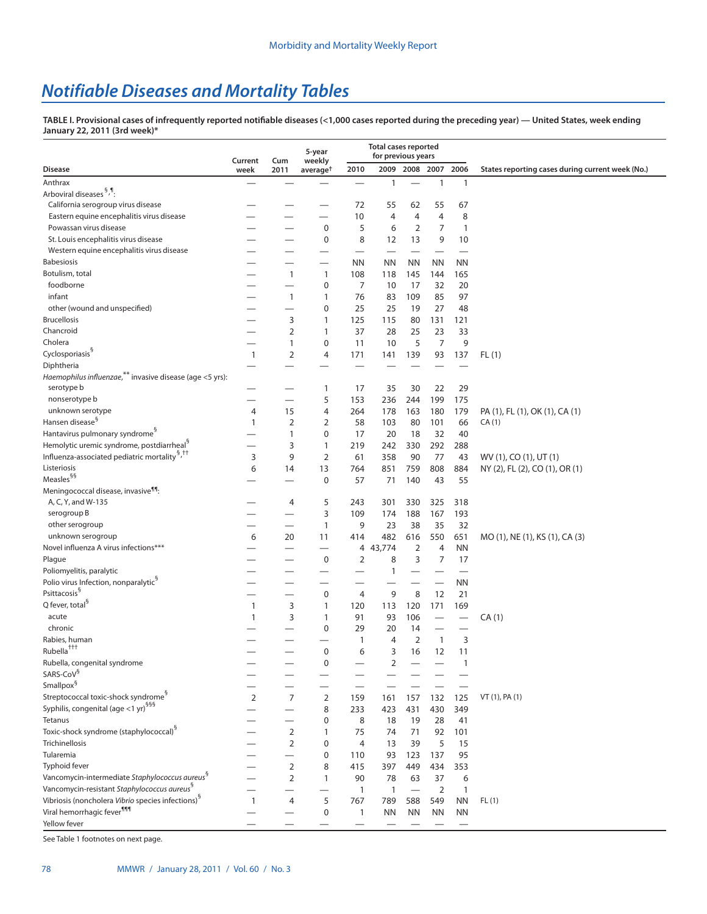# *Notifiable Diseases and Mortality Tables*

**TABLE I. Provisional cases of infrequently reported notifiable diseases (<1,000 cases reported during the preceding year) — United States, week ending January 22, 2011 (3rd week)***

| Disease | Current week | Cum 2011 | 5-year weekly average† | Total cases reported for previous years 2010 | 2009 | 2008 | 2007 | 2006 | States reporting cases during current week (No.) |
|---|---|---|---|---|---|---|---|---|---|
| Anthrax | — | — | — | — | 1 | — | 1 | 1 | |
| Arboviral diseases §,¶: | | | | | | | | | |
| California serogroup virus disease | — | — | — | 72 | 55 | 62 | 55 | 67 | |
| Eastern equine encephalitis virus disease | — | — | — | 10 | 4 | 4 | 4 | 8 | |
| Powassan virus disease | — | — | 0 | 5 | 6 | 2 | 7 | 1 | |
| St. Louis encephalitis virus disease | — | — | 0 | 8 | 12 | 13 | 9 | 10 | |
| Western equine encephalitis virus disease | — | — | — | — | — | — | — | — | |
| Babesiosis | — | — | — | NN | NN | NN | NN | NN | |
| Botulism, total | — | 1 | 1 | 108 | 118 | 145 | 144 | 165 | |
| foodborne | — | — | 0 | 7 | 10 | 17 | 32 | 20 | |
| infant | — | 1 | 1 | 76 | 83 | 109 | 85 | 97 | |
| other (wound and unspecified) | — | — | 0 | 25 | 25 | 19 | 27 | 48 | |
| Brucellosis | — | 3 | 1 | 125 | 115 | 80 | 131 | 121 | |
| Chancroid | — | 2 | 1 | 37 | 28 | 25 | 23 | 33 | |
| Cholera | — | 1 | 0 | 11 | 10 | 5 | 7 | 9 | |
| Cyclosporiasis § | 1 | 2 | 4 | 171 | 141 | 139 | 93 | 137 | FL (1) |
| Diphtheria | — | — | — | — | — | — | — | — | |
| *Haemophilus influenzae,*** invasive disease (age <5 yrs): | | | | | | | | | |
| serotype b | — | — | 1 | 17 | 35 | 30 | 22 | 29 | |
| nonserotype b | — | — | 5 | 153 | 236 | 244 | 199 | 175 | |
| unknown serotype | 4 | 15 | 4 | 264 | 178 | 163 | 180 | 179 | PA (1), FL (1), OK (1), CA (1) |
| Hansen disease § | 1 | 2 | 2 | 58 | 103 | 80 | 101 | 66 | CA (1) |
| Hantavirus pulmonary syndrome § | — | 1 | 0 | 17 | 20 | 18 | 32 | 40 | |
| Hemolytic uremic syndrome, postdiarrheal § | — | 3 | 1 | 219 | 242 | 330 | 292 | 288 | |
| Influenza-associated pediatric mortality §,†† | 3 | 9 | 2 | 61 | 358 | 90 | 77 | 43 | WV (1), CO (1), UT (1) |
| Listeriosis | 6 | 14 | 13 | 764 | 851 | 759 | 808 | 884 | NY (2), FL (2), CO (1), OR (1) |
| Measles §§ | — | — | 0 | 57 | 71 | 140 | 43 | 55 | |
| Meningococcal disease, invasive ¶¶: | | | | | | | | | |
| A, C, Y, and W-135 | — | 4 | 5 | 243 | 301 | 330 | 325 | 318 | |
| serogroup B | — | — | 3 | 109 | 174 | 188 | 167 | 193 | |
| other serogroup | — | — | 1 | 9 | 23 | 38 | 35 | 32 | |
| unknown serogroup | 6 | 20 | 11 | 414 | 482 | 616 | 550 | 651 | MO (1), NE (1), KS (1), CA (3) |
| Novel influenza A virus infections*** | — | — | — | 4 | 43,774 | 2 | 4 | NN | |
| Plague | — | — | 0 | 2 | 8 | 3 | 7 | 17 | |
| Poliomyelitis, paralytic | — | — | — | — | 1 | — | — | — | |
| Polio virus Infection, nonparalytic § | — | — | — | — | — | — | — | NN | |
| Psittacosis § | — | — | 0 | 4 | 9 | 8 | 12 | 21 | |
| Q fever, total § | 1 | 3 | 1 | 120 | 113 | 120 | 171 | 169 | |
| acute | 1 | 3 | 1 | 91 | 93 | 106 | — | — | CA (1) |
| chronic | — | — | 0 | 29 | 20 | 14 | — | — | |
| Rabies, human | — | — | — | 1 | 4 | 2 | 1 | 3 | |
| Rubella ††† | — | — | 0 | 6 | 3 | 16 | 12 | 11 | |
| Rubella, congenital syndrome | — | — | 0 | — | 2 | — | — | 1 | |
| SARS-CoV § | — | — | — | — | — | — | — | — | |
| Smallpox § | — | — | — | — | — | — | — | — | |
| Streptococcal toxic-shock syndrome § | 2 | 7 | 2 | 159 | 161 | 157 | 132 | 125 | VT (1), PA (1) |
| Syphilis, congenital (age <1 yr) §§§ | — | — | 8 | 233 | 423 | 431 | 430 | 349 | |
| Tetanus | — | — | 0 | 8 | 18 | 19 | 28 | 41 | |
| Toxic-shock syndrome (staphylococcal) § | — | 2 | 1 | 75 | 74 | 71 | 92 | 101 | |
| Trichinellosis | — | 2 | 0 | 4 | 13 | 39 | 5 | 15 | |
| Tularemia | — | — | 0 | 110 | 93 | 123 | 137 | 95 | |
| Typhoid fever | — | 2 | 8 | 415 | 397 | 449 | 434 | 353 | |
| Vancomycin-intermediate *Staphylococcus aureus* § | — | 2 | 1 | 90 | 78 | 63 | 37 | 6 | |
| Vancomycin-resistant *Staphylococcus aureus* § | — | — | — | 1 | 1 | — | 2 | 1 | |
| Vibriosis (noncholera *Vibrio* species infections) § | 1 | 4 | 5 | 767 | 789 | 588 | 549 | NN | FL (1) |
| Viral hemorrhagic fever ¶¶¶ | — | — | 0 | 1 | NN | NN | NN | NN | |
| Yellow fever | — | — | — | — | — | — | — | — | |

See Table 1 footnotes on next page.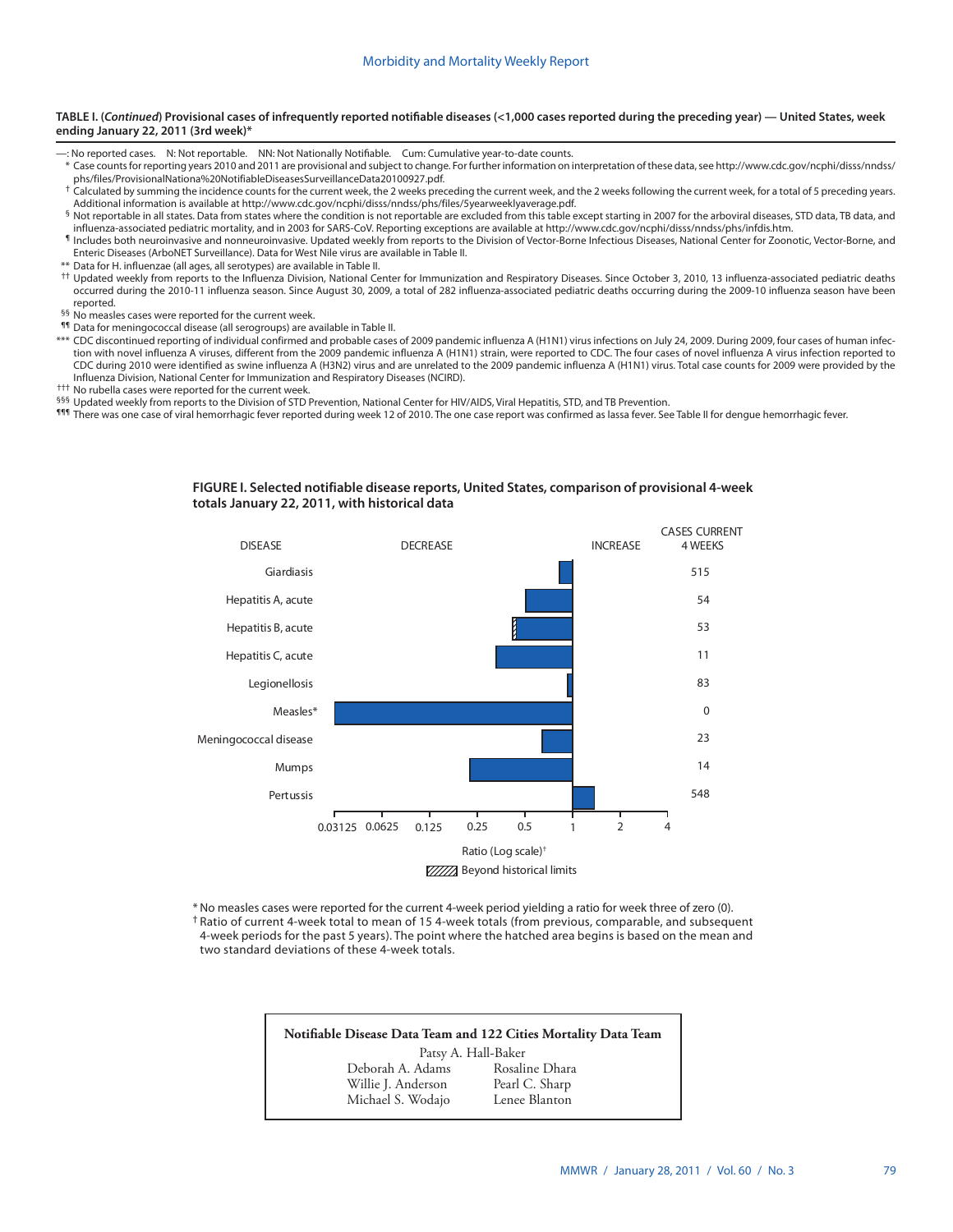**TABLE I. (*Continued*) Provisional cases of infrequently reported notifiable diseases (<1,000 cases reported during the preceding year) — United States, week ending January 22, 2011 (3rd week)***

—: No reported cases. N: Not reportable. NN: Not Nationally Notifiable. Cum: Cumulative year-to-date counts.

\* Case counts for reporting years 2010 and 2011 are provisional and subject to change. For further information on interpretation of these data, see http://www.cdc.gov/ncphi/disss/nndss/phs/files/ProvisionalNationa%20NotifiableDiseasesSurveillanceData20100927.pdf.

† Calculated by summing the incidence counts for the current week, the 2 weeks preceding the current week, and the 2 weeks following the current week, for a total of 5 preceding years. Additional information is available at http://www.cdc.gov/ncphi/disss/nndss/phs/files/5yearweeklyaverage.pdf.

§ Not reportable in all states. Data from states where the condition is not reportable are excluded from this table except starting in 2007 for the arboviral diseases, STD data, TB data, and influenza-associated pediatric mortality, and in 2003 for SARS-CoV. Reporting exceptions are available at http://www.cdc.gov/ncphi/disss/nndss/phs/infdis.htm.

¶ Includes both neuroinvasive and nonneuroinvasive. Updated weekly from reports to the Division of Vector-Borne Infectious Diseases, National Center for Zoonotic, Vector-Borne, and Enteric Diseases (ArboNET Surveillance). Data for West Nile virus are available in Table II.

\*\* Data for H. influenzae (all ages, all serotypes) are available in Table II.

†† Updated weekly from reports to the Influenza Division, National Center for Immunization and Respiratory Diseases. Since October 3, 2010, 13 influenza-associated pediatric deaths occurred during the 2010-11 influenza season. Since August 30, 2009, a total of 282 influenza-associated pediatric deaths occurring during the 2009-10 influenza season have been reported.

§§ No measles cases were reported for the current week.

¶¶ Data for meningococcal disease (all serogroups) are available in Table II.

\*\*\* CDC discontinued reporting of individual confirmed and probable cases of 2009 pandemic influenza A (H1N1) virus infections on July 24, 2009. During 2009, four cases of human infection with novel influenza A viruses, different from the 2009 pandemic influenza A (H1N1) strain, were reported to CDC. The four cases of novel influenza A virus infection reported to CDC during 2010 were identified as swine influenza A (H3N2) virus and are unrelated to the 2009 pandemic influenza A (H1N1) virus. Total case counts for 2009 were provided by the Influenza Division, National Center for Immunization and Respiratory Diseases (NCIRD).

††† No rubella cases were reported for the current week.

§§§ Updated weekly from reports to the Division of STD Prevention, National Center for HIV/AIDS, Viral Hepatitis, STD, and TB Prevention.

¶¶¶ There was one case of viral hemorrhagic fever reported during week 12 of 2010. The one case report was confirmed as lassa fever. See Table II for dengue hemorrhagic fever.

**FIGURE I. Selected notifiable disease reports, United States, comparison of provisional 4-week totals January 22, 2011, with historical data**

| DISEASE | CASES CURRENT 4 WEEKS |
|---|---|
| Giardiasis | 515 |
| Hepatitis A, acute | 54 |
| Hepatitis B, acute | 53 |
| Hepatitis C, acute | 11 |
| Legionellosis | 83 |
| Measles* | 0 |
| Meningococcal disease | 23 |
| Mumps | 14 |
| Pertussis | 548 |

Ratio (Log scale)† — axis: 0.03125, 0.0625, 0.125, 0.25, 0.5, 1, 2, 4 (DECREASE / INCREASE)

Beyond historical limits

\* No measles cases were reported for the current 4-week period yielding a ratio for week three of zero (0).

† Ratio of current 4-week total to mean of 15 4-week totals (from previous, comparable, and subsequent 4-week periods for the past 5 years). The point where the hatched area begins is based on the mean and two standard deviations of these 4-week totals.

**Notifiable Disease Data Team and 122 Cities Mortality Data Team**

Patsy A. Hall-Baker

| | |
|---|---|
| Deborah A. Adams | Rosaline Dhara |
| Willie J. Anderson | Pearl C. Sharp |
| Michael S. Wodajo | Lenee Blanton |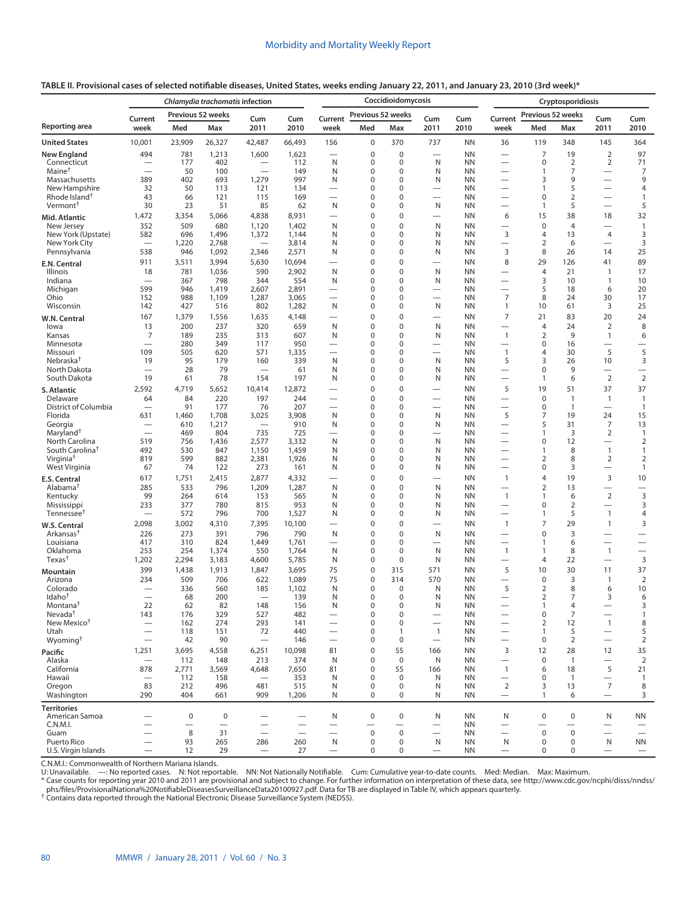**TABLE II. Provisional cases of selected notifiable diseases, United States, weeks ending January 22, 2011, and January 23, 2010 (3rd week)***

| Reporting area | *Chlamydia trachomatis* infection | | | | | Coccidioidomycosis | | | | | Cryptosporidiosis | | | | |
|---|---|---|---|---|---|---|---|---|---|---|---|---|---|---|---|
| | Current week | Previous 52 weeks | | Cum 2011 | Cum 2010 | Current week | Previous 52 weeks | | Cum 2011 | Cum 2010 | Current week | Previous 52 weeks | | Cum 2011 | Cum 2010 |
| | | Med | Max | | | | Med | Max | | | | Med | Max | | |
| **United States** | 10,001 | 23,909 | 26,327 | 42,487 | 66,493 | 156 | 0 | 370 | 737 | NN | 36 | 119 | 348 | 145 | 364 |
| **New England** | 494 | 781 | 1,213 | 1,600 | 1,623 | — | 0 | 0 | — | NN | — | 7 | 19 | 2 | 97 |
| Connecticut | — | 177 | 402 | — | 112 | N | 0 | 0 | N | NN | — | 0 | 2 | 2 | 71 |
| Maine† | — | 50 | 100 | — | 149 | N | 0 | 0 | N | NN | — | 1 | 7 | — | 7 |
| Massachusetts | 389 | 402 | 693 | 1,279 | 997 | N | 0 | 0 | N | NN | — | 3 | 9 | — | 9 |
| New Hampshire | 32 | 50 | 113 | 121 | 134 | — | 0 | 0 | — | NN | — | 1 | 5 | — | 4 |
| Rhode Island† | 43 | 66 | 121 | 115 | 169 | — | 0 | 0 | — | NN | — | 0 | 2 | — | 1 |
| Vermont† | 30 | 23 | 51 | 85 | 62 | N | 0 | 0 | N | NN | — | 1 | 5 | — | 5 |
| **Mid. Atlantic** | 1,472 | 3,354 | 5,066 | 4,838 | 8,931 | — | 0 | 0 | — | NN | 6 | 15 | 38 | 18 | 32 |
| New Jersey | 352 | 509 | 680 | 1,120 | 1,402 | N | 0 | 0 | N | NN | — | 0 | 4 | — | 1 |
| New York (Upstate) | 582 | 696 | 1,496 | 1,372 | 1,144 | N | 0 | 0 | N | NN | 3 | 4 | 13 | 4 | 3 |
| New York City | — | 1,220 | 2,768 | — | 3,814 | N | 0 | 0 | N | NN | — | 2 | 6 | — | 3 |
| Pennsylvania | 538 | 946 | 1,092 | 2,346 | 2,571 | N | 0 | 0 | N | NN | 3 | 8 | 26 | 14 | 25 |
| **E.N. Central** | 911 | 3,511 | 3,994 | 5,630 | 10,694 | — | 0 | 0 | — | NN | 8 | 29 | 126 | 41 | 89 |
| Illinois | 18 | 781 | 1,036 | 590 | 2,902 | N | 0 | 0 | N | NN | — | 4 | 21 | 1 | 17 |
| Indiana | — | 367 | 798 | 344 | 554 | N | 0 | 0 | N | NN | — | 3 | 10 | 1 | 10 |
| Michigan | 599 | 946 | 1,419 | 2,607 | 2,891 | — | 0 | 0 | — | NN | — | 5 | 18 | 6 | 20 |
| Ohio | 152 | 988 | 1,109 | 1,287 | 3,065 | — | 0 | 0 | — | NN | 7 | 8 | 24 | 30 | 17 |
| Wisconsin | 142 | 427 | 516 | 802 | 1,282 | N | 0 | 0 | N | NN | 1 | 10 | 61 | 3 | 25 |
| **W.N. Central** | 167 | 1,379 | 1,556 | 1,635 | 4,148 | — | 0 | 0 | — | NN | 7 | 21 | 83 | 20 | 24 |
| Iowa | 13 | 200 | 237 | 320 | 659 | N | 0 | 0 | N | NN | — | 4 | 24 | 2 | 8 |
| Kansas | 7 | 189 | 235 | 313 | 607 | N | 0 | 0 | N | NN | 1 | 2 | 9 | 1 | 6 |
| Minnesota | — | 280 | 349 | 117 | 950 | — | 0 | 0 | — | NN | — | 0 | 16 | — | — |
| Missouri | 109 | 505 | 620 | 571 | 1,335 | — | 0 | 0 | — | NN | 1 | 4 | 30 | 5 | 5 |
| Nebraska† | 19 | 95 | 179 | 160 | 339 | N | 0 | 0 | N | NN | 5 | 3 | 26 | 10 | 3 |
| North Dakota | — | 28 | 79 | — | 61 | N | 0 | 0 | N | NN | — | 0 | 9 | — | — |
| South Dakota | 19 | 61 | 78 | 154 | 197 | N | 0 | 0 | N | NN | — | 1 | 6 | 2 | 2 |
| **S. Atlantic** | 2,592 | 4,719 | 5,652 | 10,414 | 12,872 | — | 0 | 0 | — | NN | 5 | 19 | 51 | 37 | 37 |
| Delaware | 64 | 84 | 220 | 197 | 244 | — | 0 | 0 | — | NN | — | 0 | 1 | 1 | 1 |
| District of Columbia | — | 91 | 177 | 76 | 207 | — | 0 | 0 | — | NN | — | 0 | 1 | — | 1 |
| Florida | 631 | 1,460 | 1,708 | 3,025 | 3,908 | N | 0 | 0 | N | NN | 5 | 7 | 19 | 24 | 15 |
| Georgia | — | 610 | 1,217 | — | 910 | N | 0 | 0 | N | NN | — | 5 | 31 | 7 | 13 |
| Maryland† | — | 469 | 804 | 735 | 725 | — | 0 | 0 | — | NN | — | 1 | 3 | 2 | 1 |
| North Carolina | 519 | 756 | 1,436 | 2,577 | 3,332 | N | 0 | 0 | N | NN | — | 0 | 12 | — | 2 |
| South Carolina† | 492 | 530 | 847 | 1,150 | 1,459 | N | 0 | 0 | N | NN | — | 1 | 8 | 1 | 1 |
| Virginia† | 819 | 599 | 882 | 2,381 | 1,926 | N | 0 | 0 | N | NN | — | 2 | 8 | 2 | 2 |
| West Virginia | 67 | 74 | 122 | 273 | 161 | N | 0 | 0 | N | NN | — | 0 | 3 | — | 1 |
| **E.S. Central** | 617 | 1,751 | 2,415 | 2,877 | 4,332 | — | 0 | 0 | — | NN | 1 | 4 | 19 | 3 | 10 |
| Alabama† | 285 | 533 | 796 | 1,209 | 1,287 | N | 0 | 0 | N | NN | — | 2 | 13 | — | — |
| Kentucky | 99 | 264 | 614 | 153 | 565 | N | 0 | 0 | N | NN | 1 | 1 | 6 | 2 | 3 |
| Mississippi | 233 | 377 | 780 | 815 | 953 | N | 0 | 0 | N | NN | — | 0 | 2 | — | 3 |
| Tennessee† | — | 572 | 796 | 700 | 1,527 | N | 0 | 0 | N | NN | — | 1 | 5 | 1 | 4 |
| **W.S. Central** | 2,098 | 3,002 | 4,310 | 7,395 | 10,100 | — | 0 | 0 | — | NN | 1 | 7 | 29 | 1 | 3 |
| Arkansas† | 226 | 273 | 391 | 796 | 790 | N | 0 | 0 | N | NN | — | 0 | 3 | — | — |
| Louisiana | 417 | 310 | 824 | 1,449 | 1,761 | — | 0 | 0 | — | NN | — | 1 | 6 | — | — |
| Oklahoma | 253 | 254 | 1,374 | 550 | 1,764 | N | 0 | 0 | N | NN | 1 | 1 | 8 | 1 | — |
| Texas† | 1,202 | 2,294 | 3,183 | 4,600 | 5,785 | N | 0 | 0 | N | NN | — | 4 | 22 | — | 3 |
| **Mountain** | 399 | 1,438 | 1,913 | 1,847 | 3,695 | 75 | 0 | 315 | 571 | NN | 5 | 10 | 30 | 11 | 37 |
| Arizona | 234 | 509 | 706 | 622 | 1,089 | 75 | 0 | 314 | 570 | NN | — | 0 | 3 | 1 | 2 |
| Colorado | — | 336 | 560 | 185 | 1,102 | N | 0 | 0 | N | NN | 5 | 2 | 8 | 6 | 10 |
| Idaho† | — | 68 | 200 | — | 139 | N | 0 | 0 | N | NN | — | 2 | 7 | 3 | 6 |
| Montana† | 22 | 62 | 82 | 148 | 156 | N | 0 | 0 | N | NN | — | 1 | 4 | — | 3 |
| Nevada† | 143 | 176 | 329 | 527 | 482 | — | 0 | 0 | — | NN | — | 0 | 7 | — | 1 |
| New Mexico† | — | 162 | 274 | 293 | 141 | — | 0 | 0 | — | NN | — | 2 | 12 | 1 | 8 |
| Utah | — | 118 | 151 | 72 | 440 | — | 0 | 1 | 1 | NN | — | 1 | 5 | — | 5 |
| Wyoming† | — | 42 | 90 | — | 146 | — | 0 | 0 | — | NN | — | 0 | 2 | — | 2 |
| **Pacific** | 1,251 | 3,695 | 4,558 | 6,251 | 10,098 | 81 | 0 | 55 | 166 | NN | 3 | 12 | 28 | 12 | 35 |
| Alaska | — | 112 | 148 | 213 | 374 | N | 0 | 0 | N | NN | — | 0 | 1 | — | 2 |
| California | 878 | 2,771 | 3,569 | 4,648 | 7,650 | 81 | 0 | 55 | 166 | NN | 1 | 6 | 18 | 5 | 21 |
| Hawaii | — | 112 | 158 | — | 353 | N | 0 | 0 | N | NN | — | 0 | 1 | — | 1 |
| Oregon | 83 | 212 | 496 | 481 | 515 | N | 0 | 0 | N | NN | 2 | 3 | 13 | 7 | 8 |
| Washington | 290 | 404 | 661 | 909 | 1,206 | N | 0 | 0 | N | NN | — | 1 | 6 | — | 3 |
| **Territories** | | | | | | | | | | | | | | | |
| American Samoa | — | 0 | 0 | — | — | N | 0 | 0 | N | NN | N | 0 | 0 | N | NN |
| C.N.M.I. | — | — | — | — | — | — | — | — | — | NN | — | — | — | — | — |
| Guam | — | 8 | 31 | — | — | — | 0 | 0 | — | NN | — | 0 | 0 | — | — |
| Puerto Rico | — | 93 | 265 | 286 | 260 | N | 0 | 0 | N | NN | N | 0 | 0 | N | NN |
| U.S. Virgin Islands | — | 12 | 29 | — | 27 | — | 0 | 0 | — | NN | — | 0 | 0 | — | — |

C.N.M.I.: Commonwealth of Northern Mariana Islands.
U: Unavailable. —: No reported cases. N: Not reportable. NN: Not Nationally Notifiable. Cum: Cumulative year-to-date counts. Med: Median. Max: Maximum.
* Case counts for reporting year 2010 and 2011 are provisional and subject to change. For further information on interpretation of these data, see http://www.cdc.gov/ncphi/disss/nndss/phs/files/ProvisionalNationa%20NotifiableDiseasesSurveillanceData20100927.pdf. Data for TB are displayed in Table IV, which appears quarterly.
† Contains data reported through the National Electronic Disease Surveillance System (NEDSS).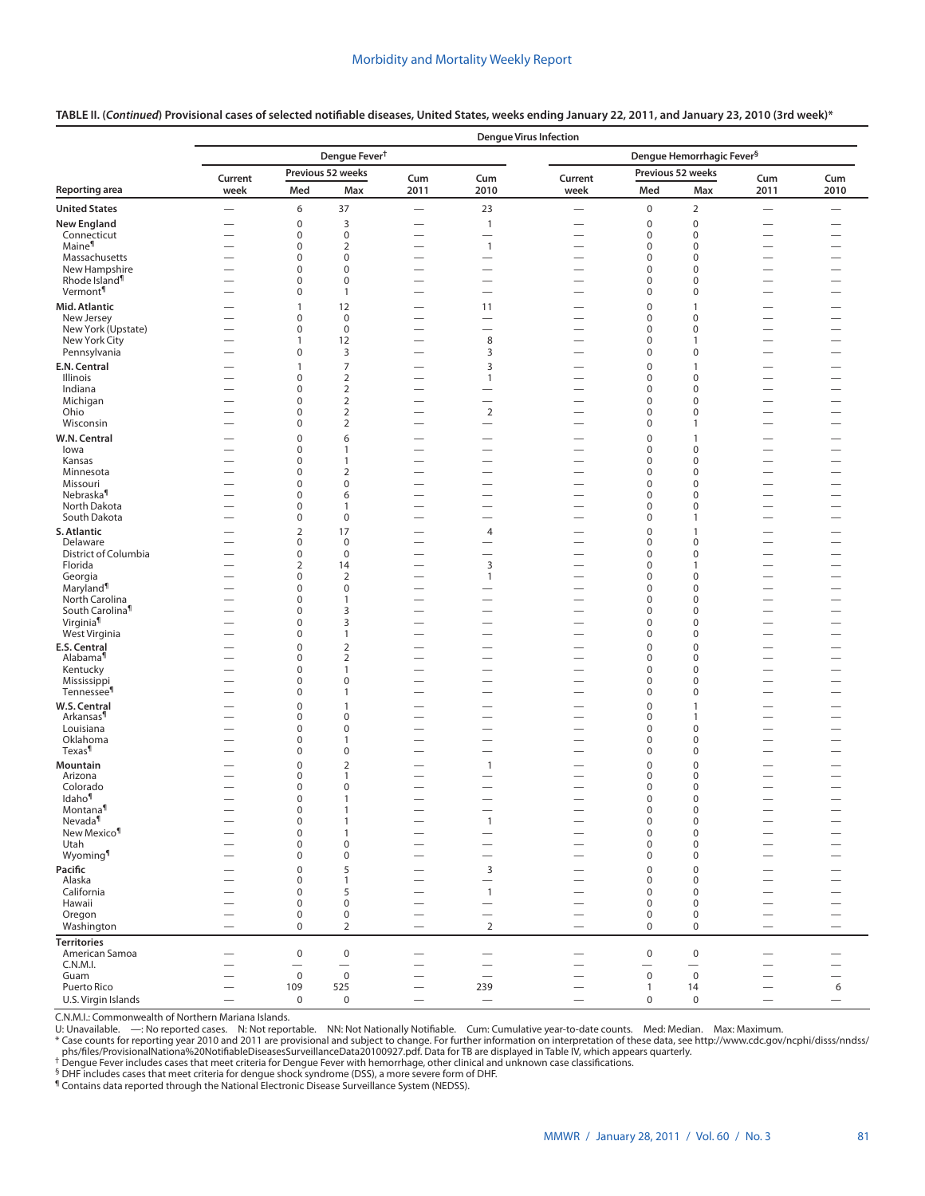**TABLE II. (*Continued*) Provisional cases of selected notifiable diseases, United States, weeks ending January 22, 2011, and January 23, 2010 (3rd week)***

| | Dengue Virus Infection | | | | | | | | | |
|---|---|---|---|---|---|---|---|---|---|---|
| | Dengue Fever† | | | | | Dengue Hemorrhagic Fever§ | | | | |
| | Current | Previous 52 weeks | | Cum | Cum | Current | Previous 52 weeks | | Cum | Cum |
| Reporting area | week | Med | Max | 2011 | 2010 | week | Med | Max | 2011 | 2010 |
| **United States** | — | 6 | 37 | — | 23 | — | 0 | 2 | — | — |
| **New England** | — | 0 | 3 | — | 1 | — | 0 | 0 | — | — |
| Connecticut | — | 0 | 0 | — | — | — | 0 | 0 | — | — |
| Maine¶ | — | 0 | 2 | — | 1 | — | 0 | 0 | — | — |
| Massachusetts | — | 0 | 0 | — | — | — | 0 | 0 | — | — |
| New Hampshire | — | 0 | 0 | — | — | — | 0 | 0 | — | — |
| Rhode Island¶ | — | 0 | 0 | — | — | — | 0 | 0 | — | — |
| Vermont¶ | — | 0 | 1 | — | — | — | 0 | 0 | — | — |
| **Mid. Atlantic** | — | 1 | 12 | — | 11 | — | 0 | 1 | — | — |
| New Jersey | — | 0 | 0 | — | — | — | 0 | 0 | — | — |
| New York (Upstate) | — | 0 | 0 | — | — | — | 0 | 0 | — | — |
| New York City | — | 1 | 12 | — | 8 | — | 0 | 1 | — | — |
| Pennsylvania | — | 0 | 3 | — | 3 | — | 0 | 0 | — | — |
| **E.N. Central** | — | 1 | 7 | — | 3 | — | 0 | 1 | — | — |
| Illinois | — | 0 | 2 | — | 1 | — | 0 | 0 | — | — |
| Indiana | — | 0 | 2 | — | — | — | 0 | 0 | — | — |
| Michigan | — | 0 | 2 | — | — | — | 0 | 0 | — | — |
| Ohio | — | 0 | 2 | — | 2 | — | 0 | 0 | — | — |
| Wisconsin | — | 0 | 2 | — | — | — | 0 | 1 | — | — |
| **W.N. Central** | — | 0 | 6 | — | — | — | 0 | 1 | — | — |
| Iowa | — | 0 | 1 | — | — | — | 0 | 0 | — | — |
| Kansas | — | 0 | 1 | — | — | — | 0 | 0 | — | — |
| Minnesota | — | 0 | 2 | — | — | — | 0 | 0 | — | — |
| Missouri | — | 0 | 0 | — | — | — | 0 | 0 | — | — |
| Nebraska¶ | — | 0 | 6 | — | — | — | 0 | 0 | — | — |
| North Dakota | — | 0 | 1 | — | — | — | 0 | 0 | — | — |
| South Dakota | — | 0 | 0 | — | — | — | 0 | 1 | — | — |
| **S. Atlantic** | — | 2 | 17 | — | 4 | — | 0 | 1 | — | — |
| Delaware | — | 0 | 0 | — | — | — | 0 | 0 | — | — |
| District of Columbia | — | 0 | 0 | — | — | — | 0 | 0 | — | — |
| Florida | — | 2 | 14 | — | 3 | — | 0 | 1 | — | — |
| Georgia | — | 0 | 2 | — | 1 | — | 0 | 0 | — | — |
| Maryland¶ | — | 0 | 0 | — | — | — | 0 | 0 | — | — |
| North Carolina | — | 0 | 1 | — | — | — | 0 | 0 | — | — |
| South Carolina¶ | — | 0 | 3 | — | — | — | 0 | 0 | — | — |
| Virginia¶ | — | 0 | 3 | — | — | — | 0 | 0 | — | — |
| West Virginia | — | 0 | 1 | — | — | — | 0 | 0 | — | — |
| **E.S. Central** | — | 0 | 2 | — | — | — | 0 | 0 | — | — |
| Alabama¶ | — | 0 | 2 | — | — | — | 0 | 0 | — | — |
| Kentucky | — | 0 | 1 | — | — | — | 0 | 0 | — | — |
| Mississippi | — | 0 | 0 | — | — | — | 0 | 0 | — | — |
| Tennessee¶ | — | 0 | 1 | — | — | — | 0 | 0 | — | — |
| **W.S. Central** | — | 0 | 1 | — | — | — | 0 | 1 | — | — |
| Arkansas¶ | — | 0 | 0 | — | — | — | 0 | 1 | — | — |
| Louisiana | — | 0 | 0 | — | — | — | 0 | 0 | — | — |
| Oklahoma | — | 0 | 1 | — | — | — | 0 | 0 | — | — |
| Texas¶ | — | 0 | 0 | — | — | — | 0 | 0 | — | — |
| **Mountain** | — | 0 | 2 | — | 1 | — | 0 | 0 | — | — |
| Arizona | — | 0 | 1 | — | — | — | 0 | 0 | — | — |
| Colorado | — | 0 | 0 | — | — | — | 0 | 0 | — | — |
| Idaho¶ | — | 0 | 1 | — | — | — | 0 | 0 | — | — |
| Montana¶ | — | 0 | 1 | — | — | — | 0 | 0 | — | — |
| Nevada¶ | — | 0 | 1 | — | 1 | — | 0 | 0 | — | — |
| New Mexico¶ | — | 0 | 1 | — | — | — | 0 | 0 | — | — |
| Utah | — | 0 | 0 | — | — | — | 0 | 0 | — | — |
| Wyoming¶ | — | 0 | 0 | — | — | — | 0 | 0 | — | — |
| **Pacific** | — | 0 | 5 | — | 3 | — | 0 | 0 | — | — |
| Alaska | — | 0 | 1 | — | — | — | 0 | 0 | — | — |
| California | — | 0 | 5 | — | 1 | — | 0 | 0 | — | — |
| Hawaii | — | 0 | 0 | — | — | — | 0 | 0 | — | — |
| Oregon | — | 0 | 0 | — | — | — | 0 | 0 | — | — |
| Washington | — | 0 | 2 | — | 2 | — | 0 | 0 | — | — |
| **Territories** | | | | | | | | | | |
| American Samoa | — | 0 | 0 | — | — | — | 0 | 0 | — | — |
| C.N.M.I. | — | — | — | — | — | — | — | — | — | — |
| Guam | — | 0 | 0 | — | — | — | 0 | 0 | — | — |
| Puerto Rico | — | 109 | 525 | — | 239 | — | 1 | 14 | — | 6 |
| U.S. Virgin Islands | — | 0 | 0 | — | — | — | 0 | 0 | — | — |

C.N.M.I.: Commonwealth of Northern Mariana Islands.
U: Unavailable. —: No reported cases. N: Not reportable. NN: Not Nationally Notifiable. Cum: Cumulative year-to-date counts. Med: Median. Max: Maximum.
* Case counts for reporting year 2010 and 2011 are provisional and subject to change. For further information on interpretation of these data, see http://www.cdc.gov/ncphi/disss/nndss/phs/files/ProvisionalNationa%20NotifiableDiseasesSurveillanceData20100927.pdf. Data for TB are displayed in Table IV, which appears quarterly.
† Dengue Fever includes cases that meet criteria for Dengue Fever with hemorrhage, other clinical and unknown case classifications.
§ DHF includes cases that meet criteria for dengue shock syndrome (DSS), a more severe form of DHF.
¶ Contains data reported through the National Electronic Disease Surveillance System (NEDSS).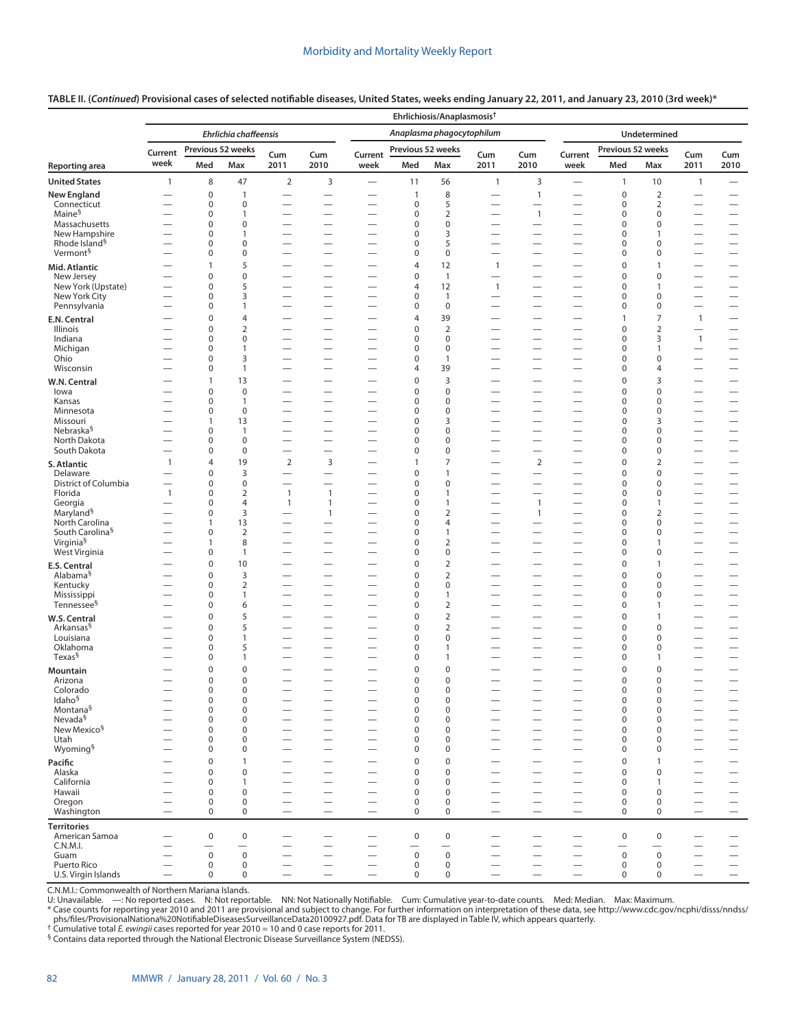**TABLE II. (*Continued*) Provisional cases of selected notifiable diseases, United States, weeks ending January 22, 2011, and January 23, 2010 (3rd week)***

| Reporting area | Ehrlichiosis/Anaplasmosis† | | | | | | | | | | | | | | |
|---|---|---|---|---|---|---|---|---|---|---|---|---|---|---|---|
| | *Ehrlichia chaffeensis* | | | | | *Anaplasma phagocytophilum* | | | | | Undetermined | | | | |
| | Current week | Previous 52 weeks Med | Previous 52 weeks Max | Cum 2011 | Cum 2010 | Current week | Previous 52 weeks Med | Previous 52 weeks Max | Cum 2011 | Cum 2010 | Current week | Previous 52 weeks Med | Previous 52 weeks Max | Cum 2011 | Cum 2010 |
| **United States** | 1 | 8 | 47 | 2 | 3 | — | 11 | 56 | 1 | 3 | — | 1 | 10 | 1 | — |
| **New England** | — | 0 | 1 | — | — | — | 1 | 8 | — | 1 | — | 0 | 2 | — | — |
| Connecticut | — | 0 | 0 | — | — | — | 0 | 5 | — | — | — | 0 | 2 | — | — |
| Maine§ | — | 0 | 1 | — | — | — | 0 | 2 | — | 1 | — | 0 | 0 | — | — |
| Massachusetts | — | 0 | 0 | — | — | — | 0 | 0 | — | — | — | 0 | 0 | — | — |
| New Hampshire | — | 0 | 1 | — | — | — | 0 | 3 | — | — | — | 0 | 1 | — | — |
| Rhode Island§ | — | 0 | 0 | — | — | — | 0 | 5 | — | — | — | 0 | 0 | — | — |
| Vermont§ | — | 0 | 0 | — | — | — | 0 | 0 | — | — | — | 0 | 0 | — | — |
| **Mid. Atlantic** | — | 1 | 5 | — | — | — | 4 | 12 | 1 | — | — | 0 | 1 | — | — |
| New Jersey | — | 0 | 0 | — | — | — | 0 | 1 | — | — | — | 0 | 0 | — | — |
| New York (Upstate) | — | 0 | 5 | — | — | — | 4 | 12 | 1 | — | — | 0 | 1 | — | — |
| New York City | — | 0 | 3 | — | — | — | 0 | 1 | — | — | — | 0 | 0 | — | — |
| Pennsylvania | — | 0 | 1 | — | — | — | 0 | 0 | — | — | — | 0 | 0 | — | — |
| **E.N. Central** | — | 0 | 4 | — | — | — | 4 | 39 | — | — | — | 1 | 7 | 1 | — |
| Illinois | — | 0 | 2 | — | — | — | 0 | 2 | — | — | — | 0 | 2 | — | — |
| Indiana | — | 0 | 0 | — | — | — | 0 | 0 | — | — | — | 0 | 3 | 1 | — |
| Michigan | — | 0 | 1 | — | — | — | 0 | 0 | — | — | — | 0 | 1 | — | — |
| Ohio | — | 0 | 3 | — | — | — | 0 | 1 | — | — | — | 0 | 0 | — | — |
| Wisconsin | — | 0 | 1 | — | — | — | 4 | 39 | — | — | — | 0 | 4 | — | — |
| **W.N. Central** | — | 1 | 13 | — | — | — | 0 | 3 | — | — | — | 0 | 3 | — | — |
| Iowa | — | 0 | 0 | — | — | — | 0 | 0 | — | — | — | 0 | 0 | — | — |
| Kansas | — | 0 | 1 | — | — | — | 0 | 0 | — | — | — | 0 | 0 | — | — |
| Minnesota | — | 0 | 0 | — | — | — | 0 | 0 | — | — | — | 0 | 0 | — | — |
| Missouri | — | 1 | 13 | — | — | — | 0 | 3 | — | — | — | 0 | 3 | — | — |
| Nebraska§ | — | 0 | 1 | — | — | — | 0 | 0 | — | — | — | 0 | 0 | — | — |
| North Dakota | — | 0 | 0 | — | — | — | 0 | 0 | — | — | — | 0 | 0 | — | — |
| South Dakota | — | 0 | 0 | — | — | — | 0 | 0 | — | — | — | 0 | 0 | — | — |
| **S. Atlantic** | 1 | 4 | 19 | 2 | 3 | — | 1 | 7 | — | 2 | — | 0 | 2 | — | — |
| Delaware | — | 0 | 3 | — | — | — | 0 | 1 | — | — | — | 0 | 0 | — | — |
| District of Columbia | — | 0 | 0 | — | — | — | 0 | 0 | — | — | — | 0 | 0 | — | — |
| Florida | 1 | 0 | 2 | 1 | 1 | — | 0 | 1 | — | — | — | 0 | 0 | — | — |
| Georgia | — | 0 | 4 | 1 | 1 | — | 0 | 1 | — | 1 | — | 0 | 1 | — | — |
| Maryland§ | — | 0 | 3 | — | 1 | — | 0 | 2 | — | 1 | — | 0 | 2 | — | — |
| North Carolina | — | 1 | 13 | — | — | — | 0 | 4 | — | — | — | 0 | 0 | — | — |
| South Carolina§ | — | 0 | 2 | — | — | — | 0 | 1 | — | — | — | 0 | 0 | — | — |
| Virginia§ | — | 1 | 8 | — | — | — | 0 | 2 | — | — | — | 0 | 1 | — | — |
| West Virginia | — | 0 | 1 | — | — | — | 0 | 0 | — | — | — | 0 | 0 | — | — |
| **E.S. Central** | — | 0 | 10 | — | — | — | 0 | 2 | — | — | — | 0 | 1 | — | — |
| Alabama§ | — | 0 | 3 | — | — | — | 0 | 2 | — | — | — | 0 | 0 | — | — |
| Kentucky | — | 0 | 2 | — | — | — | 0 | 0 | — | — | — | 0 | 0 | — | — |
| Mississippi | — | 0 | 1 | — | — | — | 0 | 1 | — | — | — | 0 | 0 | — | — |
| Tennessee§ | — | 0 | 6 | — | — | — | 0 | 2 | — | — | — | 0 | 1 | — | — |
| **W.S. Central** | — | 0 | 5 | — | — | — | 0 | 2 | — | — | — | 0 | 1 | — | — |
| Arkansas§ | — | 0 | 5 | — | — | — | 0 | 2 | — | — | — | 0 | 0 | — | — |
| Louisiana | — | 0 | 1 | — | — | — | 0 | 0 | — | — | — | 0 | 0 | — | — |
| Oklahoma | — | 0 | 5 | — | — | — | 0 | 1 | — | — | — | 0 | 0 | — | — |
| Texas§ | — | 0 | 1 | — | — | — | 0 | 1 | — | — | — | 0 | 1 | — | — |
| **Mountain** | — | 0 | 0 | — | — | — | 0 | 0 | — | — | — | 0 | 0 | — | — |
| Arizona | — | 0 | 0 | — | — | — | 0 | 0 | — | — | — | 0 | 0 | — | — |
| Colorado | — | 0 | 0 | — | — | — | 0 | 0 | — | — | — | 0 | 0 | — | — |
| Idaho§ | — | 0 | 0 | — | — | — | 0 | 0 | — | — | — | 0 | 0 | — | — |
| Montana§ | — | 0 | 0 | — | — | — | 0 | 0 | — | — | — | 0 | 0 | — | — |
| Nevada§ | — | 0 | 0 | — | — | — | 0 | 0 | — | — | — | 0 | 0 | — | — |
| New Mexico§ | — | 0 | 0 | — | — | — | 0 | 0 | — | — | — | 0 | 0 | — | — |
| Utah | — | 0 | 0 | — | — | — | 0 | 0 | — | — | — | 0 | 0 | — | — |
| Wyoming§ | — | 0 | 0 | — | — | — | 0 | 0 | — | — | — | 0 | 0 | — | — |
| **Pacific** | — | 0 | 1 | — | — | — | 0 | 0 | — | — | — | 0 | 1 | — | — |
| Alaska | — | 0 | 0 | — | — | — | 0 | 0 | — | — | — | 0 | 0 | — | — |
| California | — | 0 | 1 | — | — | — | 0 | 0 | — | — | — | 0 | 1 | — | — |
| Hawaii | — | 0 | 0 | — | — | — | 0 | 0 | — | — | — | 0 | 0 | — | — |
| Oregon | — | 0 | 0 | — | — | — | 0 | 0 | — | — | — | 0 | 0 | — | — |
| Washington | — | 0 | 0 | — | — | — | 0 | 0 | — | — | — | 0 | 0 | — | — |
| **Territories** | | | | | | | | | | | | | | | |
| American Samoa | — | 0 | 0 | — | — | — | 0 | 0 | — | — | — | 0 | 0 | — | — |
| C.N.M.I. | — | — | — | — | — | — | — | — | — | — | — | — | — | — | — |
| Guam | — | 0 | 0 | — | — | — | 0 | 0 | — | — | — | 0 | 0 | — | — |
| Puerto Rico | — | 0 | 0 | — | — | — | 0 | 0 | — | — | — | 0 | 0 | — | — |
| U.S. Virgin Islands | — | 0 | 0 | — | — | — | 0 | 0 | — | — | — | 0 | 0 | — | — |

C.N.M.I.: Commonwealth of Northern Mariana Islands.
U: Unavailable. —: No reported cases. N: Not reportable. NN: Not Nationally Notifiable. Cum: Cumulative year-to-date counts. Med: Median. Max: Maximum.
* Case counts for reporting year 2010 and 2011 are provisional and subject to change. For further information on interpretation of these data, see http://www.cdc.gov/ncphi/disss/nndss/phs/files/ProvisionalNationa%20NotifiableDiseasesSurveillanceData20100927.pdf. Data for TB are displayed in Table IV, which appears quarterly.
† Cumulative total *E. ewingii* cases reported for year 2010 = 10 and 0 case reports for 2011.
§ Contains data reported through the National Electronic Disease Surveillance System (NEDSS).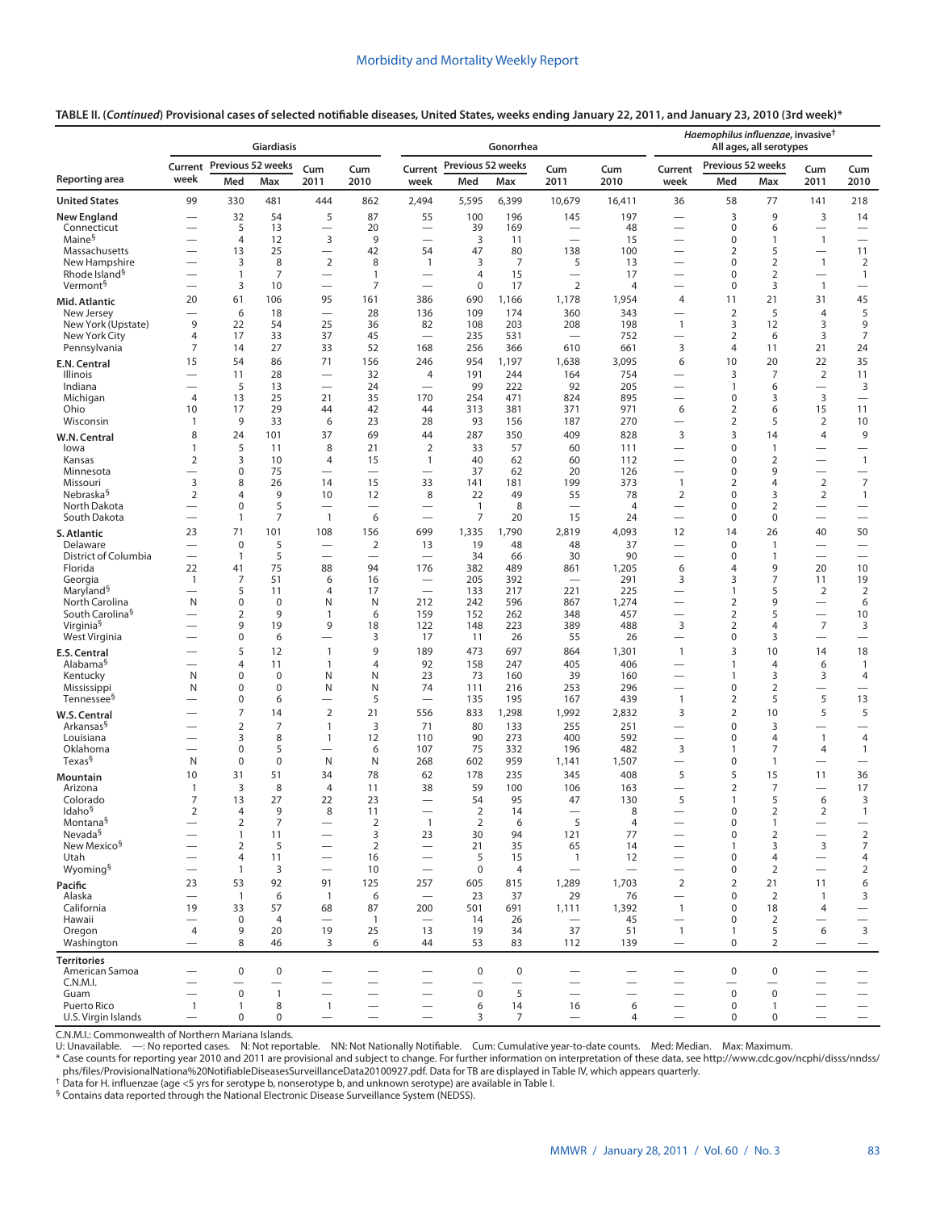**TABLE II. (*Continued*) Provisional cases of selected notifiable diseases, United States, weeks ending January 22, 2011, and January 23, 2010 (3rd week)***

| Reporting area | Giardiasis | | | | | Gonorrhea | | | | | *Haemophilus influenzae*, invasive† All ages, all serotypes | | | | |
|---|---|---|---|---|---|---|---|---|---|---|---|---|---|---|---|
| | Current week | Previous 52 weeks Med | Previous 52 weeks Max | Cum 2011 | Cum 2010 | Current week | Previous 52 weeks Med | Previous 52 weeks Max | Cum 2011 | Cum 2010 | Current week | Previous 52 weeks Med | Previous 52 weeks Max | Cum 2011 | Cum 2010 |
| **United States** | 99 | 330 | 481 | 444 | 862 | 2,494 | 5,595 | 6,399 | 10,679 | 16,411 | 36 | 58 | 77 | 141 | 218 |
| **New England** | — | 32 | 54 | 5 | 87 | 55 | 100 | 196 | 145 | 197 | — | 3 | 9 | 3 | 14 |
| Connecticut | — | 5 | 13 | — | 20 | — | 39 | 169 | — | 48 | — | 0 | 6 | — | — |
| Maine§ | — | 4 | 12 | 3 | 9 | — | 3 | 11 | — | 15 | — | 0 | 1 | 1 | — |
| Massachusetts | — | 13 | 25 | — | 42 | 54 | 47 | 80 | 138 | 100 | — | 2 | 5 | — | 11 |
| New Hampshire | — | 3 | 8 | 2 | 8 | 1 | 3 | 7 | 5 | 13 | — | 0 | 2 | 1 | 2 |
| Rhode Island§ | — | 1 | 7 | — | 1 | — | 4 | 15 | — | 17 | — | 0 | 2 | — | 1 |
| Vermont§ | — | 3 | 10 | — | 7 | — | 0 | 17 | 2 | 4 | — | 0 | 3 | 1 | — |
| **Mid. Atlantic** | 20 | 61 | 106 | 95 | 161 | 386 | 690 | 1,166 | 1,178 | 1,954 | 4 | 11 | 21 | 31 | 45 |
| New Jersey | — | 6 | 18 | — | 28 | 136 | 109 | 174 | 360 | 343 | — | 2 | 5 | 4 | 5 |
| New York (Upstate) | 9 | 22 | 54 | 25 | 36 | 82 | 108 | 203 | 208 | 198 | 1 | 3 | 12 | 3 | 9 |
| New York City | 4 | 17 | 33 | 37 | 45 | — | 235 | 531 | — | 752 | — | 2 | 6 | 3 | 7 |
| Pennsylvania | 7 | 14 | 27 | 33 | 52 | 168 | 256 | 366 | 610 | 661 | 3 | 4 | 11 | 21 | 24 |
| **E.N. Central** | 15 | 54 | 86 | 71 | 156 | 246 | 954 | 1,197 | 1,638 | 3,095 | 6 | 10 | 20 | 22 | 35 |
| Illinois | — | 11 | 28 | — | 32 | 4 | 191 | 244 | 164 | 754 | — | 3 | 7 | 2 | 11 |
| Indiana | — | 5 | 13 | — | 24 | — | 99 | 222 | 92 | 205 | — | 1 | 6 | — | 3 |
| Michigan | 4 | 13 | 25 | 21 | 35 | 170 | 254 | 471 | 824 | 895 | — | 0 | 3 | 3 | — |
| Ohio | 10 | 17 | 29 | 44 | 42 | 44 | 313 | 381 | 371 | 971 | 6 | 2 | 6 | 15 | 11 |
| Wisconsin | 1 | 9 | 33 | 6 | 23 | 28 | 93 | 156 | 187 | 270 | — | 2 | 5 | 2 | 10 |
| **W.N. Central** | 8 | 24 | 101 | 37 | 69 | 44 | 287 | 350 | 409 | 828 | 3 | 3 | 14 | 4 | 9 |
| Iowa | 1 | 5 | 11 | 8 | 21 | 2 | 33 | 57 | 60 | 111 | — | 0 | 1 | — | — |
| Kansas | 2 | 3 | 10 | 4 | 15 | 1 | 40 | 62 | 60 | 112 | — | 0 | 2 | — | 1 |
| Minnesota | — | 0 | 75 | — | — | — | 37 | 62 | 20 | 126 | — | 0 | 9 | — | — |
| Missouri | 3 | 8 | 26 | 14 | 15 | 33 | 141 | 181 | 199 | 373 | 1 | 2 | 4 | 2 | 7 |
| Nebraska§ | 2 | 4 | 9 | 10 | 12 | 8 | 22 | 49 | 55 | 78 | 2 | 0 | 3 | 2 | 1 |
| North Dakota | — | 0 | 5 | — | — | — | 1 | 8 | — | 4 | — | 0 | 2 | — | — |
| South Dakota | — | 1 | 7 | 1 | 6 | — | 7 | 20 | 15 | 24 | — | 0 | 0 | — | — |
| **S. Atlantic** | 23 | 71 | 101 | 108 | 156 | 699 | 1,335 | 1,790 | 2,819 | 4,093 | 12 | 14 | 26 | 40 | 50 |
| Delaware | — | 0 | 5 | — | 2 | 13 | 19 | 48 | 48 | 37 | — | 0 | 1 | — | — |
| District of Columbia | — | 1 | 5 | — | — | — | 34 | 66 | 30 | 90 | — | 0 | 1 | — | — |
| Florida | 22 | 41 | 75 | 88 | 94 | 176 | 382 | 489 | 861 | 1,205 | 6 | 4 | 9 | 20 | 10 |
| Georgia | 1 | 7 | 51 | 6 | 16 | — | 205 | 392 | — | 291 | 3 | 3 | 7 | 11 | 19 |
| Maryland§ | — | 5 | 11 | 4 | 17 | — | 133 | 217 | 221 | 225 | — | 1 | 5 | 2 | 2 |
| North Carolina | N | 0 | 0 | N | N | 212 | 242 | 596 | 867 | 1,274 | — | 2 | 9 | — | 6 |
| South Carolina§ | — | 2 | 9 | 1 | 6 | 159 | 152 | 262 | 348 | 457 | — | 2 | 5 | — | 10 |
| Virginia§ | — | 9 | 19 | 9 | 18 | 122 | 148 | 223 | 389 | 488 | 3 | 2 | 4 | 7 | 3 |
| West Virginia | — | 0 | 6 | — | 3 | 17 | 11 | 26 | 55 | 26 | — | 0 | 3 | — | — |
| **E.S. Central** | — | 5 | 12 | 1 | 9 | 189 | 473 | 697 | 864 | 1,301 | 1 | 3 | 10 | 14 | 18 |
| Alabama§ | — | 4 | 11 | 1 | 4 | 92 | 158 | 247 | 405 | 406 | — | 1 | 4 | 6 | 1 |
| Kentucky | N | 0 | 0 | N | N | 23 | 73 | 160 | 39 | 160 | — | 1 | 3 | 3 | 4 |
| Mississippi | N | 0 | 0 | N | N | 74 | 111 | 216 | 253 | 296 | — | 0 | 2 | — | — |
| Tennessee§ | — | 0 | 6 | — | 5 | — | 135 | 195 | 167 | 439 | 1 | 2 | 5 | 5 | 13 |
| **W.S. Central** | — | 7 | 14 | 2 | 21 | 556 | 833 | 1,298 | 1,992 | 2,832 | 3 | 2 | 10 | 5 | 5 |
| Arkansas§ | — | 2 | 7 | 1 | 3 | 71 | 80 | 133 | 255 | 251 | — | 0 | 3 | — | — |
| Louisiana | — | 3 | 8 | 1 | 12 | 110 | 90 | 273 | 400 | 592 | — | 0 | 4 | 1 | 4 |
| Oklahoma | — | 0 | 5 | — | 6 | 107 | 75 | 332 | 196 | 482 | 3 | 1 | 7 | 4 | 1 |
| Texas§ | N | 0 | 0 | N | N | 268 | 602 | 959 | 1,141 | 1,507 | — | 0 | 1 | — | — |
| **Mountain** | 10 | 31 | 51 | 34 | 78 | 62 | 178 | 235 | 345 | 408 | 5 | 5 | 15 | 11 | 36 |
| Arizona | 1 | 3 | 8 | 4 | 11 | 38 | 59 | 100 | 106 | 163 | — | 2 | 7 | — | 17 |
| Colorado | 7 | 13 | 27 | 22 | 23 | — | 54 | 95 | 47 | 130 | 5 | 1 | 5 | 6 | 3 |
| Idaho§ | 2 | 4 | 9 | 8 | 11 | — | 2 | 14 | — | 8 | — | 0 | 2 | 2 | 1 |
| Montana§ | — | 2 | 7 | — | 2 | 1 | 2 | 6 | 5 | 4 | — | 0 | 1 | — | — |
| Nevada§ | — | 1 | 11 | — | 3 | 23 | 30 | 94 | 121 | 77 | — | 0 | 2 | — | 2 |
| New Mexico§ | — | 2 | 5 | — | 2 | — | 21 | 35 | 65 | 14 | — | 1 | 3 | 3 | 7 |
| Utah | — | 4 | 11 | — | 16 | — | 5 | 15 | 1 | 12 | — | 0 | 4 | — | 4 |
| Wyoming§ | — | 1 | 3 | — | 10 | — | 0 | 4 | — | — | — | 0 | 2 | — | 2 |
| **Pacific** | 23 | 53 | 92 | 91 | 125 | 257 | 605 | 815 | 1,289 | 1,703 | 2 | 2 | 21 | 11 | 6 |
| Alaska | — | 1 | 6 | 1 | 6 | — | 23 | 37 | 29 | 76 | — | 0 | 2 | 1 | 3 |
| California | 19 | 33 | 57 | 68 | 87 | 200 | 501 | 691 | 1,111 | 1,392 | 1 | 0 | 18 | 4 | — |
| Hawaii | — | 0 | 4 | — | 1 | — | 14 | 26 | — | 45 | — | 0 | 2 | — | — |
| Oregon | 4 | 9 | 20 | 19 | 25 | 13 | 19 | 34 | 37 | 51 | 1 | 1 | 5 | 6 | 3 |
| Washington | — | 8 | 46 | 3 | 6 | 44 | 53 | 83 | 112 | 139 | — | 0 | 2 | — | — |
| **Territories** | | | | | | | | | | | | | | | |
| American Samoa | — | 0 | 0 | — | — | — | 0 | 0 | — | — | — | 0 | 0 | — | — |
| C.N.M.I. | — | — | — | — | — | — | — | — | — | — | — | — | — | — | — |
| Guam | — | 0 | 1 | — | — | — | 0 | 5 | — | — | — | 0 | 0 | — | — |
| Puerto Rico | 1 | 1 | 8 | 1 | — | — | 6 | 14 | 16 | 6 | — | 0 | 1 | — | — |
| U.S. Virgin Islands | — | 0 | 0 | — | — | — | 3 | 7 | — | 4 | — | 0 | 0 | — | — |

C.N.M.I.: Commonwealth of Northern Mariana Islands.

U: Unavailable. —: No reported cases. N: Not reportable. NN: Not Nationally Notifiable. Cum: Cumulative year-to-date counts. Med: Median. Max: Maximum.

\* Case counts for reporting year 2010 and 2011 are provisional and subject to change. For further information on interpretation of these data, see http://www.cdc.gov/ncphi/disss/nndss/phs/files/ProvisionalNationa%20NotifiableDiseasesSurveillanceData20100927.pdf. Data for TB are displayed in Table IV, which appears quarterly.

† Data for H. influenzae (age <5 yrs for serotype b, nonserotype b, and unknown serotype) are available in Table I.

§ Contains data reported through the National Electronic Disease Surveillance System (NEDSS).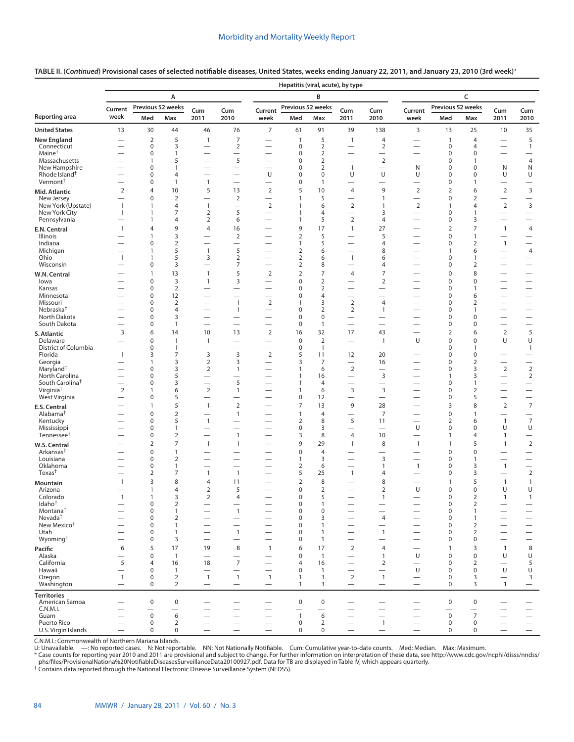**TABLE II. (*Continued*) Provisional cases of selected notifiable diseases, United States, weeks ending January 22, 2011, and January 23, 2010 (3rd week)***

| Reporting area | Hepatitis (viral, acute), by type | | | | | | | | | | | | | | |
|---|---|---|---|---|---|---|---|---|---|---|---|---|---|---|---|
| | A | | | | | B | | | | | C | | | | |
| | Current week | Previous 52 weeks Med | Previous 52 weeks Max | Cum 2011 | Cum 2010 | Current week | Previous 52 weeks Med | Previous 52 weeks Max | Cum 2011 | Cum 2010 | Current week | Previous 52 weeks Med | Previous 52 weeks Max | Cum 2011 | Cum 2010 |
| **United States** | 13 | 30 | 44 | 46 | 76 | 7 | 61 | 91 | 39 | 138 | 3 | 13 | 25 | 10 | 35 |
| **New England** | — | 2 | 5 | 1 | 7 | — | 1 | 5 | 1 | 4 | — | 1 | 4 | — | 5 |
| Connecticut | — | 0 | 3 | — | 2 | — | 0 | 2 | — | 2 | — | 0 | 4 | — | 1 |
| Maine† | — | 0 | 1 | — | — | — | 0 | 2 | — | — | — | 0 | 0 | — | — |
| Massachusetts | — | 1 | 5 | — | 5 | — | 0 | 2 | — | 2 | — | 0 | 1 | — | 4 |
| New Hampshire | — | 0 | 1 | — | — | — | 0 | 2 | 1 | — | N | 0 | 0 | N | N |
| Rhode Island† | — | 0 | 4 | — | — | U | 0 | 0 | U | U | U | 0 | 0 | U | U |
| Vermont† | — | 0 | 1 | 1 | — | — | 0 | 1 | — | — | — | 0 | 1 | — | — |
| **Mid. Atlantic** | 2 | 4 | 10 | 5 | 13 | 2 | 5 | 10 | 4 | 9 | 2 | 2 | 6 | 2 | 3 |
| New Jersey | — | 0 | 2 | — | 2 | — | 1 | 5 | — | 1 | — | 0 | 2 | — | — |
| New York (Upstate) | 1 | 1 | 4 | 1 | — | 2 | 1 | 6 | 2 | 1 | 2 | 1 | 4 | 2 | 3 |
| New York City | 1 | 1 | 7 | 2 | 5 | — | 1 | 4 | — | 3 | — | 0 | 1 | — | — |
| Pennsylvania | — | 1 | 4 | 2 | 6 | — | 1 | 5 | 2 | 4 | — | 0 | 3 | — | — |
| **E.N. Central** | 1 | 4 | 9 | 4 | 16 | — | 9 | 17 | 1 | 27 | — | 2 | 7 | 1 | 4 |
| Illinois | — | 1 | 3 | — | 2 | — | 2 | 5 | — | 5 | — | 0 | 1 | — | — |
| Indiana | — | 0 | 2 | — | — | — | 1 | 5 | — | 4 | — | 0 | 2 | 1 | — |
| Michigan | — | 1 | 5 | 1 | 5 | — | 2 | 6 | — | 8 | — | 1 | 6 | — | 4 |
| Ohio | 1 | 1 | 5 | 3 | 2 | — | 2 | 6 | 1 | 6 | — | 0 | 1 | — | — |
| Wisconsin | — | 0 | 3 | — | 7 | — | 2 | 8 | — | 4 | — | 0 | 2 | — | — |
| **W.N. Central** | — | 1 | 13 | 1 | 5 | 2 | 2 | 7 | 4 | 7 | — | 0 | 8 | — | — |
| Iowa | — | 0 | 3 | 1 | 3 | — | 0 | 2 | — | 2 | — | 0 | 0 | — | — |
| Kansas | — | 0 | 2 | — | — | — | 0 | 2 | — | — | — | 0 | 1 | — | — |
| Minnesota | — | 0 | 12 | — | — | — | 0 | 4 | — | — | — | 0 | 6 | — | — |
| Missouri | — | 0 | 2 | — | 1 | 2 | 1 | 3 | 2 | 4 | — | 0 | 2 | — | — |
| Nebraska† | — | 0 | 4 | — | 1 | — | 0 | 2 | 2 | 1 | — | 0 | 1 | — | — |
| North Dakota | — | 0 | 3 | — | — | — | 0 | 0 | — | — | — | 0 | 0 | — | — |
| South Dakota | — | 0 | 1 | — | — | — | 0 | 1 | — | — | — | 0 | 0 | — | — |
| **S. Atlantic** | 3 | 6 | 14 | 10 | 13 | 2 | 16 | 32 | 17 | 43 | — | 2 | 6 | 2 | 5 |
| Delaware | — | 0 | 1 | 1 | — | — | 0 | 2 | — | 1 | U | 0 | 0 | U | U |
| District of Columbia | — | 0 | 1 | — | — | — | 0 | 1 | — | — | — | 0 | 1 | — | 1 |
| Florida | 1 | 3 | 7 | 3 | 3 | 2 | 5 | 11 | 12 | 20 | — | 0 | 0 | — | — |
| Georgia | — | 1 | 3 | 2 | 3 | — | 3 | 7 | — | 16 | — | 0 | 2 | — | — |
| Maryland† | — | 0 | 3 | 2 | 1 | — | 1 | 6 | 2 | — | — | 0 | 3 | 2 | 2 |
| North Carolina | — | 0 | 5 | — | — | — | 1 | 16 | — | 3 | — | 1 | 3 | — | 2 |
| South Carolina† | — | 0 | 3 | — | 5 | — | 1 | 4 | — | — | — | 0 | 1 | — | — |
| Virginia† | 2 | 1 | 6 | 2 | 1 | — | 1 | 6 | 3 | 3 | — | 0 | 2 | — | — |
| West Virginia | — | 0 | 5 | — | — | — | 0 | 12 | — | — | — | 0 | 5 | — | — |
| **E.S. Central** | — | 1 | 5 | 1 | 2 | — | 7 | 13 | 9 | 28 | — | 3 | 8 | 2 | 7 |
| Alabama† | — | 0 | 2 | — | 1 | — | 1 | 4 | — | 7 | — | 0 | 1 | — | — |
| Kentucky | — | 0 | 5 | 1 | — | — | 2 | 8 | 5 | 11 | — | 2 | 6 | 1 | 7 |
| Mississippi | — | 0 | 1 | — | — | — | 0 | 3 | — | — | U | 0 | 0 | U | U |
| Tennessee† | — | 0 | 2 | — | 1 | — | 3 | 8 | 4 | 10 | — | 1 | 4 | 1 | — |
| **W.S. Central** | — | 2 | 7 | 1 | 1 | — | 9 | 29 | 1 | 8 | 1 | 1 | 5 | 1 | 2 |
| Arkansas† | — | 0 | 1 | — | — | — | 0 | 4 | — | — | — | 0 | 0 | — | — |
| Louisiana | — | 0 | 2 | — | — | — | 1 | 3 | — | 3 | — | 0 | 1 | — | — |
| Oklahoma | — | 0 | 1 | — | — | — | 2 | 6 | — | 1 | 1 | 0 | 3 | 1 | — |
| Texas† | — | 2 | 7 | 1 | 1 | — | 5 | 25 | 1 | 4 | — | 0 | 3 | — | 2 |
| **Mountain** | 1 | 3 | 8 | 4 | 11 | — | 2 | 8 | — | 8 | — | 1 | 5 | 1 | 1 |
| Arizona | — | 1 | 4 | 2 | 5 | — | 0 | 2 | — | 2 | U | 0 | 0 | U | U |
| Colorado | 1 | 1 | 3 | 2 | 4 | — | 0 | 5 | — | 1 | — | 0 | 2 | 1 | 1 |
| Idaho† | — | 0 | 2 | — | — | — | 0 | 1 | — | — | — | 0 | 2 | — | — |
| Montana† | — | 0 | 1 | — | 1 | — | 0 | 0 | — | — | — | 0 | 1 | — | — |
| Nevada† | — | 0 | 2 | — | — | — | 0 | 3 | — | 4 | — | 0 | 1 | — | — |
| New Mexico† | — | 0 | 1 | — | — | — | 0 | 1 | — | — | — | 0 | 2 | — | — |
| Utah | — | 0 | 1 | — | 1 | — | 0 | 1 | — | 1 | — | 0 | 2 | — | — |
| Wyoming† | — | 0 | 3 | — | — | — | 0 | 1 | — | — | — | 0 | 0 | — | — |
| **Pacific** | 6 | 5 | 17 | 19 | 8 | 1 | 6 | 17 | 2 | 4 | — | 1 | 3 | 1 | 8 |
| Alaska | — | 0 | 1 | — | — | — | 0 | 1 | — | 1 | U | 0 | 0 | U | U |
| California | 5 | 4 | 16 | 18 | 7 | — | 4 | 16 | — | 2 | — | 0 | 2 | — | 5 |
| Hawaii | — | 0 | 1 | — | — | — | 0 | 1 | — | — | U | 0 | 0 | U | U |
| Oregon | 1 | 0 | 2 | 1 | 1 | 1 | 1 | 3 | 2 | 1 | — | 0 | 3 | — | 3 |
| Washington | — | 0 | 2 | — | — | — | 1 | 3 | — | — | — | 0 | 3 | 1 | — |
| **Territories** | | | | | | | | | | | | | | | |
| American Samoa | — | 0 | 0 | — | — | — | 0 | 0 | — | — | — | 0 | 0 | — | — |
| C.N.M.I. | — | — | — | — | — | — | — | — | — | — | — | — | — | — | — |
| Guam | — | 0 | 6 | — | — | — | 1 | 6 | — | — | — | 0 | 7 | — | — |
| Puerto Rico | — | 0 | 2 | — | — | — | 0 | 2 | — | 1 | — | 0 | 0 | — | — |
| U.S. Virgin Islands | — | 0 | 0 | — | — | — | 0 | 0 | — | — | — | 0 | 0 | — | — |

C.N.M.I.: Commonwealth of Northern Mariana Islands.
U: Unavailable. —: No reported cases. N: Not reportable. NN: Not Nationally Notifiable. Cum: Cumulative year-to-date counts. Med: Median. Max: Maximum.
* Case counts for reporting year 2010 and 2011 are provisional and subject to change. For further information on interpretation of these data, see http://www.cdc.gov/ncphi/disss/nndss/phs/files/ProvisionalNationa%20NotifiableDiseasesSurveillanceData20100927.pdf. Data for TB are displayed in Table IV, which appears quarterly.
† Contains data reported through the National Electronic Disease Surveillance System (NEDSS).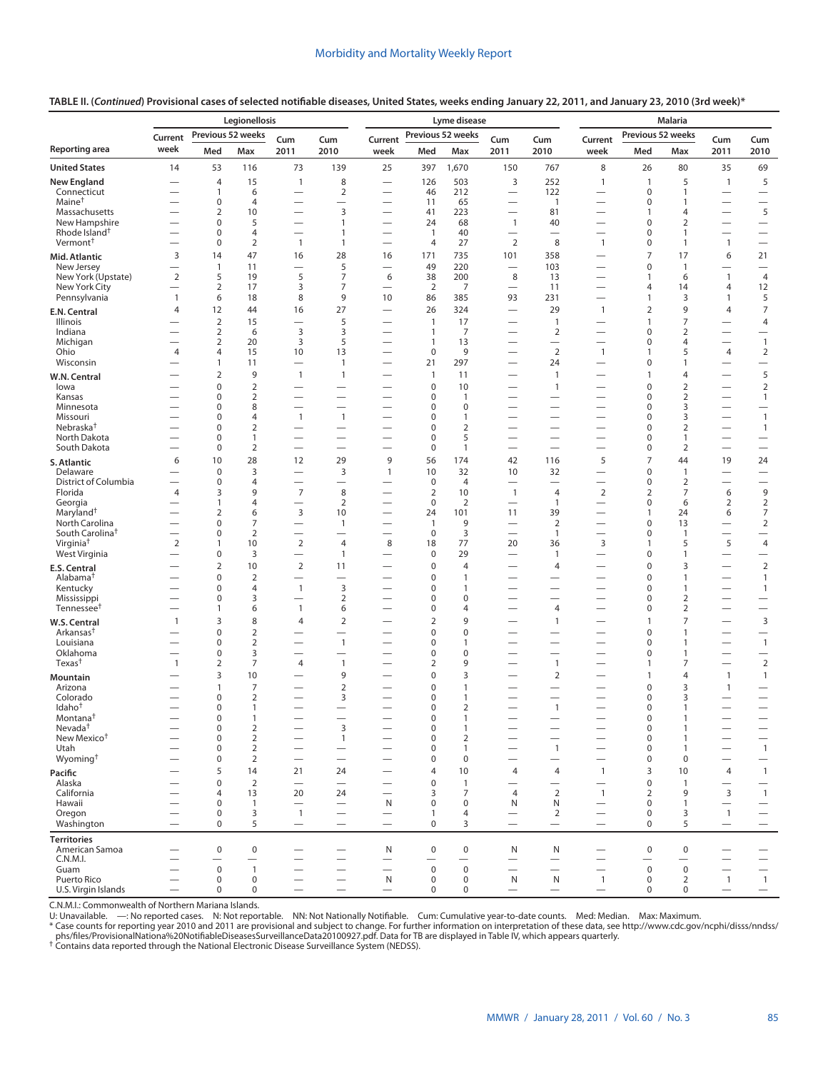**TABLE II. (*Continued*) Provisional cases of selected notifiable diseases, United States, weeks ending January 22, 2011, and January 23, 2010 (3rd week)***

| Reporting area | Legionellosis | | | | | Lyme disease | | | | | Malaria | | | | |
|---|---|---|---|---|---|---|---|---|---|---|---|---|---|---|---|
| | Current week | Previous 52 weeks | | Cum 2011 | Cum 2010 | Current week | Previous 52 weeks | | Cum 2011 | Cum 2010 | Current week | Previous 52 weeks | | Cum 2011 | Cum 2010 |
| | | Med | Max | | | | Med | Max | | | | Med | Max | | |
| **United States** | 14 | 53 | 116 | 73 | 139 | 25 | 397 | 1,670 | 150 | 767 | 8 | 26 | 80 | 35 | 69 |
| **New England** | — | 4 | 15 | 1 | 8 | — | 126 | 503 | 3 | 252 | 1 | 1 | 5 | 1 | 5 |
| Connecticut | — | 1 | 6 | — | 2 | — | 46 | 212 | — | 122 | — | 0 | 1 | — | — |
| Maine† | — | 0 | 4 | — | — | — | 11 | 65 | — | 1 | — | 0 | 1 | — | — |
| Massachusetts | — | 2 | 10 | — | 3 | — | 41 | 223 | — | 81 | — | 1 | 4 | — | 5 |
| New Hampshire | — | 0 | 5 | — | 1 | — | 24 | 68 | 1 | 40 | — | 0 | 2 | — | — |
| Rhode Island† | — | 0 | 4 | — | 1 | — | 1 | 40 | — | — | — | 0 | 1 | — | — |
| Vermont† | — | 0 | 2 | 1 | 1 | — | 4 | 27 | 2 | 8 | 1 | 0 | 1 | 1 | — |
| **Mid. Atlantic** | 3 | 14 | 47 | 16 | 28 | 16 | 171 | 735 | 101 | 358 | — | 7 | 17 | 6 | 21 |
| New Jersey | — | 1 | 11 | — | 5 | — | 49 | 220 | — | 103 | — | 0 | 1 | — | — |
| New York (Upstate) | 2 | 5 | 19 | 5 | 7 | 6 | 38 | 200 | 8 | 13 | — | 1 | 6 | 1 | 4 |
| New York City | — | 2 | 17 | 3 | 7 | — | 2 | 7 | — | 11 | — | 4 | 14 | 4 | 12 |
| Pennsylvania | 1 | 6 | 18 | 8 | 9 | 10 | 86 | 385 | 93 | 231 | — | 1 | 3 | 1 | 5 |
| **E.N. Central** | 4 | 12 | 44 | 16 | 27 | — | 26 | 324 | — | 29 | 1 | 2 | 9 | 4 | 7 |
| Illinois | — | 2 | 15 | — | 5 | — | 1 | 17 | — | 1 | — | 1 | 7 | — | 4 |
| Indiana | — | 2 | 6 | 3 | 3 | — | 1 | 7 | — | 2 | — | 0 | 2 | — | — |
| Michigan | — | 2 | 20 | 3 | 5 | — | 1 | 13 | — | — | — | 0 | 4 | — | 1 |
| Ohio | 4 | 4 | 15 | 10 | 13 | — | 0 | 9 | — | 2 | 1 | 1 | 5 | 4 | 2 |
| Wisconsin | — | 1 | 11 | — | 1 | — | 21 | 297 | — | 24 | — | 0 | 1 | — | — |
| **W.N. Central** | — | 2 | 9 | 1 | 1 | — | 1 | 11 | — | 1 | — | 1 | 4 | — | 5 |
| Iowa | — | 0 | 2 | — | — | — | 0 | 10 | — | 1 | — | 0 | 2 | — | 2 |
| Kansas | — | 0 | 2 | — | — | — | 0 | 1 | — | — | — | 0 | 2 | — | 1 |
| Minnesota | — | 0 | 8 | — | — | — | 0 | 0 | — | — | — | 0 | 3 | — | — |
| Missouri | — | 0 | 4 | 1 | 1 | — | 0 | 1 | — | — | — | 0 | 3 | — | 1 |
| Nebraska† | — | 0 | 2 | — | — | — | 0 | 2 | — | — | — | 0 | 2 | — | 1 |
| North Dakota | — | 0 | 1 | — | — | — | 0 | 5 | — | — | — | 0 | 1 | — | — |
| South Dakota | — | 0 | 2 | — | — | — | 0 | 1 | — | — | — | 0 | 2 | — | — |
| **S. Atlantic** | 6 | 10 | 28 | 12 | 29 | 9 | 56 | 174 | 42 | 116 | 5 | 7 | 44 | 19 | 24 |
| Delaware | — | 0 | 3 | — | 3 | 1 | 10 | 32 | 10 | 32 | — | 0 | 1 | — | — |
| District of Columbia | — | 0 | 4 | — | — | — | 0 | 4 | — | — | — | 0 | 2 | — | — |
| Florida | 4 | 3 | 9 | 7 | 8 | — | 2 | 10 | 1 | 4 | 2 | 2 | 7 | 6 | 9 |
| Georgia | — | 1 | 4 | — | 2 | — | 0 | 2 | — | 1 | — | 0 | 6 | 2 | 2 |
| Maryland† | — | 2 | 6 | 3 | 10 | — | 24 | 101 | 11 | 39 | — | 1 | 24 | 6 | 7 |
| North Carolina | — | 0 | 7 | — | 1 | — | 1 | 9 | — | 2 | — | 0 | 13 | — | 2 |
| South Carolina† | — | 0 | 2 | — | — | — | 0 | 3 | — | 1 | — | 0 | 1 | — | — |
| Virginia† | 2 | 1 | 10 | 2 | 4 | 8 | 18 | 77 | 20 | 36 | 3 | 1 | 5 | 5 | 4 |
| West Virginia | — | 0 | 3 | — | 1 | — | 0 | 29 | — | 1 | — | 0 | 1 | — | — |
| **E.S. Central** | — | 2 | 10 | 2 | 11 | — | 0 | 4 | — | 4 | — | 0 | 3 | — | 2 |
| Alabama† | — | 0 | 2 | — | — | — | 0 | 1 | — | — | — | 0 | 1 | — | 1 |
| Kentucky | — | 0 | 4 | 1 | 3 | — | 0 | 1 | — | — | — | 0 | 1 | — | 1 |
| Mississippi | — | 0 | 3 | — | 2 | — | 0 | 0 | — | — | — | 0 | 2 | — | — |
| Tennessee† | — | 1 | 6 | 1 | 6 | — | 0 | 4 | — | 4 | — | 0 | 2 | — | — |
| **W.S. Central** | 1 | 3 | 8 | 4 | 2 | — | 2 | 9 | — | 1 | — | 1 | 7 | — | 3 |
| Arkansas† | — | 0 | 2 | — | — | — | 0 | 0 | — | — | — | 0 | 1 | — | — |
| Louisiana | — | 0 | 2 | — | 1 | — | 0 | 1 | — | — | — | 0 | 1 | — | 1 |
| Oklahoma | — | 0 | 3 | — | — | — | 0 | 0 | — | — | — | 0 | 1 | — | — |
| Texas† | 1 | 2 | 7 | 4 | 1 | — | 2 | 9 | — | 1 | — | 1 | 7 | — | 2 |
| **Mountain** | — | 3 | 10 | — | 9 | — | 0 | 3 | — | 2 | — | 1 | 4 | 1 | 1 |
| Arizona | — | 1 | 7 | — | 2 | — | 0 | 1 | — | — | — | 0 | 3 | 1 | — |
| Colorado | — | 0 | 2 | — | 3 | — | 0 | 1 | — | — | — | 0 | 3 | — | — |
| Idaho† | — | 0 | 1 | — | — | — | 0 | 2 | — | 1 | — | 0 | 1 | — | — |
| Montana† | — | 0 | 1 | — | — | — | 0 | 1 | — | — | — | 0 | 1 | — | — |
| Nevada† | — | 0 | 2 | — | 3 | — | 0 | 1 | — | — | — | 0 | 1 | — | — |
| New Mexico† | — | 0 | 2 | — | 1 | — | 0 | 2 | — | — | — | 0 | 1 | — | — |
| Utah | — | 0 | 2 | — | — | — | 0 | 1 | — | 1 | — | 0 | 1 | — | 1 |
| Wyoming† | — | 0 | 2 | — | — | — | 0 | 0 | — | — | — | 0 | 0 | — | — |
| **Pacific** | — | 5 | 14 | 21 | 24 | — | 4 | 10 | 4 | 4 | 1 | 3 | 10 | 4 | 1 |
| Alaska | — | 0 | 2 | — | — | — | 0 | 1 | — | — | — | 0 | 1 | — | — |
| California | — | 4 | 13 | 20 | 24 | — | 3 | 7 | 4 | 2 | 1 | 2 | 9 | 3 | 1 |
| Hawaii | — | 0 | 1 | — | — | N | 0 | 0 | N | N | — | 0 | 1 | — | — |
| Oregon | — | 0 | 3 | 1 | — | — | 1 | 4 | — | 2 | — | 0 | 3 | 1 | — |
| Washington | — | 0 | 5 | — | — | — | 0 | 3 | — | — | — | 0 | 5 | — | — |
| **Territories** | | | | | | | | | | | | | | | |
| American Samoa | — | 0 | 0 | — | — | N | 0 | 0 | N | N | — | 0 | 0 | — | — |
| C.N.M.I. | — | — | — | — | — | — | — | — | — | — | — | — | — | — | — |
| Guam | — | 0 | 1 | — | — | — | 0 | 0 | — | — | — | 0 | 0 | — | — |
| Puerto Rico | — | 0 | 0 | — | — | N | 0 | 0 | N | N | 1 | 0 | 2 | 1 | 1 |
| U.S. Virgin Islands | — | 0 | 0 | — | — | — | 0 | 0 | — | — | — | 0 | 0 | — | — |

C.N.M.I.: Commonwealth of Northern Mariana Islands.
U: Unavailable. —: No reported cases. N: Not reportable. NN: Not Nationally Notifiable. Cum: Cumulative year-to-date counts. Med: Median. Max: Maximum.
\* Case counts for reporting year 2010 and 2011 are provisional and subject to change. For further information on interpretation of these data, see http://www.cdc.gov/ncphi/disss/nndss/phs/files/ProvisionalNationa%20NotifiableDiseasesSurveillanceData20100927.pdf. Data for TB are displayed in Table IV, which appears quarterly.
† Contains data reported through the National Electronic Disease Surveillance System (NEDSS).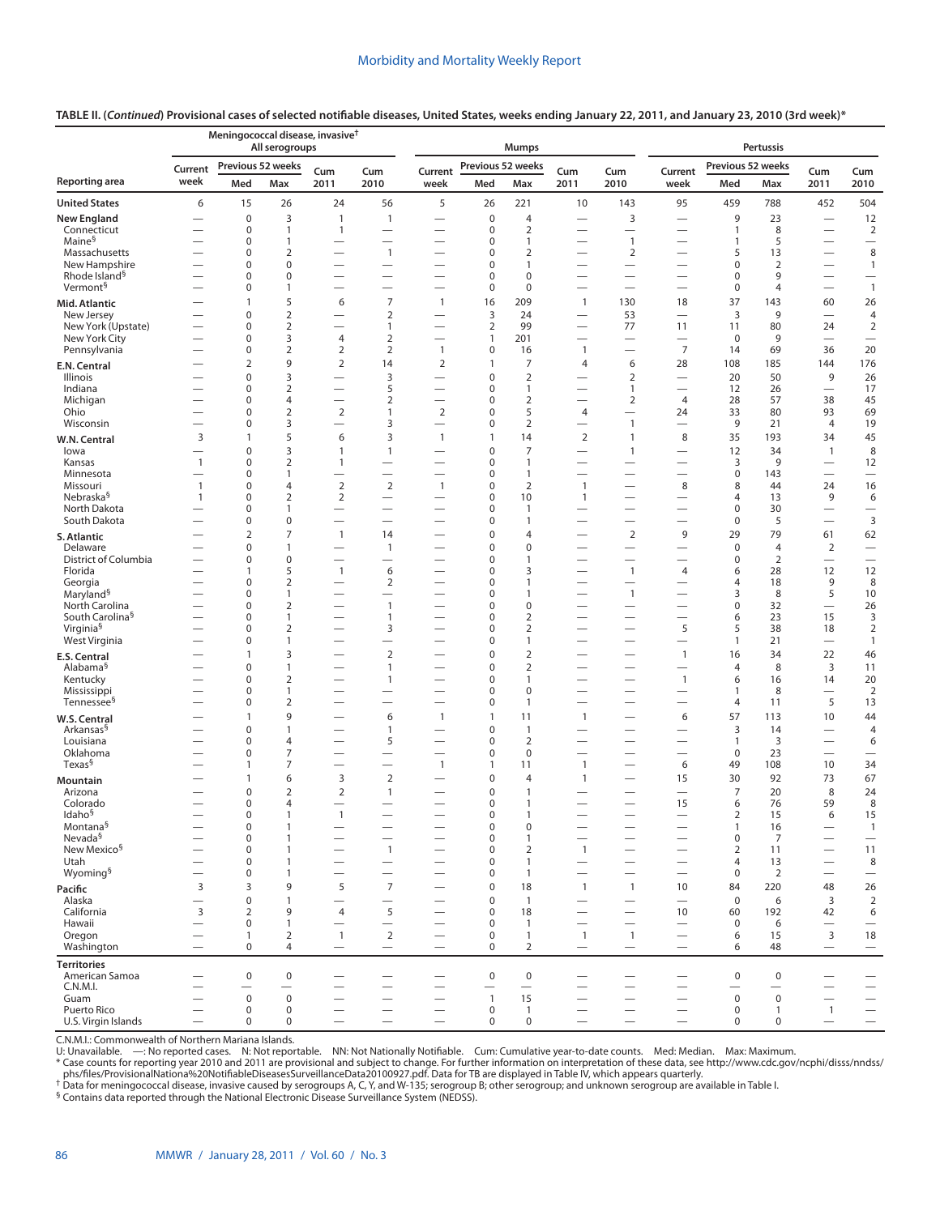**TABLE II. (*Continued*) Provisional cases of selected notifiable diseases, United States, weeks ending January 22, 2011, and January 23, 2010 (3rd week)***

| Reporting area | Meningococcal disease, invasive† All serogroups | | | | | Mumps | | | | | Pertussis | | | | |
|---|---|---|---|---|---|---|---|---|---|---|---|---|---|---|---|
| | Current week | Previous 52 weeks Med | Previous 52 weeks Max | Cum 2011 | Cum 2010 | Current week | Previous 52 weeks Med | Previous 52 weeks Max | Cum 2011 | Cum 2010 | Current week | Previous 52 weeks Med | Previous 52 weeks Max | Cum 2011 | Cum 2010 |
| **United States** | 6 | 15 | 26 | 24 | 56 | 5 | 26 | 221 | 10 | 143 | 95 | 459 | 788 | 452 | 504 |
| **New England** | — | 0 | 3 | 1 | 1 | — | 0 | 4 | — | 3 | — | 9 | 23 | — | 12 |
| Connecticut | — | 0 | 1 | 1 | — | — | 0 | 2 | — | — | — | 1 | 8 | — | 2 |
| Maine§ | — | 0 | 1 | — | — | — | 0 | 1 | — | 1 | — | 1 | 5 | — | — |
| Massachusetts | — | 0 | 2 | — | 1 | — | 0 | 2 | — | 2 | — | 5 | 13 | — | 8 |
| New Hampshire | — | 0 | 0 | — | — | — | 0 | 1 | — | — | — | 0 | 2 | — | 1 |
| Rhode Island§ | — | 0 | 0 | — | — | — | 0 | 0 | — | — | — | 0 | 9 | — | — |
| Vermont§ | — | 0 | 1 | — | — | — | 0 | 0 | — | — | — | 0 | 4 | — | 1 |
| **Mid. Atlantic** | — | 1 | 5 | 6 | 7 | 1 | 16 | 209 | 1 | 130 | 18 | 37 | 143 | 60 | 26 |
| New Jersey | — | 0 | 2 | — | 2 | — | 3 | 24 | — | 53 | — | 3 | 9 | — | 4 |
| New York (Upstate) | — | 0 | 2 | — | 1 | — | 2 | 99 | — | 77 | 11 | 11 | 80 | 24 | 2 |
| New York City | — | 0 | 3 | 4 | 2 | — | 1 | 201 | — | — | — | 0 | 9 | — | — |
| Pennsylvania | — | 0 | 2 | 2 | 2 | 1 | 0 | 16 | 1 | — | 7 | 14 | 69 | 36 | 20 |
| **E.N. Central** | — | 2 | 9 | 2 | 14 | 2 | 1 | 7 | 4 | 6 | 28 | 108 | 185 | 144 | 176 |
| Illinois | — | 0 | 3 | — | 3 | — | 0 | 2 | — | 2 | — | 20 | 50 | 9 | 26 |
| Indiana | — | 0 | 2 | — | 5 | — | 0 | 1 | — | 1 | — | 12 | 26 | — | 17 |
| Michigan | — | 0 | 4 | — | 2 | — | 0 | 2 | — | 2 | 4 | 28 | 57 | 38 | 45 |
| Ohio | — | 0 | 2 | 2 | 1 | 2 | 0 | 5 | 4 | — | 24 | 33 | 80 | 93 | 69 |
| Wisconsin | — | 0 | 3 | — | 3 | — | 0 | 2 | — | 1 | — | 9 | 21 | 4 | 19 |
| **W.N. Central** | 3 | 1 | 5 | 6 | 3 | 1 | 1 | 14 | 2 | 1 | 8 | 35 | 193 | 34 | 45 |
| Iowa | — | 0 | 3 | 1 | 1 | — | 0 | 7 | — | 1 | — | 12 | 34 | 1 | 8 |
| Kansas | 1 | 0 | 2 | 1 | — | — | 0 | 1 | — | — | — | 3 | 9 | — | 12 |
| Minnesota | — | 0 | 1 | — | — | — | 0 | 1 | — | — | — | 0 | 143 | — | — |
| Missouri | 1 | 0 | 4 | 2 | 2 | 1 | 0 | 2 | 1 | — | 8 | 8 | 44 | 24 | 16 |
| Nebraska§ | 1 | 0 | 2 | 2 | — | — | 0 | 10 | 1 | — | — | 4 | 13 | 9 | 6 |
| North Dakota | — | 0 | 1 | — | — | — | 0 | 1 | — | — | — | 0 | 30 | — | — |
| South Dakota | — | 0 | 0 | — | — | — | 0 | 1 | — | — | — | 0 | 5 | — | 3 |
| **S. Atlantic** | — | 2 | 7 | 1 | 14 | — | 0 | 4 | — | 2 | 9 | 29 | 79 | 61 | 62 |
| Delaware | — | 0 | 1 | — | 1 | — | 0 | 0 | — | — | — | 0 | 4 | 2 | — |
| District of Columbia | — | 0 | 0 | — | — | — | 0 | 1 | — | — | — | 0 | 2 | — | — |
| Florida | — | 1 | 5 | 1 | 6 | — | 0 | 3 | — | 1 | 4 | 6 | 28 | 12 | 12 |
| Georgia | — | 0 | 2 | — | 2 | — | 0 | 1 | — | — | — | 4 | 18 | 9 | 8 |
| Maryland§ | — | 0 | 1 | — | — | — | 0 | 1 | — | 1 | — | 3 | 8 | 5 | 10 |
| North Carolina | — | 0 | 2 | — | 1 | — | 0 | 0 | — | — | — | 0 | 32 | — | 26 |
| South Carolina§ | — | 0 | 1 | — | 1 | — | 0 | 2 | — | — | — | 6 | 23 | 15 | 3 |
| Virginia§ | — | 0 | 2 | — | 3 | — | 0 | 2 | — | — | 5 | 5 | 38 | 18 | 2 |
| West Virginia | — | 0 | 1 | — | — | — | 0 | 1 | — | — | — | 1 | 21 | — | 1 |
| **E.S. Central** | — | 1 | 3 | — | 2 | — | 0 | 2 | — | — | 1 | 16 | 34 | 22 | 46 |
| Alabama§ | — | 0 | 1 | — | 1 | — | 0 | 2 | — | — | — | 4 | 8 | 3 | 11 |
| Kentucky | — | 0 | 2 | — | 1 | — | 0 | 1 | — | — | 1 | 6 | 16 | 14 | 20 |
| Mississippi | — | 0 | 1 | — | — | — | 0 | 0 | — | — | — | 1 | 8 | — | 2 |
| Tennessee§ | — | 0 | 2 | — | — | — | 0 | 1 | — | — | — | 4 | 11 | 5 | 13 |
| **W.S. Central** | — | 1 | 9 | — | 6 | 1 | 1 | 11 | 1 | — | 6 | 57 | 113 | 10 | 44 |
| Arkansas§ | — | 0 | 1 | — | 1 | — | 0 | 1 | — | — | — | 3 | 14 | — | 4 |
| Louisiana | — | 0 | 4 | — | 5 | — | 0 | 2 | — | — | — | 1 | 3 | — | 6 |
| Oklahoma | — | 0 | 7 | — | — | — | 0 | 0 | — | — | — | 0 | 23 | — | — |
| Texas§ | — | 1 | 7 | — | — | 1 | 1 | 11 | 1 | — | 6 | 49 | 108 | 10 | 34 |
| **Mountain** | — | 1 | 6 | 3 | 2 | — | 0 | 4 | 1 | — | 15 | 30 | 92 | 73 | 67 |
| Arizona | — | 0 | 2 | 2 | 1 | — | 0 | 1 | — | — | — | 7 | 20 | 8 | 24 |
| Colorado | — | 0 | 4 | — | — | — | 0 | 1 | — | — | 15 | 6 | 76 | 59 | 8 |
| Idaho§ | — | 0 | 1 | 1 | — | — | 0 | 1 | — | — | — | 2 | 15 | 6 | 15 |
| Montana§ | — | 0 | 1 | — | — | — | 0 | 0 | — | — | — | 1 | 16 | — | 1 |
| Nevada§ | — | 0 | 1 | — | — | — | 0 | 1 | — | — | — | 0 | 7 | — | — |
| New Mexico§ | — | 0 | 1 | — | 1 | — | 0 | 2 | 1 | — | — | 2 | 11 | — | 11 |
| Utah | — | 0 | 1 | — | — | — | 0 | 1 | — | — | — | 4 | 13 | — | 8 |
| Wyoming§ | — | 0 | 1 | — | — | — | 0 | 1 | — | — | — | 0 | 2 | — | — |
| **Pacific** | 3 | 3 | 9 | 5 | 7 | — | 0 | 18 | 1 | 1 | 10 | 84 | 220 | 48 | 26 |
| Alaska | — | 0 | 1 | — | — | — | 0 | 1 | — | — | — | 0 | 6 | 3 | 2 |
| California | 3 | 2 | 9 | 4 | 5 | — | 0 | 18 | — | — | 10 | 60 | 192 | 42 | 6 |
| Hawaii | — | 0 | 1 | — | — | — | 0 | 1 | — | — | — | 0 | 6 | — | — |
| Oregon | — | 1 | 2 | 1 | 2 | — | 0 | 1 | 1 | 1 | — | 6 | 15 | 3 | 18 |
| Washington | — | 0 | 4 | — | — | — | 0 | 2 | — | — | — | 6 | 48 | — | — |
| **Territories** | | | | | | | | | | | | | | | |
| American Samoa | — | 0 | 0 | — | — | — | 0 | 0 | — | — | — | 0 | 0 | — | — |
| C.N.M.I. | — | — | — | — | — | — | — | — | — | — | — | — | — | — | — |
| Guam | — | 0 | 0 | — | — | — | 1 | 15 | — | — | — | 0 | 0 | — | — |
| Puerto Rico | — | 0 | 0 | — | — | — | 0 | 1 | — | — | — | 0 | 1 | 1 | — |
| U.S. Virgin Islands | — | 0 | 0 | — | — | — | 0 | 0 | — | — | — | 0 | 0 | — | — |

C.N.M.I.: Commonwealth of Northern Mariana Islands.
U: Unavailable. —: No reported cases. N: Not reportable. NN: Not Nationally Notifiable. Cum: Cumulative year-to-date counts. Med: Median. Max: Maximum.
* Case counts for reporting year 2010 and 2011 are provisional and subject to change. For further information on interpretation of these data, see http://www.cdc.gov/ncphi/disss/nndss/phs/files/ProvisionalNationa%20NotifiableDiseasesSurveillanceData20100927.pdf. Data for TB are displayed in Table IV, which appears quarterly.
† Data for meningococcal disease, invasive caused by serogroups A, C, Y, and W-135; serogroup B; other serogroup; and unknown serogroup are available in Table I.
§ Contains data reported through the National Electronic Disease Surveillance System (NEDSS).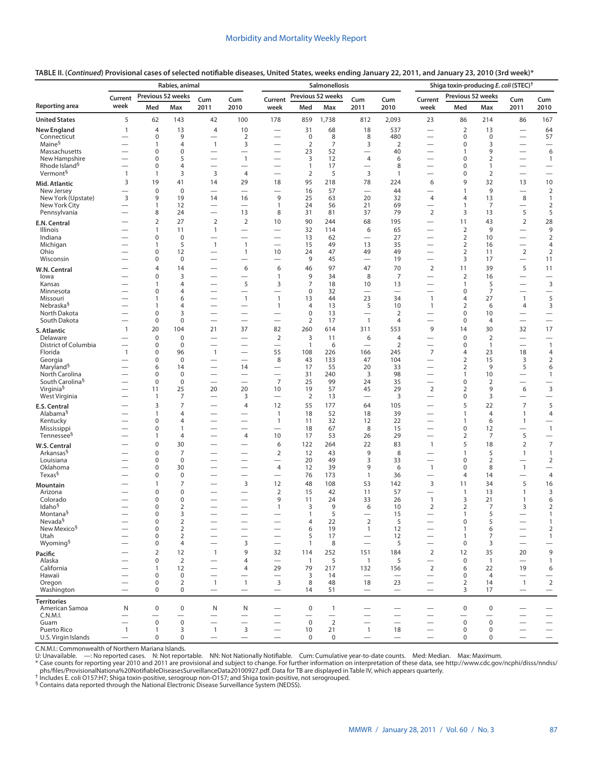**TABLE II. (*Continued*) Provisional cases of selected notifiable diseases, United States, weeks ending January 22, 2011, and January 23, 2010 (3rd week)***

| Reporting area | Rabies, animal | | | | | Salmonellosis | | | | | Shiga toxin-producing E. coli (STEC)† | | | | |
|---|---|---|---|---|---|---|---|---|---|---|---|---|---|---|---|
| | Current week | Previous 52 weeks Med | Previous 52 weeks Max | Cum 2011 | Cum 2010 | Current week | Previous 52 weeks Med | Previous 52 weeks Max | Cum 2011 | Cum 2010 | Current week | Previous 52 weeks Med | Previous 52 weeks Max | Cum 2011 | Cum 2010 |
| **United States** | 5 | 62 | 143 | 42 | 100 | 178 | 859 | 1,738 | 812 | 2,093 | 23 | 86 | 214 | 86 | 167 |
| **New England** | 1 | 4 | 13 | 4 | 10 | — | 31 | 68 | 18 | 537 | — | 2 | 13 | — | 64 |
| Connecticut | — | 0 | 9 | — | 2 | — | 0 | 8 | 8 | 480 | — | 0 | 0 | — | 57 |
| Maine§ | — | 1 | 4 | 1 | 3 | — | 2 | 7 | 3 | 2 | — | 0 | 3 | — | — |
| Massachusetts | — | 0 | 0 | — | — | — | 23 | 52 | — | 40 | — | 1 | 9 | — | 6 |
| New Hampshire | — | 0 | 5 | — | 1 | — | 3 | 12 | 4 | 6 | — | 0 | 2 | — | 1 |
| Rhode Island§ | — | 0 | 4 | — | — | — | 1 | 17 | — | 8 | — | 0 | 1 | — | — |
| Vermont§ | 1 | 1 | 3 | 3 | 4 | — | 2 | 5 | 3 | 1 | — | 0 | 2 | — | — |
| **Mid. Atlantic** | 3 | 19 | 41 | 14 | 29 | 18 | 95 | 218 | 78 | 224 | 6 | 9 | 32 | 13 | 10 |
| New Jersey | — | 0 | 0 | — | — | — | 16 | 57 | — | 44 | — | 1 | 9 | — | 2 |
| New York (Upstate) | 3 | 9 | 19 | 14 | 16 | 9 | 25 | 63 | 20 | 32 | 4 | 4 | 13 | 8 | 1 |
| New York City | — | 1 | 12 | — | — | 1 | 24 | 56 | 21 | 69 | — | 1 | 7 | — | 2 |
| Pennsylvania | — | 8 | 24 | — | 13 | 8 | 31 | 81 | 37 | 79 | 2 | 3 | 13 | 5 | 5 |
| **E.N. Central** | — | 2 | 27 | 2 | 2 | 10 | 90 | 244 | 68 | 195 | — | 11 | 43 | 2 | 28 |
| Illinois | — | 1 | 11 | 1 | — | — | 32 | 114 | 6 | 65 | — | 2 | 9 | — | 9 |
| Indiana | — | 0 | 0 | — | — | — | 13 | 62 | — | 27 | — | 2 | 10 | — | 2 |
| Michigan | — | 1 | 5 | 1 | 1 | — | 15 | 49 | 13 | 35 | — | 2 | 16 | — | 4 |
| Ohio | — | 0 | 12 | — | 1 | 10 | 24 | 47 | 49 | 49 | — | 2 | 11 | 2 | 2 |
| Wisconsin | — | 0 | 0 | — | — | — | 9 | 45 | — | 19 | — | 3 | 17 | — | 11 |
| **W.N. Central** | — | 4 | 14 | — | 6 | 6 | 46 | 97 | 47 | 70 | 2 | 11 | 39 | 5 | 11 |
| Iowa | — | 0 | 3 | — | — | 1 | 9 | 34 | 8 | 7 | — | 2 | 16 | — | — |
| Kansas | — | 1 | 4 | — | 5 | 3 | 7 | 18 | 10 | 13 | — | 1 | 5 | — | 3 |
| Minnesota | — | 0 | 4 | — | — | — | 0 | 32 | — | — | — | 0 | 7 | — | — |
| Missouri | — | 1 | 6 | — | 1 | 1 | 13 | 44 | 23 | 34 | 1 | 4 | 27 | 1 | 5 |
| Nebraska§ | — | 1 | 4 | — | — | 1 | 4 | 13 | 5 | 10 | 1 | 2 | 6 | 4 | 3 |
| North Dakota | — | 0 | 3 | — | — | — | 0 | 13 | — | 2 | — | 0 | 10 | — | — |
| South Dakota | — | 0 | 0 | — | — | — | 2 | 17 | 1 | 4 | — | 0 | 4 | — | — |
| **S. Atlantic** | 1 | 20 | 104 | 21 | 37 | 82 | 260 | 614 | 311 | 553 | 9 | 14 | 30 | 32 | 17 |
| Delaware | — | 0 | 0 | — | — | 2 | 3 | 11 | 6 | 4 | — | 0 | 2 | — | — |
| District of Columbia | — | 0 | 0 | — | — | — | 1 | 6 | — | 2 | — | 0 | 1 | — | 1 |
| Florida | 1 | 0 | 96 | 1 | — | 55 | 108 | 226 | 166 | 245 | 7 | 4 | 23 | 18 | 4 |
| Georgia | — | 0 | 0 | — | — | 8 | 43 | 133 | 47 | 104 | — | 2 | 15 | 3 | 2 |
| Maryland§ | — | 6 | 14 | — | 14 | — | 17 | 55 | 20 | 33 | — | 2 | 9 | 5 | 6 |
| North Carolina | — | 0 | 0 | — | — | — | 31 | 240 | 3 | 98 | — | 1 | 10 | — | 1 |
| South Carolina§ | — | 0 | 0 | — | — | 7 | 25 | 99 | 24 | 35 | — | 0 | 2 | — | — |
| Virginia§ | — | 11 | 25 | 20 | 20 | 10 | 19 | 57 | 45 | 29 | 2 | 2 | 9 | 6 | 3 |
| West Virginia | — | 1 | 7 | — | 3 | — | 2 | 13 | — | 3 | — | 0 | 3 | — | — |
| **E.S. Central** | — | 3 | 7 | — | 4 | 12 | 55 | 177 | 64 | 105 | — | 5 | 22 | 7 | 5 |
| Alabama§ | — | 1 | 4 | — | — | 1 | 18 | 52 | 18 | 39 | — | 1 | 4 | 1 | 4 |
| Kentucky | — | 0 | 4 | — | — | 1 | 11 | 32 | 12 | 22 | — | 1 | 6 | 1 | — |
| Mississippi | — | 0 | 1 | — | — | — | 18 | 67 | 8 | 15 | — | 0 | 12 | — | 1 |
| Tennessee§ | — | 1 | 4 | — | 4 | 10 | 17 | 53 | 26 | 29 | — | 2 | 7 | 5 | — |
| **W.S. Central** | — | 0 | 30 | — | — | 6 | 122 | 264 | 22 | 83 | 1 | 5 | 18 | 2 | 7 |
| Arkansas§ | — | 0 | 7 | — | — | 2 | 12 | 43 | 9 | 8 | — | 1 | 5 | 1 | 1 |
| Louisiana | — | 0 | 0 | — | — | — | 20 | 49 | 3 | 33 | — | 0 | 2 | — | 2 |
| Oklahoma | — | 0 | 30 | — | — | 4 | 12 | 39 | 9 | 6 | 1 | 0 | 8 | 1 | — |
| Texas§ | — | 0 | 0 | — | — | — | 76 | 173 | 1 | 36 | — | 4 | 14 | — | 4 |
| **Mountain** | — | 1 | 7 | — | 3 | 12 | 48 | 108 | 53 | 142 | 3 | 11 | 34 | 5 | 16 |
| Arizona | — | 0 | 0 | — | — | 2 | 15 | 42 | 11 | 57 | — | 1 | 13 | 1 | 3 |
| Colorado | — | 0 | 0 | — | — | 9 | 11 | 24 | 33 | 26 | 1 | 3 | 21 | 1 | 6 |
| Idaho§ | — | 0 | 2 | — | — | 1 | 3 | 9 | 6 | 10 | 2 | 2 | 7 | 3 | 2 |
| Montana§ | — | 0 | 3 | — | — | — | 1 | 5 | — | 15 | — | 1 | 5 | — | 1 |
| Nevada§ | — | 0 | 2 | — | — | — | 4 | 22 | 2 | 5 | — | 0 | 5 | — | 1 |
| New Mexico§ | — | 0 | 2 | — | — | — | 6 | 19 | 1 | 12 | — | 1 | 6 | — | 2 |
| Utah | — | 0 | 2 | — | — | — | 5 | 17 | — | 12 | — | 1 | 7 | — | 1 |
| Wyoming§ | — | 0 | 4 | — | 3 | — | 1 | 8 | — | 5 | — | 0 | 3 | — | — |
| **Pacific** | — | 2 | 12 | 1 | 9 | 32 | 114 | 252 | 151 | 184 | 2 | 12 | 35 | 20 | 9 |
| Alaska | — | 0 | 2 | — | 4 | — | 1 | 5 | 1 | 5 | — | 0 | 1 | — | 1 |
| California | — | 1 | 12 | — | 4 | 29 | 79 | 217 | 132 | 156 | 2 | 6 | 22 | 19 | 6 |
| Hawaii | — | 0 | 0 | — | — | — | 3 | 14 | — | — | — | 0 | 4 | — | — |
| Oregon | — | 0 | 2 | 1 | 1 | 3 | 8 | 48 | 18 | 23 | — | 2 | 14 | 1 | 2 |
| Washington | — | 0 | 0 | — | — | — | 14 | 51 | — | — | — | 3 | 17 | — | — |
| **Territories** | | | | | | | | | | | | | | | |
| American Samoa | N | 0 | 0 | N | N | — | 0 | 1 | — | — | — | 0 | 0 | — | — |
| C.N.M.I. | — | — | — | — | — | — | — | — | — | — | — | — | — | — | — |
| Guam | — | 0 | 0 | — | — | — | 0 | 2 | — | — | — | 0 | 0 | — | — |
| Puerto Rico | 1 | 1 | 3 | 1 | 3 | — | 10 | 21 | 1 | 18 | — | 0 | 0 | — | — |
| U.S. Virgin Islands | — | 0 | 0 | — | — | — | 0 | 0 | — | — | — | 0 | 0 | — | — |

C.N.M.I.: Commonwealth of Northern Mariana Islands.
U: Unavailable. —: No reported cases. N: Not reportable. NN: Not Nationally Notifiable. Cum: Cumulative year-to-date counts. Med: Median. Max: Maximum.
* Case counts for reporting year 2010 and 2011 are provisional and subject to change. For further information on interpretation of these data, see http://www.cdc.gov/ncphi/disss/nndss/phs/files/ProvisionalNationa%20NotifiableDiseasesSurveillanceData20100927.pdf. Data for TB are displayed in Table IV, which appears quarterly.
† Includes E. coli O157:H7; Shiga toxin-positive, serogroup non-O157; and Shiga toxin-positive, not serogrouped.
§ Contains data reported through the National Electronic Disease Surveillance System (NEDSS).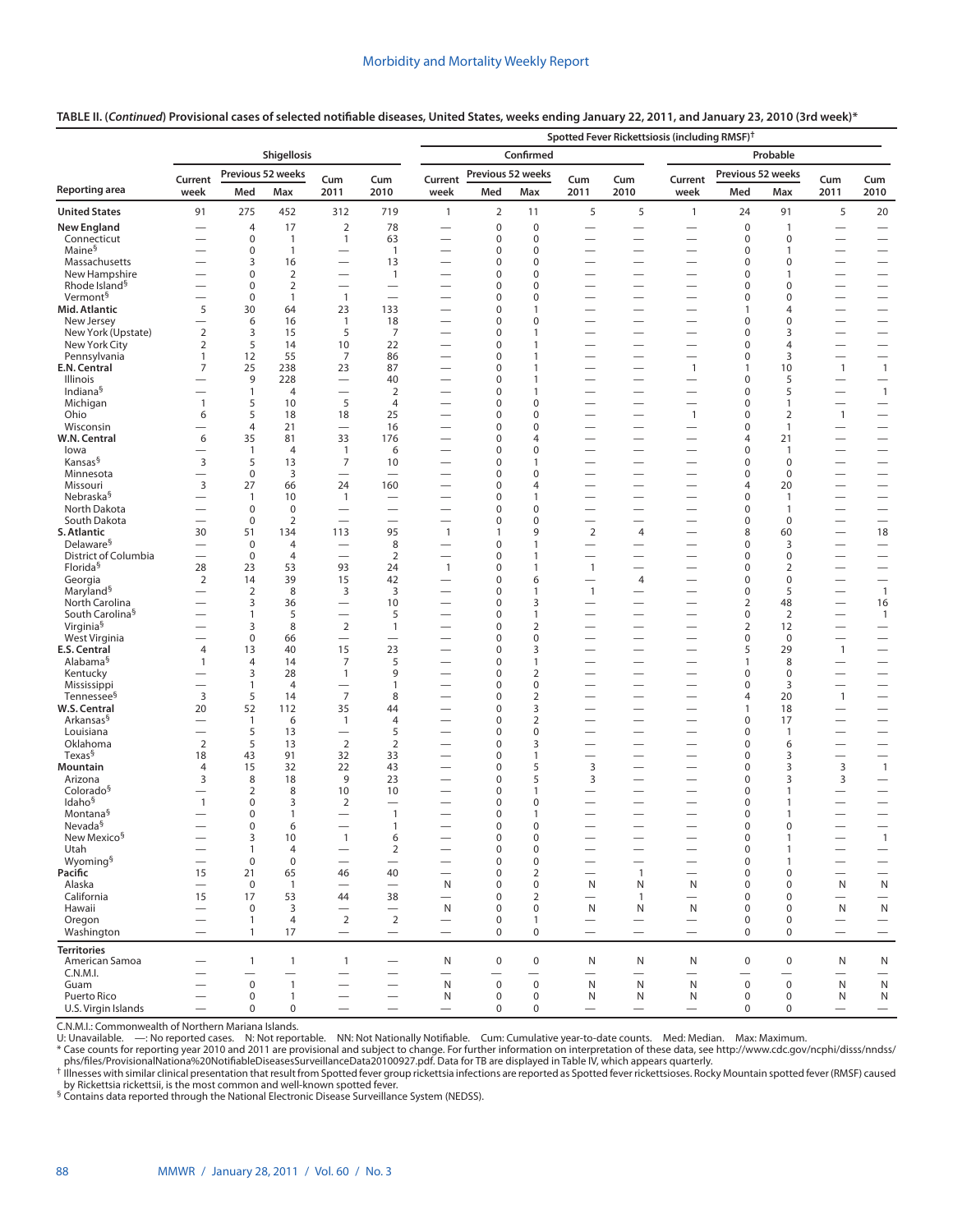**TABLE II. (*Continued*) Provisional cases of selected notifiable diseases, United States, weeks ending January 22, 2011, and January 23, 2010 (3rd week)***

| Reporting area | Shigellosis | | | | | Spotted Fever Rickettsiosis (including RMSF)† Confirmed | | | | | Spotted Fever Rickettsiosis (including RMSF)† Probable | | | | |
|---|---|---|---|---|---|---|---|---|---|---|---|---|---|---|---|
| | Current week | Previous 52 weeks Med | Previous 52 weeks Max | Cum 2011 | Cum 2010 | Current week | Previous 52 weeks Med | Previous 52 weeks Max | Cum 2011 | Cum 2010 | Current week | Previous 52 weeks Med | Previous 52 weeks Max | Cum 2011 | Cum 2010 |
| **United States** | 91 | 275 | 452 | 312 | 719 | 1 | 2 | 11 | 5 | 5 | 1 | 24 | 91 | 5 | 20 |
| **New England** | — | 4 | 17 | 2 | 78 | — | 0 | 0 | — | — | — | 0 | 1 | — | — |
| Connecticut | — | 0 | 1 | 1 | 63 | — | 0 | 0 | — | — | — | 0 | 0 | — | — |
| Maine§ | — | 0 | 1 | — | 1 | — | 0 | 0 | — | — | — | 0 | 1 | — | — |
| Massachusetts | — | 3 | 16 | — | 13 | — | 0 | 0 | — | — | — | 0 | 0 | — | — |
| New Hampshire | — | 0 | 2 | — | 1 | — | 0 | 0 | — | — | — | 0 | 1 | — | — |
| Rhode Island§ | — | 0 | 2 | — | — | — | 0 | 0 | — | — | — | 0 | 0 | — | — |
| Vermont§ | — | 0 | 1 | 1 | — | — | 0 | 0 | — | — | — | 0 | 0 | — | — |
| **Mid. Atlantic** | 5 | 30 | 64 | 23 | 133 | — | 0 | 1 | — | — | — | 1 | 4 | — | — |
| New Jersey | — | 6 | 16 | 1 | 18 | — | 0 | 0 | — | — | — | 0 | 0 | — | — |
| New York (Upstate) | 2 | 3 | 15 | 5 | 7 | — | 0 | 1 | — | — | — | 0 | 3 | — | — |
| New York City | 2 | 5 | 14 | 10 | 22 | — | 0 | 1 | — | — | — | 0 | 4 | — | — |
| Pennsylvania | 1 | 12 | 55 | 7 | 86 | — | 0 | 1 | — | — | — | 0 | 3 | — | — |
| **E.N. Central** | 7 | 25 | 238 | 23 | 87 | — | 0 | 1 | — | — | 1 | 1 | 10 | 1 | 1 |
| Illinois | — | 9 | 228 | — | 40 | — | 0 | 1 | — | — | — | 0 | 5 | — | — |
| Indiana§ | — | 1 | 4 | — | 2 | — | 0 | 1 | — | — | — | 0 | 5 | — | 1 |
| Michigan | 1 | 5 | 10 | 5 | 4 | — | 0 | 0 | — | — | — | 0 | 1 | — | — |
| Ohio | 6 | 5 | 18 | 18 | 25 | — | 0 | 0 | — | — | 1 | 0 | 2 | 1 | — |
| Wisconsin | — | 4 | 21 | — | 16 | — | 0 | 0 | — | — | — | 0 | 1 | — | — |
| **W.N. Central** | 6 | 35 | 81 | 33 | 176 | — | 0 | 4 | — | — | — | 4 | 21 | — | — |
| Iowa | — | 1 | 4 | 1 | 6 | — | 0 | 0 | — | — | — | 0 | 1 | — | — |
| Kansas§ | 3 | 5 | 13 | 7 | 10 | — | 0 | 1 | — | — | — | 0 | 0 | — | — |
| Minnesota | — | 0 | 3 | — | — | — | 0 | 0 | — | — | — | 0 | 0 | — | — |
| Missouri | 3 | 27 | 66 | 24 | 160 | — | 0 | 4 | — | — | — | 4 | 20 | — | — |
| Nebraska§ | — | 1 | 10 | 1 | — | — | 0 | 1 | — | — | — | 0 | 1 | — | — |
| North Dakota | — | 0 | 0 | — | — | — | 0 | 0 | — | — | — | 0 | 1 | — | — |
| South Dakota | — | 0 | 2 | — | — | — | 0 | 0 | — | — | — | 0 | 0 | — | — |
| **S. Atlantic** | 30 | 51 | 134 | 113 | 95 | 1 | 1 | 9 | 2 | 4 | — | 8 | 60 | — | 18 |
| Delaware§ | — | 0 | 4 | — | 8 | — | 0 | 1 | — | — | — | 0 | 3 | — | — |
| District of Columbia | — | 0 | 4 | — | 2 | — | 0 | 1 | — | — | — | 0 | 0 | — | — |
| Florida§ | 28 | 23 | 53 | 93 | 24 | 1 | 0 | 1 | 1 | — | — | 0 | 2 | — | — |
| Georgia | 2 | 14 | 39 | 15 | 42 | — | 0 | 6 | — | 4 | — | 0 | 0 | — | — |
| Maryland§ | — | 2 | 8 | 3 | 3 | — | 0 | 1 | 1 | — | — | 0 | 5 | — | 1 |
| North Carolina | — | 3 | 36 | — | 10 | — | 0 | 3 | — | — | — | 2 | 48 | — | 16 |
| South Carolina§ | — | 1 | 5 | — | 5 | — | 0 | 1 | — | — | — | 0 | 2 | — | 1 |
| Virginia§ | — | 3 | 8 | 2 | 1 | — | 0 | 2 | — | — | — | 2 | 12 | — | — |
| West Virginia | — | 0 | 66 | — | — | — | 0 | 0 | — | — | — | 0 | 0 | — | — |
| **E.S. Central** | 4 | 13 | 40 | 15 | 23 | — | 0 | 3 | — | — | — | 5 | 29 | 1 | — |
| Alabama§ | 1 | 4 | 14 | 7 | 5 | — | 0 | 1 | — | — | — | 1 | 8 | — | — |
| Kentucky | — | 3 | 28 | 1 | 9 | — | 0 | 2 | — | — | — | 0 | 0 | — | — |
| Mississippi | — | 1 | 4 | — | 1 | — | 0 | 0 | — | — | — | 0 | 3 | — | — |
| Tennessee§ | 3 | 5 | 14 | 7 | 8 | — | 0 | 2 | — | — | — | 4 | 20 | 1 | — |
| **W.S. Central** | 20 | 52 | 112 | 35 | 44 | — | 0 | 3 | — | — | — | 1 | 18 | — | — |
| Arkansas§ | — | 1 | 6 | 1 | 4 | — | 0 | 2 | — | — | — | 0 | 17 | — | — |
| Louisiana | — | 5 | 13 | — | 5 | — | 0 | 0 | — | — | — | 0 | 1 | — | — |
| Oklahoma | 2 | 5 | 13 | 2 | 2 | — | 0 | 3 | — | — | — | 0 | 6 | — | — |
| Texas§ | 18 | 43 | 91 | 32 | 33 | — | 0 | 1 | — | — | — | 0 | 3 | — | — |
| **Mountain** | 4 | 15 | 32 | 22 | 43 | — | 0 | 5 | 3 | — | — | 0 | 3 | 3 | 1 |
| Arizona | 3 | 8 | 18 | 9 | 23 | — | 0 | 5 | 3 | — | — | 0 | 3 | 3 | — |
| Colorado§ | — | 2 | 8 | 10 | 10 | — | 0 | 1 | — | — | — | 0 | 1 | — | — |
| Idaho§ | 1 | 0 | 3 | 2 | — | — | 0 | 0 | — | — | — | 0 | 1 | — | — |
| Montana§ | — | 0 | 1 | — | 1 | — | 0 | 1 | — | — | — | 0 | 1 | — | — |
| Nevada§ | — | 0 | 6 | — | 1 | — | 0 | 0 | — | — | — | 0 | 0 | — | — |
| New Mexico§ | — | 3 | 10 | 1 | 6 | — | 0 | 0 | — | — | — | 0 | 1 | — | 1 |
| Utah | — | 1 | 4 | — | 2 | — | 0 | 0 | — | — | — | 0 | 1 | — | — |
| Wyoming§ | — | 0 | 0 | — | — | — | 0 | 0 | — | — | — | 0 | 1 | — | — |
| **Pacific** | 15 | 21 | 65 | 46 | 40 | — | 0 | 2 | — | 1 | — | 0 | 0 | — | — |
| Alaska | — | 0 | 1 | — | — | N | 0 | 0 | N | N | N | 0 | 0 | N | N |
| California | 15 | 17 | 53 | 44 | 38 | — | 0 | 2 | — | 1 | — | 0 | 0 | — | — |
| Hawaii | — | 0 | 3 | — | — | N | 0 | 0 | N | N | N | 0 | 0 | N | N |
| Oregon | — | 1 | 4 | 2 | 2 | — | 0 | 1 | — | — | — | 0 | 0 | — | — |
| Washington | — | 1 | 17 | — | — | — | 0 | 0 | — | — | — | 0 | 0 | — | — |
| **Territories** | | | | | | | | | | | | | | | |
| American Samoa | — | 1 | 1 | 1 | — | N | 0 | 0 | N | N | N | 0 | 0 | N | N |
| C.N.M.I. | — | — | — | — | — | — | — | — | — | — | — | — | — | — | — |
| Guam | — | 0 | 1 | — | — | N | 0 | 0 | N | N | N | 0 | 0 | N | N |
| Puerto Rico | — | 0 | 1 | — | — | N | 0 | 0 | N | N | N | 0 | 0 | N | N |
| U.S. Virgin Islands | — | 0 | 0 | — | — | — | 0 | 0 | — | — | — | 0 | 0 | — | — |

C.N.M.I.: Commonwealth of Northern Mariana Islands.

U: Unavailable. —: No reported cases. N: Not reportable. NN: Not Nationally Notifiable. Cum: Cumulative year-to-date counts. Med: Median. Max: Maximum.

\* Case counts for reporting year 2010 and 2011 are provisional and subject to change. For further information on interpretation of these data, see http://www.cdc.gov/ncphi/disss/nndss/phs/files/ProvisionalNationa%20NotifiableDiseasesSurveillanceData20100927.pdf. Data for TB are displayed in Table IV, which appears quarterly.

† Illnesses with similar clinical presentation that result from Spotted fever group rickettsia infections are reported as Spotted fever rickettsioses. Rocky Mountain spotted fever (RMSF) caused by Rickettsia rickettsii, is the most common and well-known spotted fever.

§ Contains data reported through the National Electronic Disease Surveillance System (NEDSS).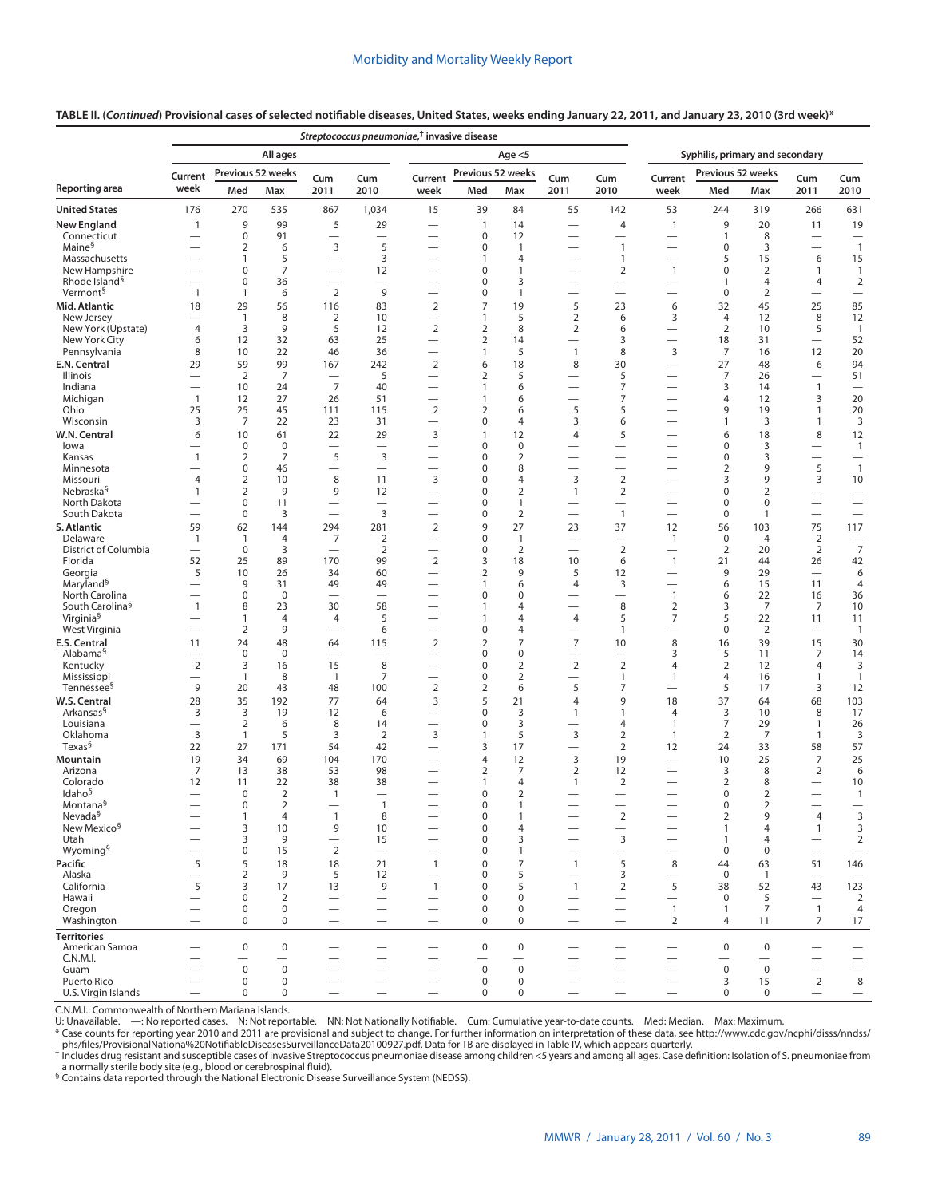**TABLE II. (*Continued*) Provisional cases of selected notifiable diseases, United States, weeks ending January 22, 2011, and January 23, 2010 (3rd week)***

| Reporting area | *Streptococcus pneumoniae*,† invasive disease — All ages: Current week | All ages: Previous 52 weeks Med | All ages: Previous 52 weeks Max | All ages: Cum 2011 | All ages: Cum 2010 | Age <5: Current week | Age <5: Previous 52 weeks Med | Age <5: Previous 52 weeks Max | Age <5: Cum 2011 | Age <5: Cum 2010 | Syphilis, primary and secondary: Current week | Syphilis: Previous 52 weeks Med | Syphilis: Previous 52 weeks Max | Syphilis: Cum 2011 | Syphilis: Cum 2010 |
|---|---|---|---|---|---|---|---|---|---|---|---|---|---|---|---|
| **United States** | 176 | 270 | 535 | 867 | 1,034 | 15 | 39 | 84 | 55 | 142 | 53 | 244 | 319 | 266 | 631 |
| **New England** | 1 | 9 | 99 | 5 | 29 | — | 1 | 14 | — | 4 | 1 | 9 | 20 | 11 | 19 |
| Connecticut | — | 0 | 91 | — | — | — | 0 | 12 | — | — | — | 1 | 8 | — | — |
| Maine§ | — | 2 | 6 | 3 | 5 | — | 0 | 1 | — | 1 | — | 0 | 3 | — | 1 |
| Massachusetts | — | 1 | 5 | — | 3 | — | 1 | 4 | — | 1 | — | 5 | 15 | 6 | 15 |
| New Hampshire | — | 0 | 7 | — | 12 | — | 0 | 1 | — | 2 | 1 | 0 | 2 | 1 | 1 |
| Rhode Island§ | — | 0 | 36 | — | — | — | 0 | 3 | — | — | — | 1 | 4 | 4 | 2 |
| Vermont§ | 1 | 1 | 6 | 2 | 9 | — | 0 | 1 | — | — | — | 0 | 2 | — | — |
| **Mid. Atlantic** | 18 | 29 | 56 | 116 | 83 | 2 | 7 | 19 | 5 | 23 | 6 | 32 | 45 | 25 | 85 |
| New Jersey | — | 1 | 8 | 2 | 10 | — | 1 | 5 | 2 | 6 | 3 | 4 | 12 | 8 | 12 |
| New York (Upstate) | 4 | 3 | 9 | 5 | 12 | 2 | 2 | 8 | 2 | 6 | — | 2 | 10 | 5 | 1 |
| New York City | 6 | 12 | 32 | 63 | 25 | — | 2 | 14 | — | 3 | — | 18 | 31 | — | 52 |
| Pennsylvania | 8 | 10 | 22 | 46 | 36 | — | 1 | 5 | 1 | 8 | 3 | 7 | 16 | 12 | 20 |
| **E.N. Central** | 29 | 59 | 99 | 167 | 242 | 2 | 6 | 18 | 8 | 30 | — | 27 | 48 | 6 | 94 |
| Illinois | — | 2 | 7 | — | 5 | — | 2 | 5 | — | 5 | — | 7 | 26 | — | 51 |
| Indiana | — | 10 | 24 | 7 | 40 | — | 1 | 6 | — | 7 | — | 3 | 14 | 1 | — |
| Michigan | 1 | 12 | 27 | 26 | 51 | — | 1 | 6 | — | 7 | — | 4 | 12 | 3 | 20 |
| Ohio | 25 | 25 | 45 | 111 | 115 | 2 | 2 | 6 | 5 | 5 | — | 9 | 19 | 1 | 20 |
| Wisconsin | 3 | 7 | 22 | 23 | 31 | — | 0 | 4 | 3 | 6 | — | 1 | 3 | 1 | 3 |
| **W.N. Central** | 6 | 10 | 61 | 22 | 29 | 3 | 1 | 12 | 4 | 5 | — | 6 | 18 | 8 | 12 |
| Iowa | — | 0 | 0 | — | — | — | 0 | 0 | — | — | — | 0 | 3 | — | 1 |
| Kansas | 1 | 2 | 7 | 5 | 3 | — | 0 | 2 | — | — | — | 0 | 3 | — | — |
| Minnesota | — | 0 | 46 | — | — | — | 0 | 8 | — | — | — | 2 | 9 | 5 | 1 |
| Missouri | 4 | 2 | 10 | 8 | 11 | 3 | 0 | 4 | 3 | 2 | — | 3 | 9 | 3 | 10 |
| Nebraska§ | 1 | 2 | 9 | 9 | 12 | — | 0 | 2 | 1 | 2 | — | 0 | 2 | — | — |
| North Dakota | — | 0 | 11 | — | — | — | 0 | 1 | — | — | — | 0 | 0 | — | — |
| South Dakota | — | 0 | 3 | — | 3 | — | 0 | 2 | — | 1 | — | 0 | 1 | — | — |
| **S. Atlantic** | 59 | 62 | 144 | 294 | 281 | 2 | 9 | 27 | 23 | 37 | 12 | 56 | 103 | 75 | 117 |
| Delaware | 1 | 1 | 4 | 7 | 2 | — | 0 | 1 | — | — | 1 | 0 | 4 | 2 | — |
| District of Columbia | — | 0 | 3 | — | 2 | — | 0 | 2 | — | 2 | — | 2 | 20 | 2 | 7 |
| Florida | 52 | 25 | 89 | 170 | 99 | 2 | 3 | 18 | 10 | 6 | 1 | 21 | 44 | 26 | 42 |
| Georgia | 5 | 10 | 26 | 34 | 60 | — | 2 | 9 | 5 | 12 | — | 9 | 29 | — | 6 |
| Maryland§ | — | 9 | 31 | 49 | 49 | — | 1 | 6 | 4 | 3 | — | 6 | 15 | 11 | 4 |
| North Carolina | — | 0 | 0 | — | — | — | 0 | 0 | — | — | 1 | 6 | 22 | 16 | 36 |
| South Carolina§ | 1 | 8 | 23 | 30 | 58 | — | 1 | 4 | — | 8 | 2 | 3 | 7 | 7 | 10 |
| Virginia§ | — | 1 | 4 | 4 | 5 | — | 1 | 4 | 4 | 5 | 7 | 5 | 22 | 11 | 11 |
| West Virginia | — | 2 | 9 | — | 6 | — | 0 | 4 | — | 1 | — | 0 | 2 | — | 1 |
| **E.S. Central** | 11 | 24 | 48 | 64 | 115 | 2 | 2 | 7 | 7 | 10 | 8 | 16 | 39 | 15 | 30 |
| Alabama§ | — | 0 | 0 | — | — | — | 0 | 0 | — | — | 3 | 5 | 11 | 7 | 14 |
| Kentucky | 2 | 3 | 16 | 15 | 8 | — | 0 | 2 | 2 | 2 | 4 | 2 | 12 | 4 | 3 |
| Mississippi | — | 1 | 8 | 1 | 7 | — | 0 | 2 | — | 1 | 1 | 4 | 16 | 1 | 1 |
| Tennessee§ | 9 | 20 | 43 | 48 | 100 | 2 | 2 | 6 | 5 | 7 | — | 5 | 17 | 3 | 12 |
| **W.S. Central** | 28 | 35 | 192 | 77 | 64 | 3 | 5 | 21 | 4 | 9 | 18 | 37 | 64 | 68 | 103 |
| Arkansas§ | 3 | 3 | 19 | 12 | 6 | — | 0 | 3 | 1 | 1 | 4 | 3 | 10 | 8 | 17 |
| Louisiana | — | 2 | 6 | 8 | 14 | — | 0 | 3 | — | 4 | 1 | 7 | 29 | 1 | 26 |
| Oklahoma | 3 | 1 | 5 | 3 | 2 | 3 | 1 | 5 | 3 | 2 | 1 | 2 | 7 | 1 | 3 |
| Texas§ | 22 | 27 | 171 | 54 | 42 | — | 3 | 17 | — | 2 | 12 | 24 | 33 | 58 | 57 |
| **Mountain** | 19 | 34 | 69 | 104 | 170 | — | 4 | 12 | 3 | 19 | — | 10 | 25 | 7 | 25 |
| Arizona | 7 | 13 | 38 | 53 | 98 | — | 2 | 7 | 2 | 12 | — | 3 | 8 | 2 | 6 |
| Colorado | 12 | 11 | 22 | 38 | 38 | — | 1 | 4 | 1 | 2 | — | 2 | 8 | — | 10 |
| Idaho§ | — | 0 | 2 | 1 | — | — | 0 | 2 | — | — | — | 0 | 2 | — | 1 |
| Montana§ | — | 0 | 2 | — | 1 | — | 0 | 1 | — | — | — | 0 | 2 | — | — |
| Nevada§ | — | 1 | 4 | 1 | 8 | — | 0 | 1 | — | 2 | — | 2 | 9 | 4 | 3 |
| New Mexico§ | — | 3 | 10 | 9 | 10 | — | 0 | 4 | — | — | — | 1 | 4 | 1 | 3 |
| Utah | — | 3 | 9 | — | 15 | — | 0 | 3 | — | 3 | — | 1 | 4 | — | 2 |
| Wyoming§ | — | 0 | 15 | 2 | — | — | 0 | 1 | — | — | — | 0 | 0 | — | — |
| **Pacific** | 5 | 5 | 18 | 18 | 21 | 1 | 0 | 7 | 1 | 5 | 8 | 44 | 63 | 51 | 146 |
| Alaska | — | 2 | 9 | 5 | 12 | — | 0 | 5 | — | 3 | — | 0 | 1 | — | — |
| California | 5 | 3 | 17 | 13 | 9 | 1 | 0 | 5 | 1 | 2 | 5 | 38 | 52 | 43 | 123 |
| Hawaii | — | 0 | 2 | — | — | — | 0 | 0 | — | — | — | 0 | 5 | — | 2 |
| Oregon | — | 0 | 0 | — | — | — | 0 | 0 | — | — | 1 | 1 | 7 | 1 | 4 |
| Washington | — | 0 | 0 | — | — | — | 0 | 0 | — | — | 2 | 4 | 11 | 7 | 17 |
| **Territories** | | | | | | | | | | | | | | | |
| American Samoa | — | 0 | 0 | — | — | — | 0 | 0 | — | — | — | 0 | 0 | — | — |
| C.N.M.I. | — | — | — | — | — | — | — | — | — | — | — | — | — | — | — |
| Guam | — | 0 | 0 | — | — | — | 0 | 0 | — | — | — | 0 | 0 | — | — |
| Puerto Rico | — | 0 | 0 | — | — | — | 0 | 0 | — | — | — | 3 | 15 | 2 | 8 |
| U.S. Virgin Islands | — | 0 | 0 | — | — | — | 0 | 0 | — | — | — | 0 | 0 | — | — |

C.N.M.I.: Commonwealth of Northern Mariana Islands.
U: Unavailable. —: No reported cases. N: Not reportable. NN: Not Nationally Notifiable. Cum: Cumulative year-to-date counts. Med: Median. Max: Maximum.
\* Case counts for reporting year 2010 and 2011 are provisional and subject to change. For further information on interpretation of these data, see http://www.cdc.gov/ncphi/disss/nndss/phs/files/ProvisionalNationa%20NotifiableDiseasesSurveillanceData20100927.pdf. Data for TB are displayed in Table IV, which appears quarterly.
† Includes drug resistant and susceptible cases of invasive Streptococcus pneumoniae disease among children <5 years and among all ages. Case definition: Isolation of S. pneumoniae from a normally sterile body site (e.g., blood or cerebrospinal fluid).
§ Contains data reported through the National Electronic Disease Surveillance System (NEDSS).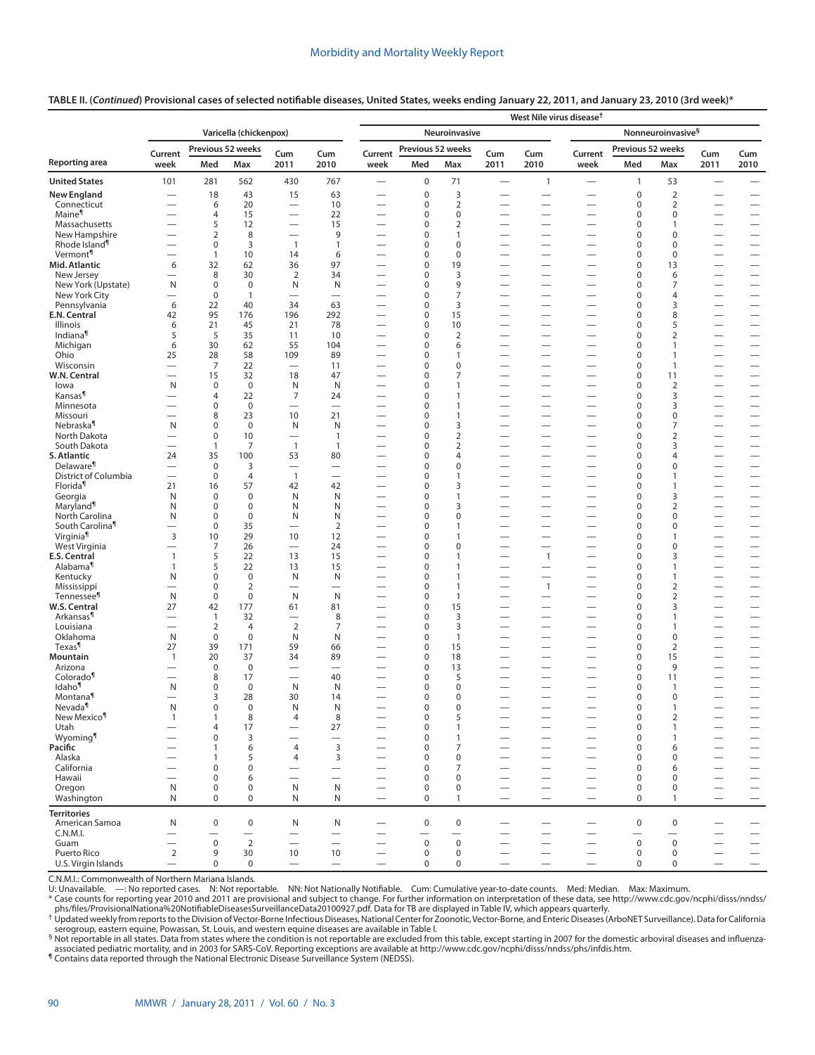**TABLE II. (*Continued*) Provisional cases of selected notifiable diseases, United States, weeks ending January 22, 2011, and January 23, 2010 (3rd week)***

| Reporting area | Varicella (chickenpox) | | | | | West Nile virus disease† Neuroinvasive | | | | | West Nile virus disease† Nonneuroinvasive§ | | | | |
|---|---|---|---|---|---|---|---|---|---|---|---|---|---|---|---|
| | Current week | Previous 52 weeks Med | Previous 52 weeks Max | Cum 2011 | Cum 2010 | Current week | Previous 52 weeks Med | Previous 52 weeks Max | Cum 2011 | Cum 2010 | Current week | Previous 52 weeks Med | Previous 52 weeks Max | Cum 2011 | Cum 2010 |
| **United States** | 101 | 281 | 562 | 430 | 767 | — | 0 | 71 | — | 1 | — | 1 | 53 | — | — |
| **New England** | — | 18 | 43 | 15 | 63 | — | 0 | 3 | — | — | — | 0 | 2 | — | — |
| Connecticut | — | 6 | 20 | — | 10 | — | 0 | 2 | — | — | — | 0 | 2 | — | — |
| Maine¶ | — | 4 | 15 | — | 22 | — | 0 | 0 | — | — | — | 0 | 0 | — | — |
| Massachusetts | — | 5 | 12 | — | 15 | — | 0 | 2 | — | — | — | 0 | 1 | — | — |
| New Hampshire | — | 2 | 8 | — | 9 | — | 0 | 1 | — | — | — | 0 | 0 | — | — |
| Rhode Island¶ | — | 0 | 3 | 1 | 1 | — | 0 | 0 | — | — | — | 0 | 0 | — | — |
| Vermont¶ | — | 1 | 10 | 14 | 6 | — | 0 | 0 | — | — | — | 0 | 0 | — | — |
| **Mid. Atlantic** | 6 | 32 | 62 | 36 | 97 | — | 0 | 19 | — | — | — | 0 | 13 | — | — |
| New Jersey | — | 8 | 30 | 2 | 34 | — | 0 | 3 | — | — | — | 0 | 6 | — | — |
| New York (Upstate) | N | 0 | 0 | N | N | — | 0 | 9 | — | — | — | 0 | 7 | — | — |
| New York City | — | 0 | 1 | — | — | — | 0 | 7 | — | — | — | 0 | 4 | — | — |
| Pennsylvania | 6 | 22 | 40 | 34 | 63 | — | 0 | 3 | — | — | — | 0 | 3 | — | — |
| **E.N. Central** | 42 | 95 | 176 | 196 | 292 | — | 0 | 15 | — | — | — | 0 | 8 | — | — |
| Illinois | 6 | 21 | 45 | 21 | 78 | — | 0 | 10 | — | — | — | 0 | 5 | — | — |
| Indiana¶ | 5 | 5 | 35 | 11 | 10 | — | 0 | 2 | — | — | — | 0 | 2 | — | — |
| Michigan | 6 | 30 | 62 | 55 | 104 | — | 0 | 6 | — | — | — | 0 | 1 | — | — |
| Ohio | 25 | 28 | 58 | 109 | 89 | — | 0 | 1 | — | — | — | 0 | 1 | — | — |
| Wisconsin | — | 7 | 22 | — | 11 | — | 0 | 0 | — | — | — | 0 | 1 | — | — |
| **W.N. Central** | — | 15 | 32 | 18 | 47 | — | 0 | 7 | — | — | — | 0 | 11 | — | — |
| Iowa | N | 0 | 0 | N | N | — | 0 | 1 | — | — | — | 0 | 2 | — | — |
| Kansas¶ | — | 4 | 22 | 7 | 24 | — | 0 | 1 | — | — | — | 0 | 3 | — | — |
| Minnesota | — | 0 | 0 | — | — | — | 0 | 1 | — | — | — | 0 | 3 | — | — |
| Missouri | — | 8 | 23 | 10 | 21 | — | 0 | 1 | — | — | — | 0 | 0 | — | — |
| Nebraska¶ | N | 0 | 0 | N | N | — | 0 | 3 | — | — | — | 0 | 7 | — | — |
| North Dakota | — | 0 | 10 | — | 1 | — | 0 | 2 | — | — | — | 0 | 2 | — | — |
| South Dakota | — | 1 | 7 | 1 | 1 | — | 0 | 2 | — | — | — | 0 | 3 | — | — |
| **S. Atlantic** | 24 | 35 | 100 | 53 | 80 | — | 0 | 4 | — | — | — | 0 | 4 | — | — |
| Delaware¶ | — | 0 | 3 | — | — | — | 0 | 0 | — | — | — | 0 | 0 | — | — |
| District of Columbia | — | 0 | 4 | 1 | — | — | 0 | 1 | — | — | — | 0 | 1 | — | — |
| Florida¶ | 21 | 16 | 57 | 42 | 42 | — | 0 | 3 | — | — | — | 0 | 1 | — | — |
| Georgia | N | 0 | 0 | N | N | — | 0 | 1 | — | — | — | 0 | 3 | — | — |
| Maryland¶ | N | 0 | 0 | N | N | — | 0 | 3 | — | — | — | 0 | 2 | — | — |
| North Carolina | N | 0 | 0 | N | N | — | 0 | 0 | — | — | — | 0 | 0 | — | — |
| South Carolina¶ | — | 0 | 35 | — | 2 | — | 0 | 1 | — | — | — | 0 | 0 | — | — |
| Virginia¶ | 3 | 10 | 29 | 10 | 12 | — | 0 | 1 | — | — | — | 0 | 1 | — | — |
| West Virginia | — | 7 | 26 | — | 24 | — | 0 | 0 | — | — | — | 0 | 0 | — | — |
| **E.S. Central** | 1 | 5 | 22 | 13 | 15 | — | 0 | 1 | — | 1 | — | 0 | 3 | — | — |
| Alabama¶ | 1 | 5 | 22 | 13 | 15 | — | 0 | 1 | — | — | — | 0 | 1 | — | — |
| Kentucky | N | 0 | 0 | N | N | — | 0 | 1 | — | — | — | 0 | 1 | — | — |
| Mississippi | — | 0 | 2 | — | — | — | 0 | 1 | — | 1 | — | 0 | 2 | — | — |
| Tennessee¶ | N | 0 | 0 | N | N | — | 0 | 1 | — | — | — | 0 | 2 | — | — |
| **W.S. Central** | 27 | 42 | 177 | 61 | 81 | — | 0 | 15 | — | — | — | 0 | 3 | — | — |
| Arkansas¶ | — | 1 | 32 | — | 8 | — | 0 | 3 | — | — | — | 0 | 1 | — | — |
| Louisiana | — | 2 | 4 | 2 | 7 | — | 0 | 3 | — | — | — | 0 | 1 | — | — |
| Oklahoma | N | 0 | 0 | N | N | — | 0 | 1 | — | — | — | 0 | 0 | — | — |
| Texas¶ | 27 | 39 | 171 | 59 | 66 | — | 0 | 15 | — | — | — | 0 | 2 | — | — |
| **Mountain** | 1 | 20 | 37 | 34 | 89 | — | 0 | 18 | — | — | — | 0 | 15 | — | — |
| Arizona | — | 0 | 0 | — | — | — | 0 | 13 | — | — | — | 0 | 9 | — | — |
| Colorado¶ | — | 8 | 17 | — | 40 | — | 0 | 5 | — | — | — | 0 | 11 | — | — |
| Idaho¶ | N | 0 | 0 | N | N | — | 0 | 0 | — | — | — | 0 | 1 | — | — |
| Montana¶ | — | 3 | 28 | 30 | 14 | — | 0 | 0 | — | — | — | 0 | 0 | — | — |
| Nevada¶ | N | 0 | 0 | N | N | — | 0 | 0 | — | — | — | 0 | 1 | — | — |
| New Mexico¶ | 1 | 1 | 8 | 4 | 8 | — | 0 | 5 | — | — | — | 0 | 2 | — | — |
| Utah | — | 4 | 17 | — | 27 | — | 0 | 1 | — | — | — | 0 | 1 | — | — |
| Wyoming¶ | — | 0 | 3 | — | — | — | 0 | 1 | — | — | — | 0 | 1 | — | — |
| **Pacific** | — | 1 | 6 | 4 | 3 | — | 0 | 7 | — | — | — | 0 | 6 | — | — |
| Alaska | — | 1 | 5 | 4 | 3 | — | 0 | 0 | — | — | — | 0 | 0 | — | — |
| California | — | 0 | 0 | — | — | — | 0 | 7 | — | — | — | 0 | 6 | — | — |
| Hawaii | — | 0 | 6 | — | — | — | 0 | 0 | — | — | — | 0 | 0 | — | — |
| Oregon | N | 0 | 0 | N | N | — | 0 | 0 | — | — | — | 0 | 0 | — | — |
| Washington | N | 0 | 0 | N | N | — | 0 | 1 | — | — | — | 0 | 1 | — | — |
| **Territories** | | | | | | | | | | | | | | | |
| American Samoa | N | 0 | 0 | N | N | — | 0 | 0 | — | — | — | 0 | 0 | — | — |
| C.N.M.I. | — | — | — | — | — | — | — | — | — | — | — | — | — | — | — |
| Guam | — | 0 | 2 | — | — | — | 0 | 0 | — | — | — | 0 | 0 | — | — |
| Puerto Rico | 2 | 9 | 30 | 10 | 10 | — | 0 | 0 | — | — | — | 0 | 0 | — | — |
| U.S. Virgin Islands | — | 0 | 0 | — | — | — | 0 | 0 | — | — | — | 0 | 0 | — | — |

C.N.M.I.: Commonwealth of Northern Mariana Islands.
U: Unavailable. —: No reported cases. N: Not reportable. NN: Not Nationally Notifiable. Cum: Cumulative year-to-date counts. Med: Median. Max: Maximum.
\* Case counts for reporting year 2010 and 2011 are provisional and subject to change. For further information on interpretation of these data, see http://www.cdc.gov/ncphi/disss/nndss/phs/files/ProvisionalNationa%20NotifiableDiseasesSurveillanceData20100927.pdf. Data for TB are displayed in Table IV, which appears quarterly.
† Updated weekly from reports to the Division of Vector-Borne Infectious Diseases, National Center for Zoonotic, Vector-Borne, and Enteric Diseases (ArboNET Surveillance). Data for California serogroup, eastern equine, Powassan, St. Louis, and western equine diseases are available in Table I.
§ Not reportable in all states. Data from states where the condition is not reportable are excluded from this table, except starting in 2007 for the domestic arboviral diseases and influenza-associated pediatric mortality, and in 2003 for SARS-CoV. Reporting exceptions are available at http://www.cdc.gov/ncphi/disss/nndss/phs/infdis.htm.
¶ Contains data reported through the National Electronic Disease Surveillance System (NEDSS).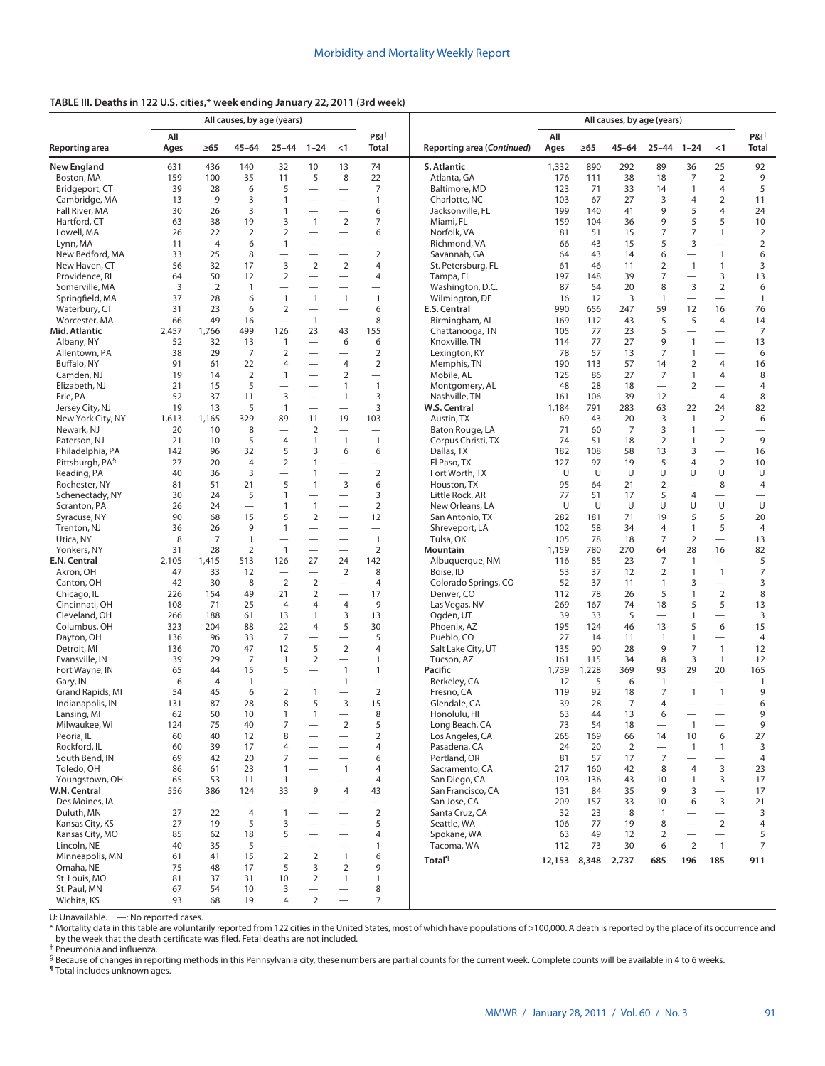**TABLE III. Deaths in 122 U.S. cities,* week ending January 22, 2011 (3rd week)**

| Reporting area | All causes, by age (years) | | | | | | P&I† |
|---|---|---|---|---|---|---|---|
| | All Ages | ≥65 | 45–64 | 25–44 | 1–24 | <1 | Total |
| **New England** | 631 | 436 | 140 | 32 | 10 | 13 | 74 |
| Boston, MA | 159 | 100 | 35 | 11 | 5 | 8 | 22 |
| Bridgeport, CT | 39 | 28 | 6 | 5 | — | — | 7 |
| Cambridge, MA | 13 | 9 | 3 | 1 | — | — | 1 |
| Fall River, MA | 30 | 26 | 3 | 1 | — | — | 6 |
| Hartford, CT | 63 | 38 | 19 | 3 | 1 | 2 | 7 |
| Lowell, MA | 26 | 22 | 2 | 2 | — | — | 6 |
| Lynn, MA | 11 | 4 | 6 | 1 | — | — | — |
| New Bedford, MA | 33 | 25 | 8 | — | — | — | 2 |
| New Haven, CT | 56 | 32 | 17 | 3 | 2 | 2 | 4 |
| Providence, RI | 64 | 50 | 12 | 2 | — | — | 4 |
| Somerville, MA | 3 | 2 | 1 | — | — | — | — |
| Springfield, MA | 37 | 28 | 6 | 1 | 1 | 1 | 1 |
| Waterbury, CT | 31 | 23 | 6 | 2 | — | — | 6 |
| Worcester, MA | 66 | 49 | 16 | — | 1 | — | 8 |
| **Mid. Atlantic** | 2,457 | 1,766 | 499 | 126 | 23 | 43 | 155 |
| Albany, NY | 52 | 32 | 13 | 1 | — | 6 | 6 |
| Allentown, PA | 38 | 29 | 7 | 2 | — | — | 2 |
| Buffalo, NY | 91 | 61 | 22 | 4 | — | 4 | 2 |
| Camden, NJ | 19 | 14 | 2 | 1 | — | 2 | — |
| Elizabeth, NJ | 21 | 15 | 5 | — | — | 1 | 1 |
| Erie, PA | 52 | 37 | 11 | 3 | — | 1 | 3 |
| Jersey City, NJ | 19 | 13 | 5 | 1 | — | — | 3 |
| New York City, NY | 1,613 | 1,165 | 329 | 89 | 11 | 19 | 103 |
| Newark, NJ | 20 | 10 | 8 | — | 2 | — | — |
| Paterson, NJ | 21 | 10 | 5 | 4 | 1 | 1 | 1 |
| Philadelphia, PA | 142 | 96 | 32 | 5 | 3 | 6 | 6 |
| Pittsburgh, PA§ | 27 | 20 | 4 | 2 | 1 | — | — |
| Reading, PA | 40 | 36 | 3 | — | 1 | — | 2 |
| Rochester, NY | 81 | 51 | 21 | 5 | 1 | 3 | 6 |
| Schenectady, NY | 30 | 24 | 5 | 1 | — | — | 3 |
| Scranton, PA | 26 | 24 | — | 1 | 1 | — | 2 |
| Syracuse, NY | 90 | 68 | 15 | 5 | 2 | — | 12 |
| Trenton, NJ | 36 | 26 | 9 | 1 | — | — | — |
| Utica, NY | 8 | 7 | 1 | — | — | — | 1 |
| Yonkers, NY | 31 | 28 | 2 | 1 | — | — | 2 |
| **E.N. Central** | 2,105 | 1,415 | 513 | 126 | 27 | 24 | 142 |
| Akron, OH | 47 | 33 | 12 | — | — | 2 | 8 |
| Canton, OH | 42 | 30 | 8 | 2 | 2 | — | 4 |
| Chicago, IL | 226 | 154 | 49 | 21 | 2 | — | 17 |
| Cincinnati, OH | 108 | 71 | 25 | 4 | 4 | 4 | 9 |
| Cleveland, OH | 266 | 188 | 61 | 13 | 1 | 3 | 13 |
| Columbus, OH | 323 | 204 | 88 | 22 | 4 | 5 | 30 |
| Dayton, OH | 136 | 96 | 33 | 7 | — | — | 5 |
| Detroit, MI | 136 | 70 | 47 | 12 | 5 | 2 | 4 |
| Evansville, IN | 39 | 29 | 7 | 1 | 2 | — | 1 |
| Fort Wayne, IN | 65 | 44 | 15 | 5 | — | 1 | 1 |
| Gary, IN | 6 | 4 | 1 | — | — | 1 | — |
| Grand Rapids, MI | 54 | 45 | 6 | 2 | 1 | — | 2 |
| Indianapolis, IN | 131 | 87 | 28 | 8 | 5 | 3 | 15 |
| Lansing, MI | 62 | 50 | 10 | 1 | 1 | — | 8 |
| Milwaukee, WI | 124 | 75 | 40 | 7 | — | 2 | 5 |
| Peoria, IL | 60 | 40 | 12 | 8 | — | — | 2 |
| Rockford, IL | 60 | 39 | 17 | 4 | — | — | 4 |
| South Bend, IN | 69 | 42 | 20 | 7 | — | — | 6 |
| Toledo, OH | 86 | 61 | 23 | 1 | — | 1 | 4 |
| Youngstown, OH | 65 | 53 | 11 | 1 | — | — | 4 |
| **W.N. Central** | 556 | 386 | 124 | 33 | 9 | 4 | 43 |
| Des Moines, IA | — | — | — | — | — | — | — |
| Duluth, MN | 27 | 22 | 4 | 1 | — | — | 2 |
| Kansas City, KS | 27 | 19 | 5 | 3 | — | — | 5 |
| Kansas City, MO | 85 | 62 | 18 | 5 | — | — | 4 |
| Lincoln, NE | 40 | 35 | 5 | — | — | — | 1 |
| Minneapolis, MN | 61 | 41 | 15 | 2 | 2 | 1 | 6 |
| Omaha, NE | 75 | 48 | 17 | 5 | 3 | 2 | 9 |
| St. Louis, MO | 81 | 37 | 31 | 10 | 2 | 1 | 1 |
| St. Paul, MN | 67 | 54 | 10 | 3 | — | — | 8 |
| Wichita, KS | 93 | 68 | 19 | 4 | 2 | — | 7 |
| **S. Atlantic** | 1,332 | 890 | 292 | 89 | 36 | 25 | 92 |
| Atlanta, GA | 176 | 111 | 38 | 18 | 7 | 2 | 9 |
| Baltimore, MD | 123 | 71 | 33 | 14 | 1 | 4 | 5 |
| Charlotte, NC | 103 | 67 | 27 | 3 | 4 | 2 | 11 |
| Jacksonville, FL | 199 | 140 | 41 | 9 | 5 | 4 | 24 |
| Miami, FL | 159 | 104 | 36 | 9 | 5 | 5 | 10 |
| Norfolk, VA | 81 | 51 | 15 | 7 | 7 | 1 | 2 |
| Richmond, VA | 66 | 43 | 15 | 5 | 3 | — | 2 |
| Savannah, GA | 64 | 43 | 14 | 6 | — | 1 | 6 |
| St. Petersburg, FL | 61 | 46 | 11 | 2 | 1 | 1 | 3 |
| Tampa, FL | 197 | 148 | 39 | 7 | — | 3 | 13 |
| Washington, D.C. | 87 | 54 | 20 | 8 | 3 | 2 | 6 |
| Wilmington, DE | 16 | 12 | 3 | 1 | — | — | 1 |
| **E.S. Central** | 990 | 656 | 247 | 59 | 12 | 16 | 76 |
| Birmingham, AL | 169 | 112 | 43 | 5 | 5 | 4 | 14 |
| Chattanooga, TN | 105 | 77 | 23 | 5 | — | — | 7 |
| Knoxville, TN | 114 | 77 | 27 | 9 | 1 | — | 13 |
| Lexington, KY | 78 | 57 | 13 | 7 | 1 | — | 6 |
| Memphis, TN | 190 | 113 | 57 | 14 | 2 | 4 | 16 |
| Mobile, AL | 125 | 86 | 27 | 7 | 1 | 4 | 8 |
| Montgomery, AL | 48 | 28 | 18 | — | 2 | — | 4 |
| Nashville, TN | 161 | 106 | 39 | 12 | — | 4 | 8 |
| **W.S. Central** | 1,184 | 791 | 283 | 63 | 22 | 24 | 82 |
| Austin, TX | 69 | 43 | 20 | 3 | 1 | 2 | 6 |
| Baton Rouge, LA | 71 | 60 | 7 | 3 | 1 | — | — |
| Corpus Christi, TX | 74 | 51 | 18 | 2 | 1 | 2 | 9 |
| Dallas, TX | 182 | 108 | 58 | 13 | 3 | — | 16 |
| El Paso, TX | 127 | 97 | 19 | 5 | 4 | 2 | 10 |
| Fort Worth, TX | U | U | U | U | U | U | U |
| Houston, TX | 95 | 64 | 21 | 2 | — | 8 | 4 |
| Little Rock, AR | 77 | 51 | 17 | 5 | 4 | — | — |
| New Orleans, LA | U | U | U | U | U | U | U |
| San Antonio, TX | 282 | 181 | 71 | 19 | 5 | 5 | 20 |
| Shreveport, LA | 102 | 58 | 34 | 4 | 1 | 5 | 4 |
| Tulsa, OK | 105 | 78 | 18 | 7 | 2 | — | 13 |
| **Mountain** | 1,159 | 780 | 270 | 64 | 28 | 16 | 82 |
| Albuquerque, NM | 116 | 85 | 23 | 7 | 1 | — | 5 |
| Boise, ID | 53 | 37 | 12 | 2 | 1 | 1 | 7 |
| Colorado Springs, CO | 52 | 37 | 11 | 1 | 3 | — | 3 |
| Denver, CO | 112 | 78 | 26 | 5 | 1 | 2 | 8 |
| Las Vegas, NV | 269 | 167 | 74 | 18 | 5 | 5 | 13 |
| Ogden, UT | 39 | 33 | 5 | — | 1 | — | 3 |
| Phoenix, AZ | 195 | 124 | 46 | 13 | 5 | 6 | 15 |
| Pueblo, CO | 27 | 14 | 11 | 1 | 1 | — | 4 |
| Salt Lake City, UT | 135 | 90 | 28 | 9 | 7 | 1 | 12 |
| Tucson, AZ | 161 | 115 | 34 | 8 | 3 | 1 | 12 |
| **Pacific** | 1,739 | 1,228 | 369 | 93 | 29 | 20 | 165 |
| Berkeley, CA | 12 | 5 | 6 | 1 | — | — | 1 |
| Fresno, CA | 119 | 92 | 18 | 7 | 1 | 1 | 9 |
| Glendale, CA | 39 | 28 | 7 | 4 | — | — | 6 |
| Honolulu, HI | 63 | 44 | 13 | 6 | — | — | 9 |
| Long Beach, CA | 73 | 54 | 18 | — | 1 | — | 9 |
| Los Angeles, CA | 265 | 169 | 66 | 14 | 10 | 6 | 27 |
| Pasadena, CA | 24 | 20 | 2 | — | 1 | 1 | 3 |
| Portland, OR | 81 | 57 | 17 | 7 | — | — | 4 |
| Sacramento, CA | 217 | 160 | 42 | 8 | 4 | 3 | 23 |
| San Diego, CA | 193 | 136 | 43 | 10 | 1 | 3 | 17 |
| San Francisco, CA | 131 | 84 | 35 | 9 | 3 | — | 17 |
| San Jose, CA | 209 | 157 | 33 | 10 | 6 | 3 | 21 |
| Santa Cruz, CA | 32 | 23 | 8 | 1 | — | — | 3 |
| Seattle, WA | 106 | 77 | 19 | 8 | — | 2 | 4 |
| Spokane, WA | 63 | 49 | 12 | 2 | — | — | 5 |
| Tacoma, WA | 112 | 73 | 30 | 6 | 2 | 1 | 7 |
| **Total¶** | **12,153** | **8,348** | **2,737** | **685** | **196** | **185** | **911** |

U: Unavailable. —: No reported cases.

\* Mortality data in this table are voluntarily reported from 122 cities in the United States, most of which have populations of >100,000. A death is reported by the place of its occurrence and by the week that the death certificate was filed. Fetal deaths are not included.

† Pneumonia and influenza.

§ Because of changes in reporting methods in this Pennsylvania city, these numbers are partial counts for the current week. Complete counts will be available in 4 to 6 weeks.

¶ Total includes unknown ages.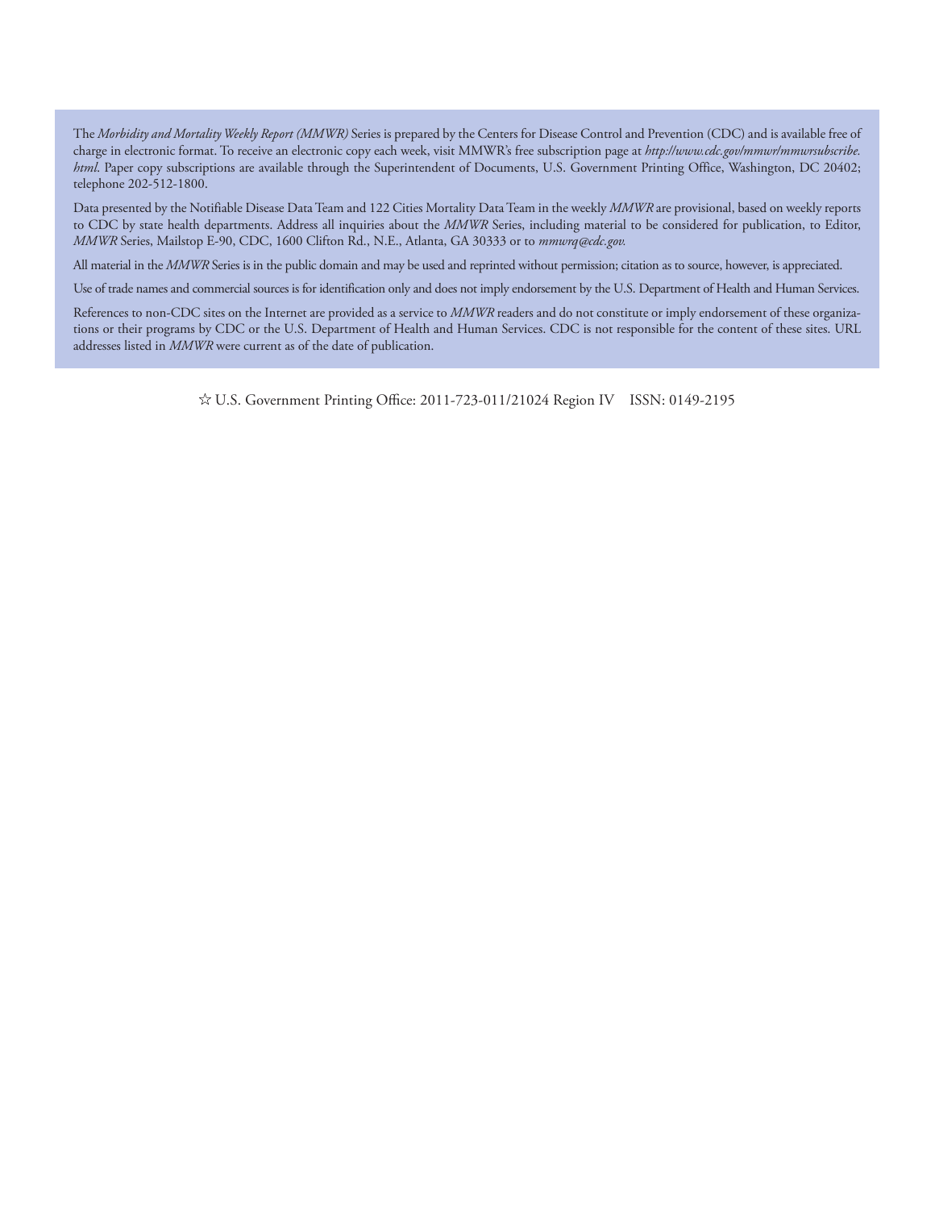The *Morbidity and Mortality Weekly Report (MMWR)* Series is prepared by the Centers for Disease Control and Prevention (CDC) and is available free of charge in electronic format. To receive an electronic copy each week, visit MMWR's free subscription page at *http://www.cdc.gov/mmwr/mmwrsubscribe.html*. Paper copy subscriptions are available through the Superintendent of Documents, U.S. Government Printing Office, Washington, DC 20402; telephone 202-512-1800.

Data presented by the Notifiable Disease Data Team and 122 Cities Mortality Data Team in the weekly *MMWR* are provisional, based on weekly reports to CDC by state health departments. Address all inquiries about the *MMWR* Series, including material to be considered for publication, to Editor, *MMWR* Series, Mailstop E-90, CDC, 1600 Clifton Rd., N.E., Atlanta, GA 30333 or to *mmwrq@cdc.gov.*

All material in the *MMWR* Series is in the public domain and may be used and reprinted without permission; citation as to source, however, is appreciated.

Use of trade names and commercial sources is for identification only and does not imply endorsement by the U.S. Department of Health and Human Services.

References to non-CDC sites on the Internet are provided as a service to *MMWR* readers and do not constitute or imply endorsement of these organizations or their programs by CDC or the U.S. Department of Health and Human Services. CDC is not responsible for the content of these sites. URL addresses listed in *MMWR* were current as of the date of publication.

☆ U.S. Government Printing Office: 2011-723-011/21024 Region IV ISSN: 0149-2195